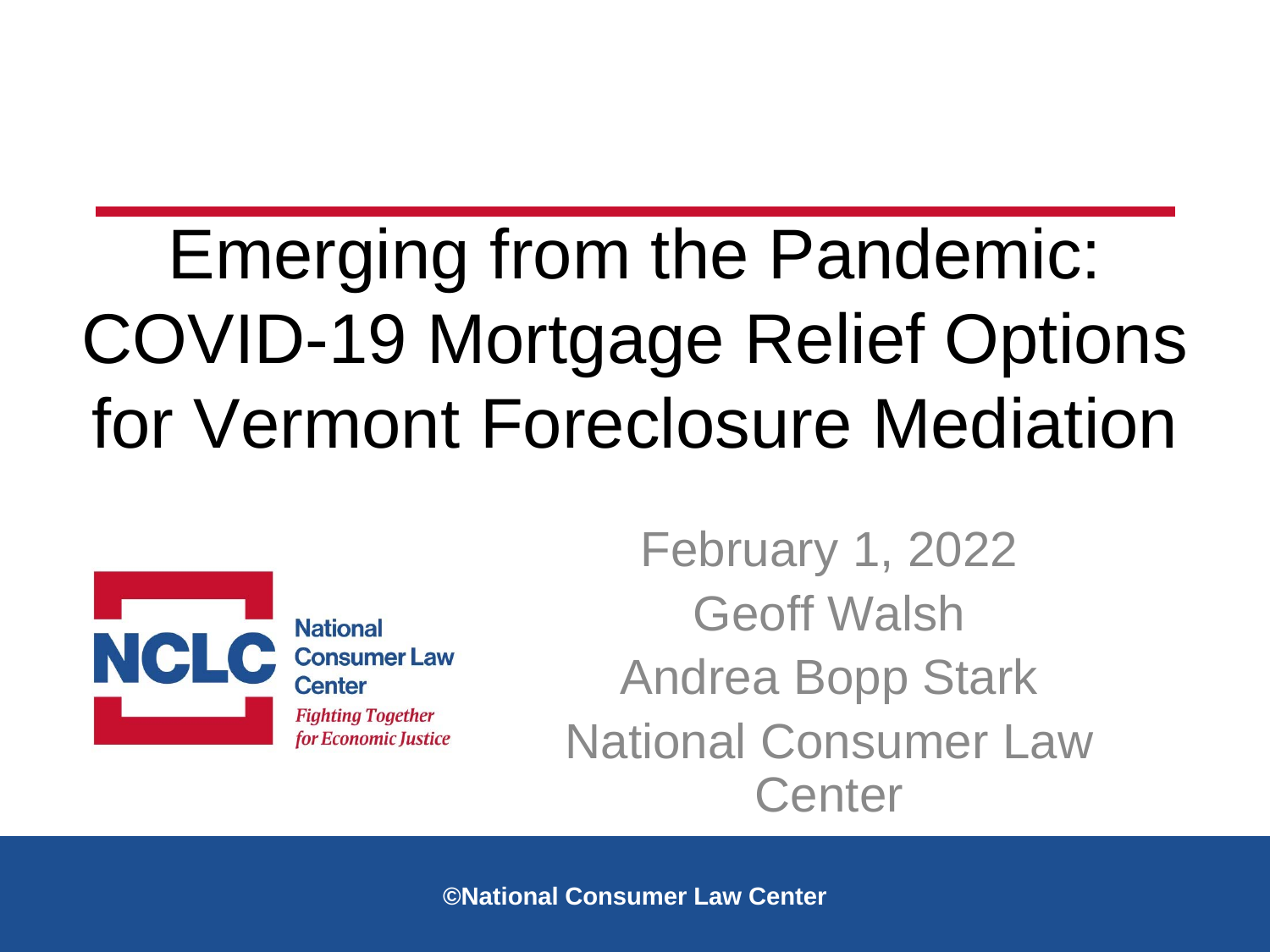# Emerging from the Pandemic: COVID-19 Mortgage Relief Options for Vermont Foreclosure Mediation

National Consumer Law Center

*Fighting Together for Economic Justice*

February 1, 2022

Geoff Walsh

Andrea Bopp Stark

National Consumer Law Center

©National Consumer Law Center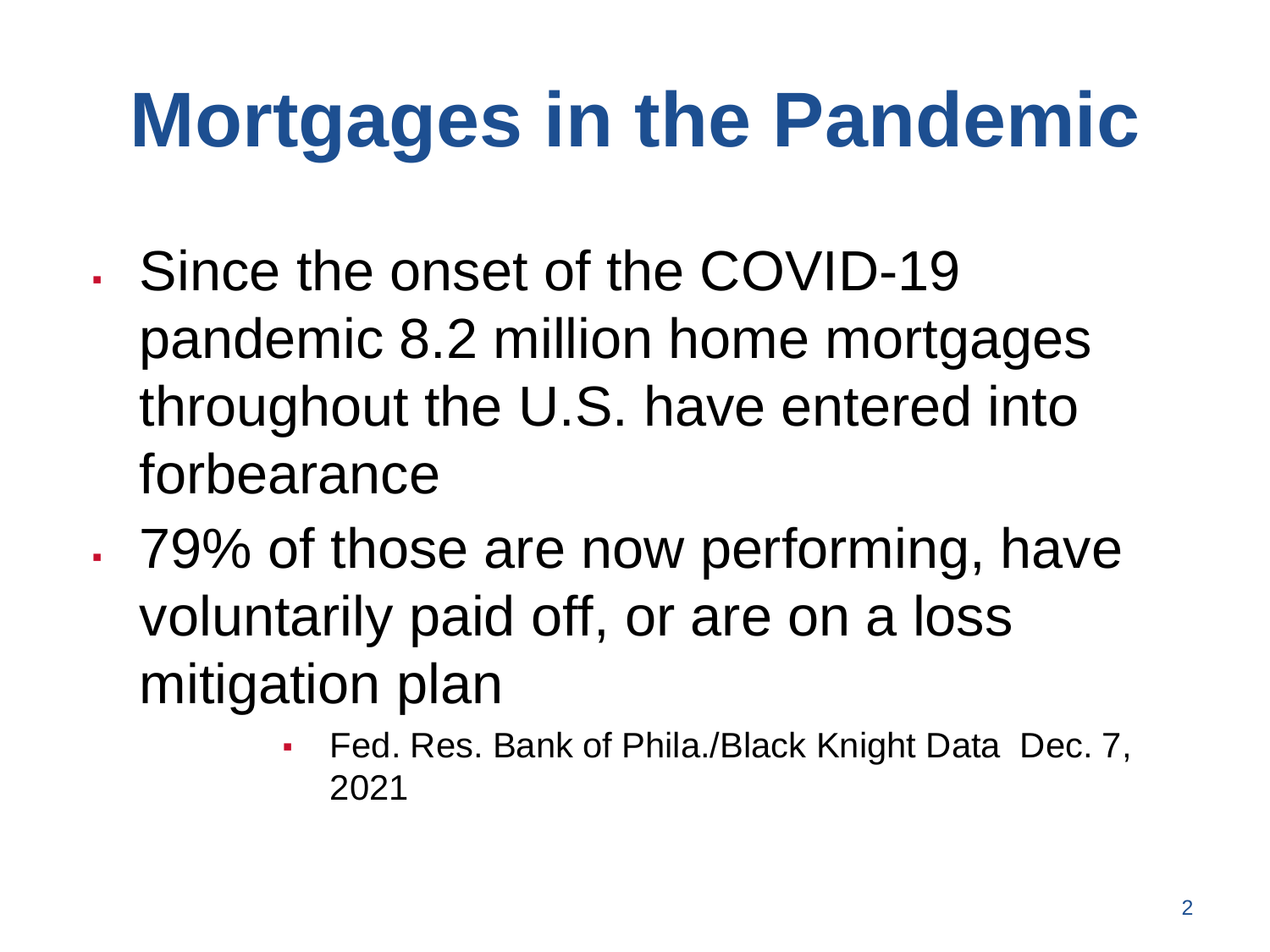# Mortgages in the Pandemic

- Since the onset of the COVID-19 pandemic 8.2 million home mortgages throughout the U.S. have entered into forbearance
- 79% of those are now performing, have voluntarily paid off, or are on a loss mitigation plan
  - Fed. Res. Bank of Phila./Black Knight Data Dec. 7, 2021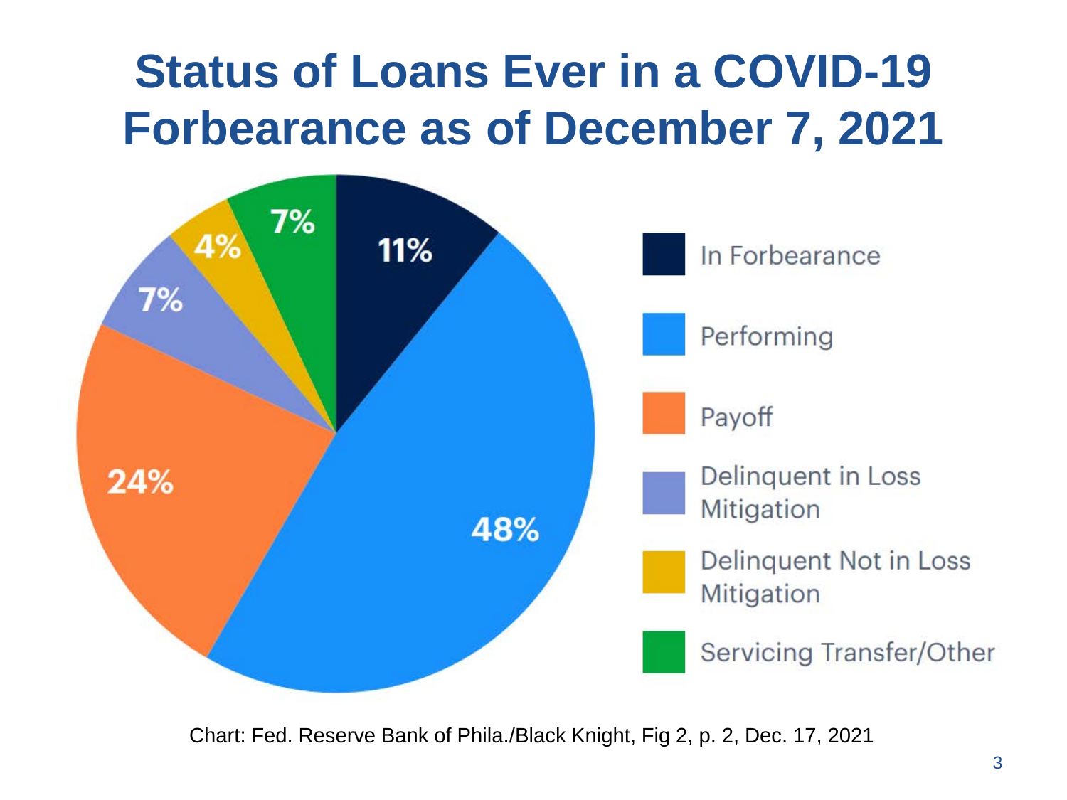# Status of Loans Ever in a COVID-19 Forbearance as of December 7, 2021

| Status | Share |
|---|---|
| In Forbearance | 11% |
| Performing | 48% |
| Payoff | 24% |
| Delinquent in Loss Mitigation | 7% |
| Delinquent Not in Loss Mitigation | 4% |
| Servicing Transfer/Other | 7% |

Chart: Fed. Reserve Bank of Phila./Black Knight, Fig 2, p. 2, Dec. 17, 2021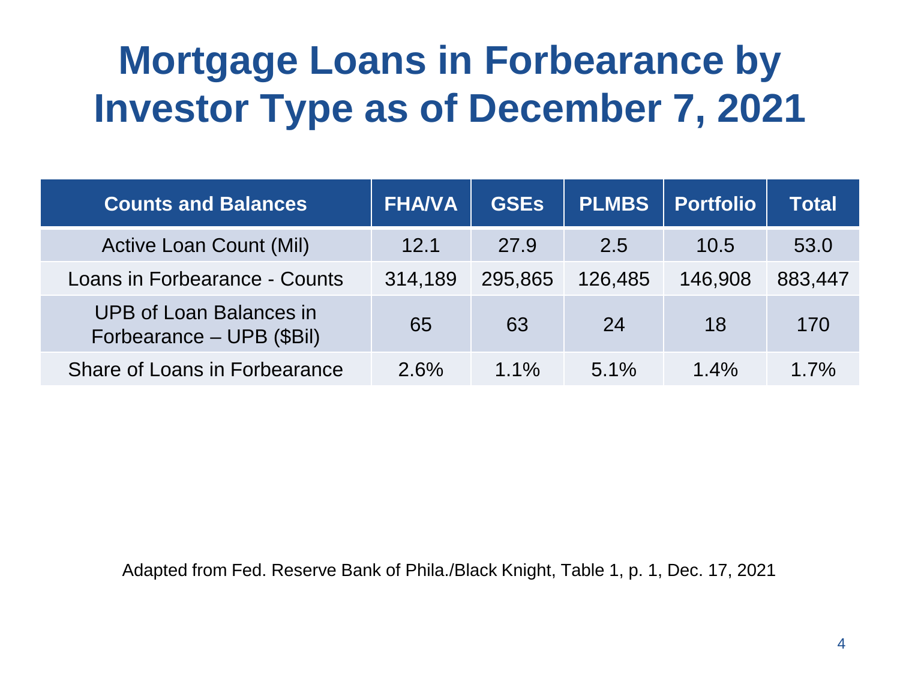# Mortgage Loans in Forbearance by Investor Type as of December 7, 2021

| Counts and Balances | FHA/VA | GSEs | PLMBS | Portfolio | Total |
|---|---|---|---|---|---|
| Active Loan Count (Mil) | 12.1 | 27.9 | 2.5 | 10.5 | 53.0 |
| Loans in Forbearance - Counts | 314,189 | 295,865 | 126,485 | 146,908 | 883,447 |
| UPB of Loan Balances in Forbearance – UPB ($Bil) | 65 | 63 | 24 | 18 | 170 |
| Share of Loans in Forbearance | 2.6% | 1.1% | 5.1% | 1.4% | 1.7% |

Adapted from Fed. Reserve Bank of Phila./Black Knight, Table 1, p. 1, Dec. 17, 2021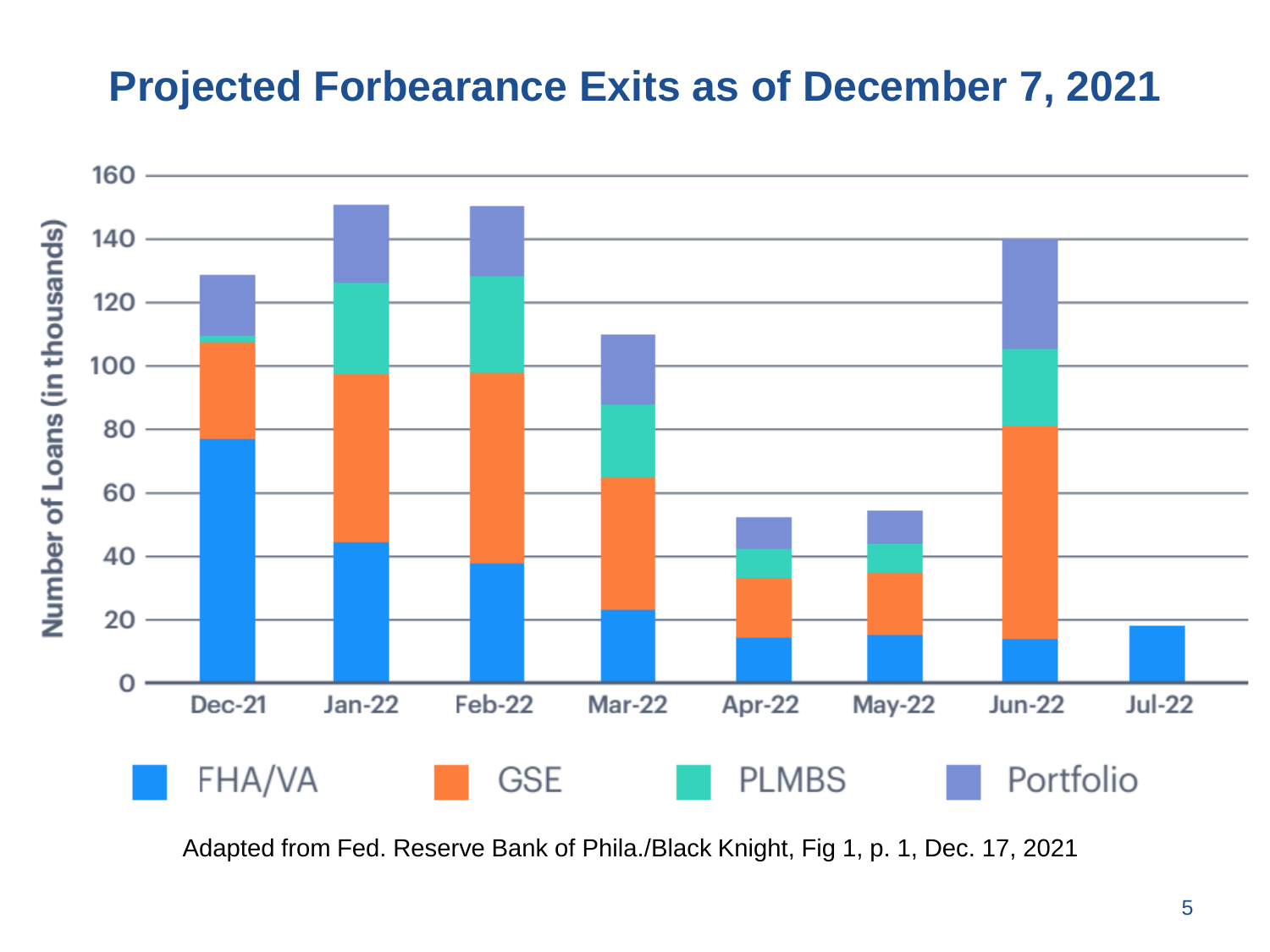# Projected Forbearance Exits as of December 7, 2021

Adapted from Fed. Reserve Bank of Phila./Black Knight, Fig 1, p. 1, Dec. 17, 2021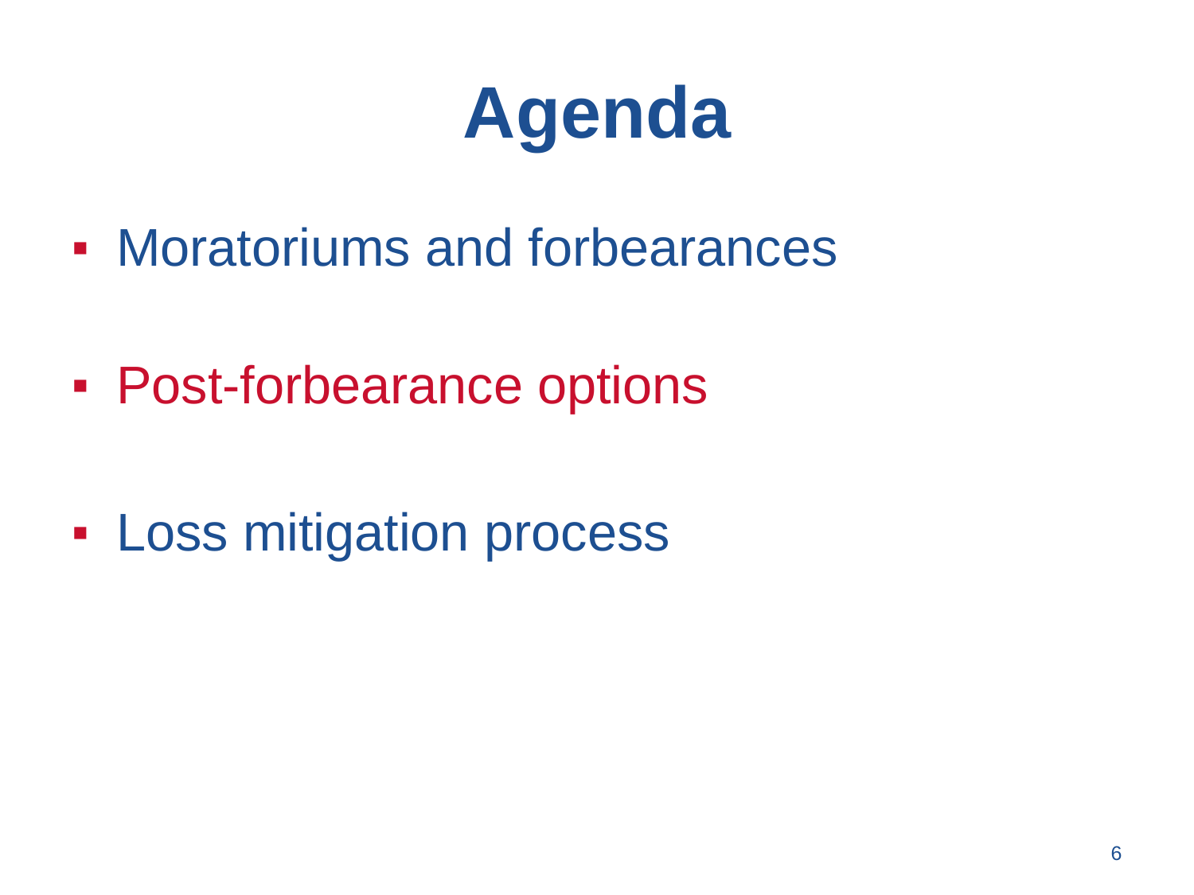# Agenda

- Moratoriums and forbearances
- Post-forbearance options
- Loss mitigation process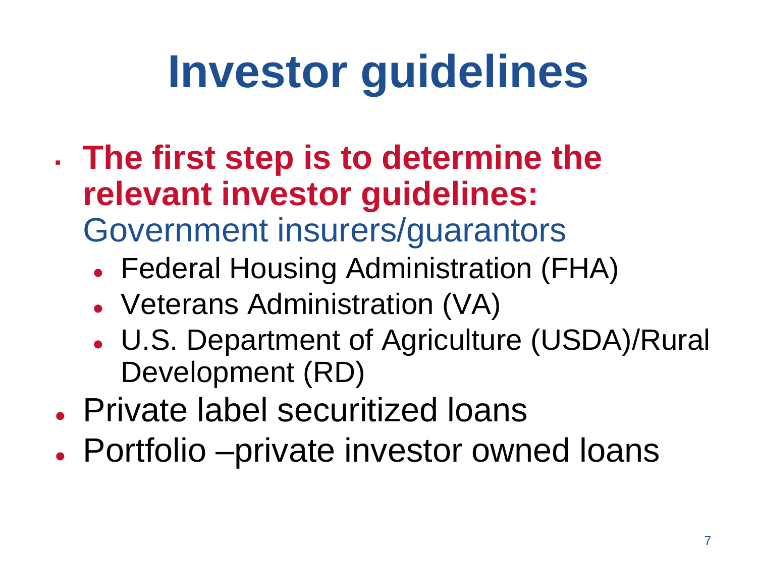# Investor guidelines

- **The first step is to determine the relevant investor guidelines:**
  Government insurers/guarantors
  - Federal Housing Administration (FHA)
  - Veterans Administration (VA)
  - U.S. Department of Agriculture (USDA)/Rural Development (RD)
- Private label securitized loans
- Portfolio –private investor owned loans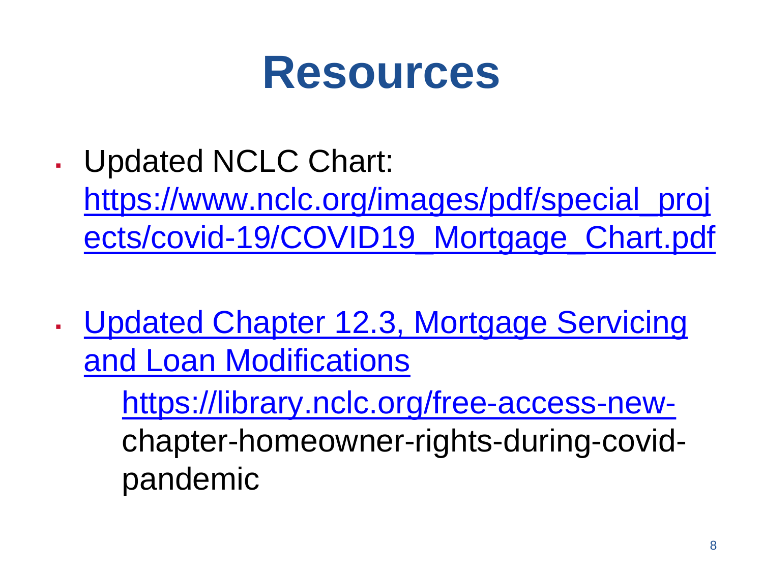# Resources

- Updated NCLC Chart: https://www.nclc.org/images/pdf/special_projects/covid-19/COVID19_Mortgage_Chart.pdf

- Updated Chapter 12.3, Mortgage Servicing and Loan Modifications

  https://library.nclc.org/free-access-new-chapter-homeowner-rights-during-covid-pandemic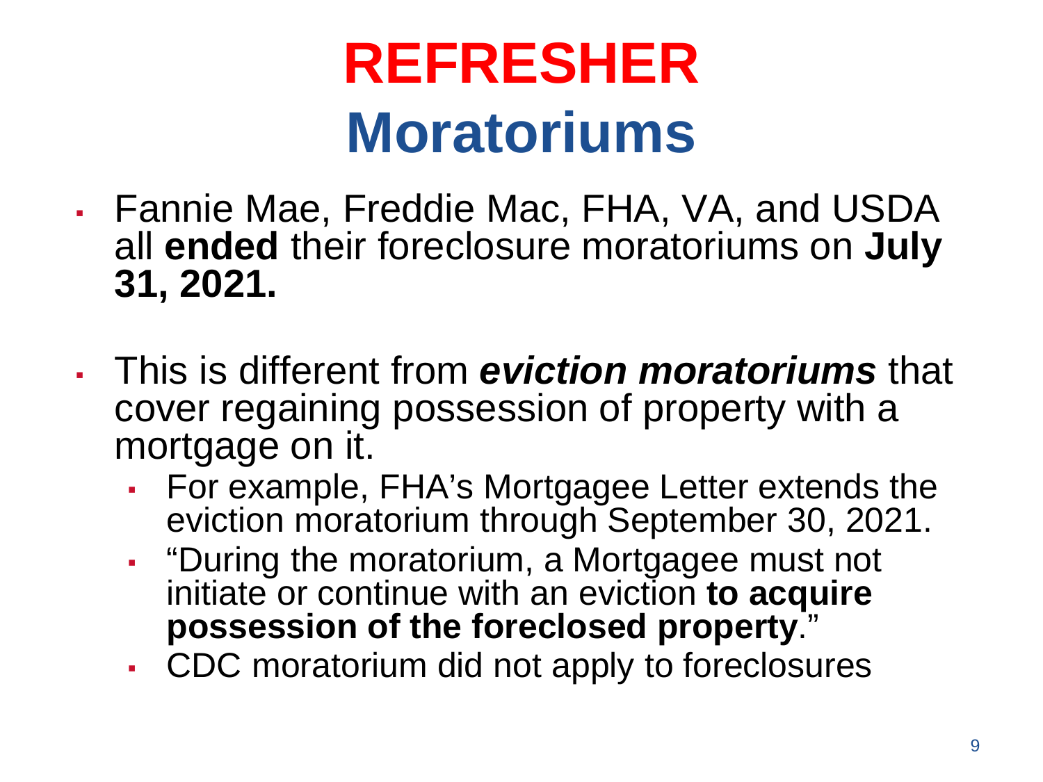# REFRESHER
# Moratoriums

- Fannie Mae, Freddie Mac, FHA, VA, and USDA all **ended** their foreclosure moratoriums on **July 31, 2021.**

- This is different from ***eviction moratoriums*** that cover regaining possession of property with a mortgage on it.
  - For example, FHA's Mortgagee Letter extends the eviction moratorium through September 30, 2021.
  - "During the moratorium, a Mortgagee must not initiate or continue with an eviction **to acquire possession of the foreclosed property**."
  - CDC moratorium did not apply to foreclosures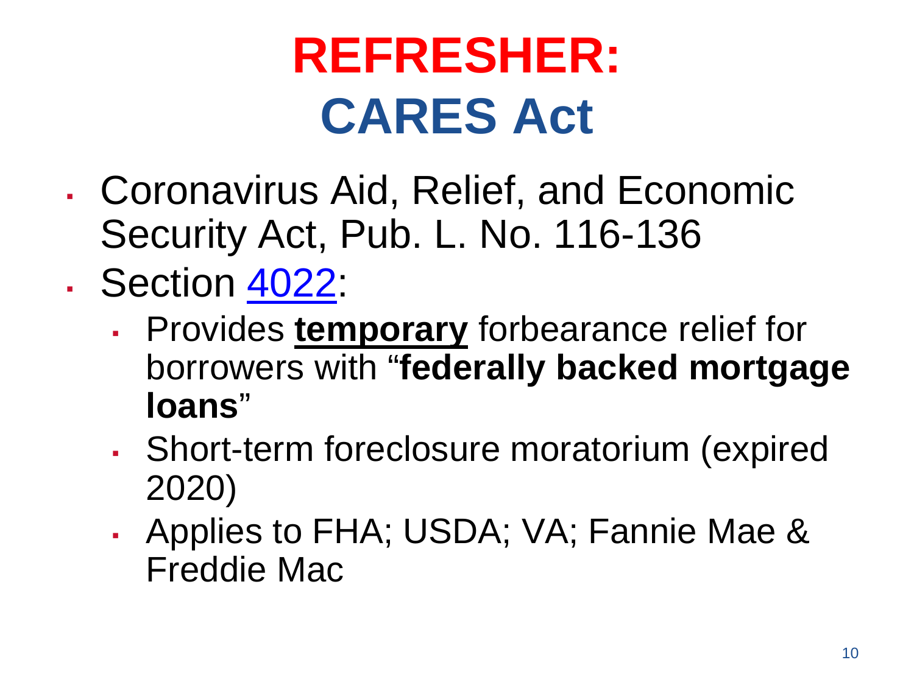# REFRESHER:
# CARES Act

- Coronavirus Aid, Relief, and Economic Security Act, Pub. L. No. 116-136
- Section 4022:
  - Provides **temporary** forbearance relief for borrowers with "**federally backed mortgage loans**"
  - Short-term foreclosure moratorium (expired 2020)
  - Applies to FHA; USDA; VA; Fannie Mae & Freddie Mac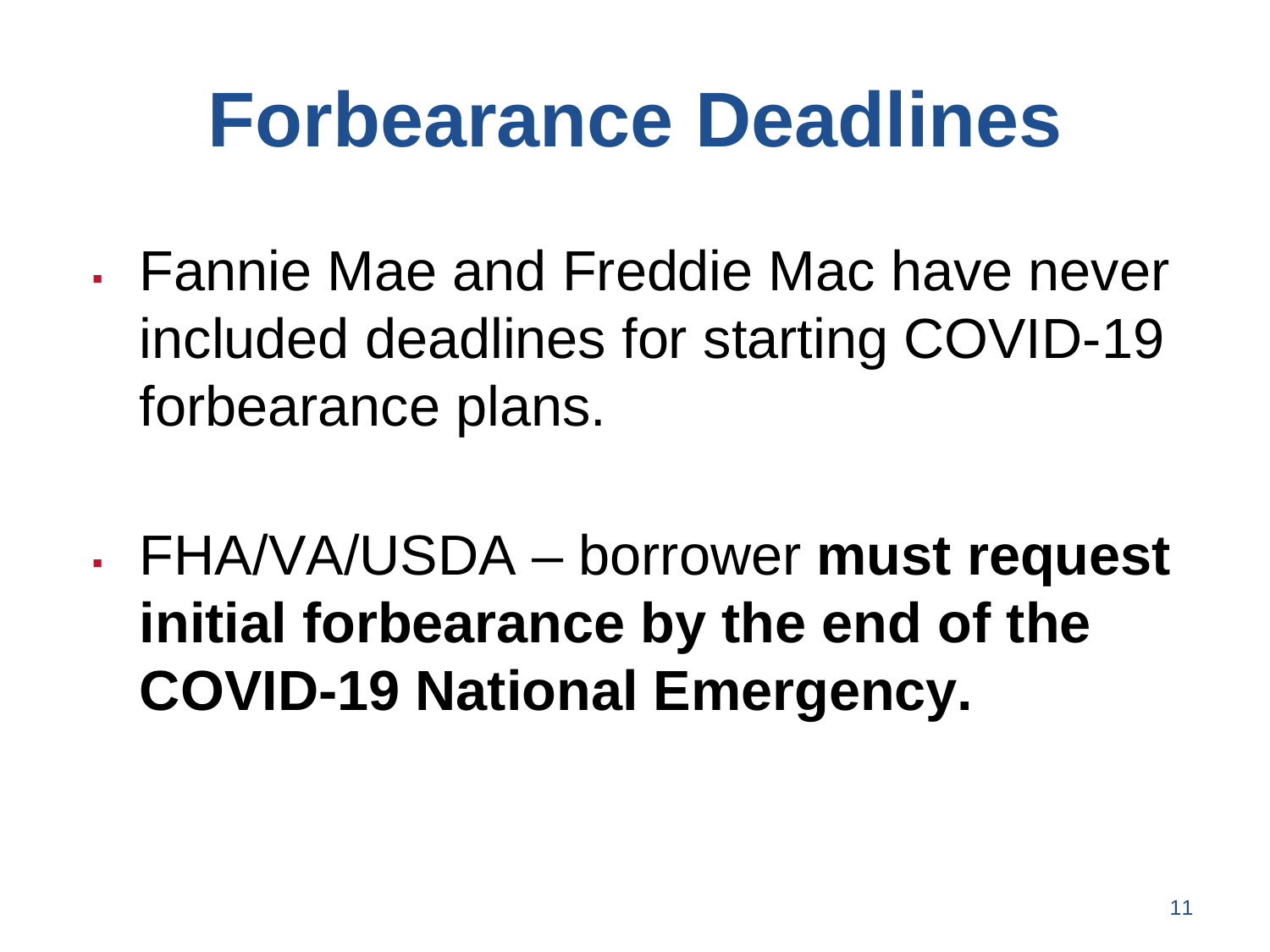# Forbearance Deadlines

- Fannie Mae and Freddie Mac have never included deadlines for starting COVID-19 forbearance plans.

- FHA/VA/USDA – borrower **must request initial forbearance by the end of the COVID-19 National Emergency.**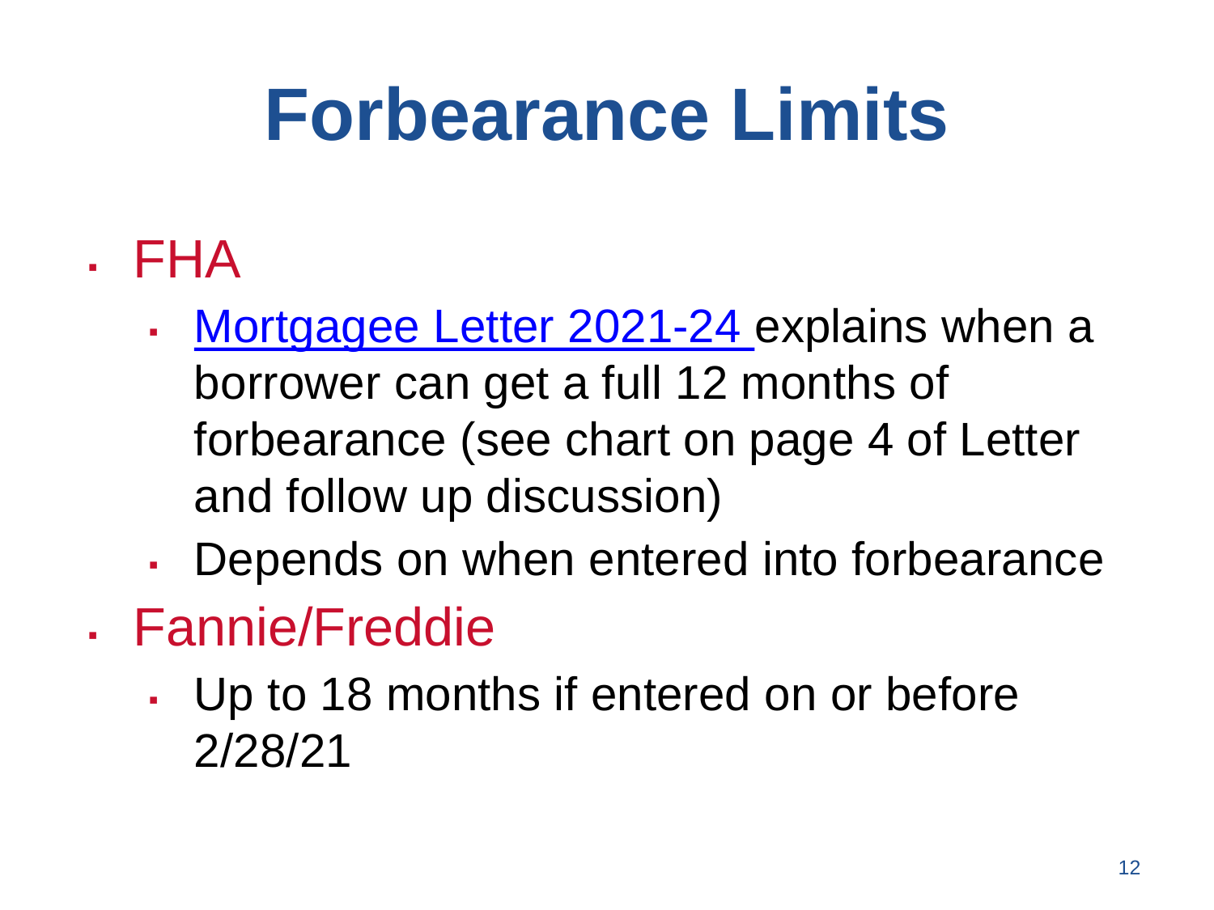# Forbearance Limits

- FHA
  - Mortgagee Letter 2021-24 explains when a borrower can get a full 12 months of forbearance (see chart on page 4 of Letter and follow up discussion)
  - Depends on when entered into forbearance
- Fannie/Freddie
  - Up to 18 months if entered on or before 2/28/21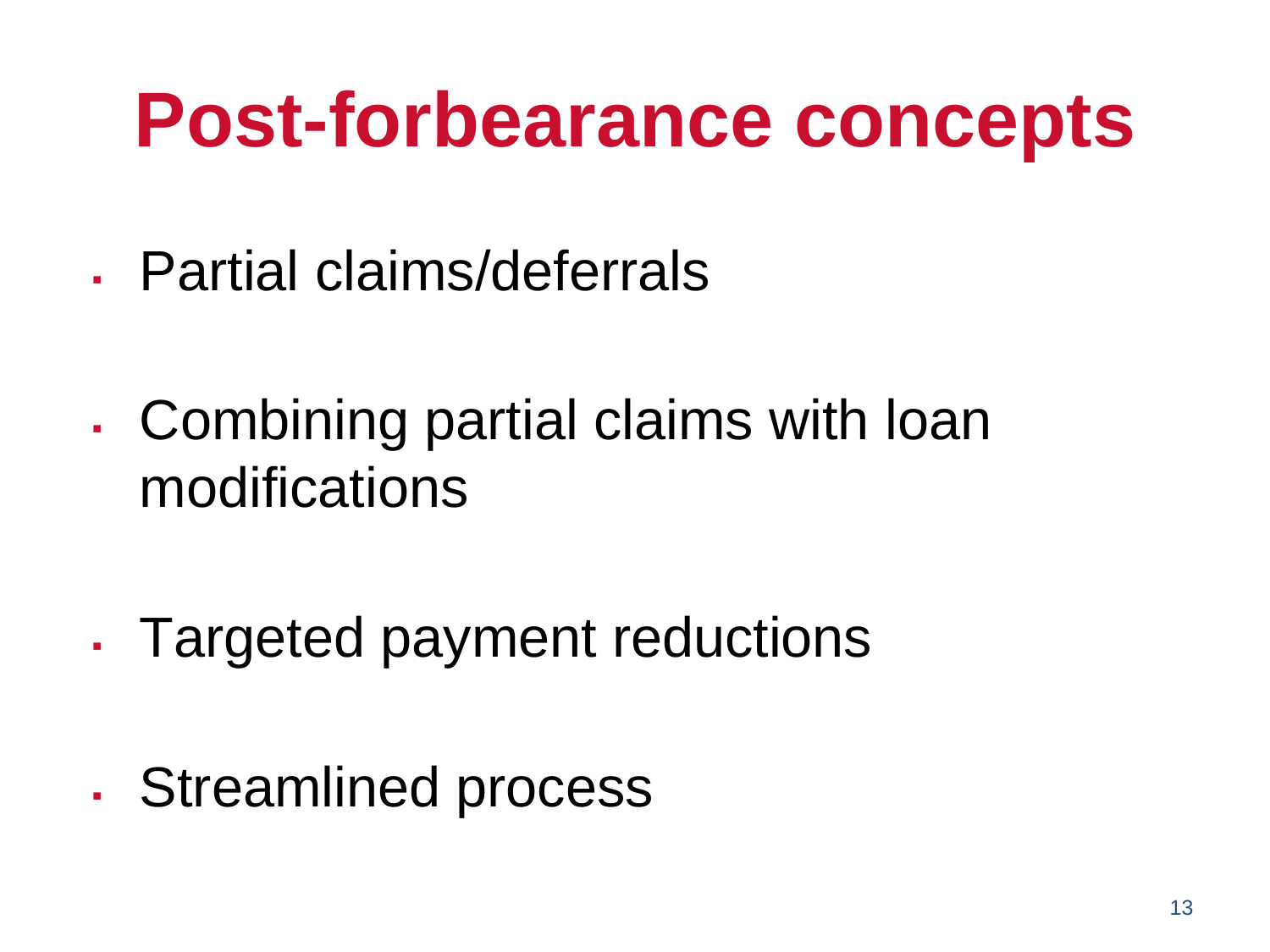# Post-forbearance concepts

- Partial claims/deferrals
- Combining partial claims with loan modifications
- Targeted payment reductions
- Streamlined process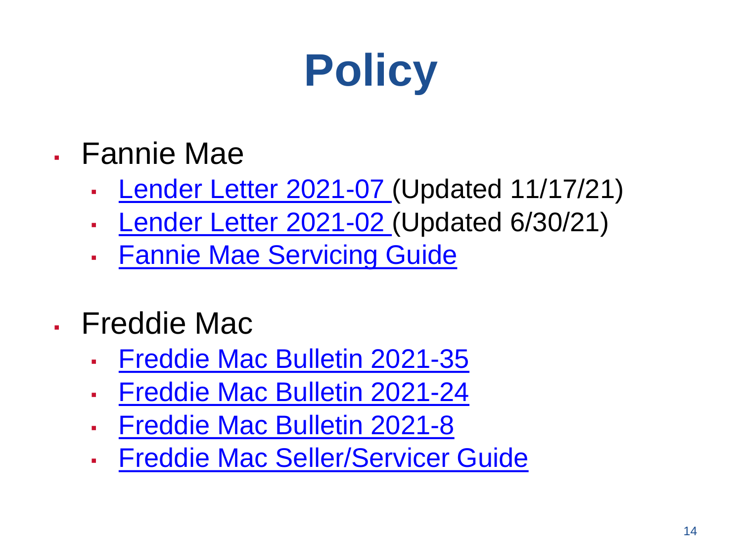# Policy

- Fannie Mae
  - Lender Letter 2021-07 (Updated 11/17/21)
  - Lender Letter 2021-02 (Updated 6/30/21)
  - Fannie Mae Servicing Guide
- Freddie Mac
  - Freddie Mac Bulletin 2021-35
  - Freddie Mac Bulletin 2021-24
  - Freddie Mac Bulletin 2021-8
  - Freddie Mac Seller/Servicer Guide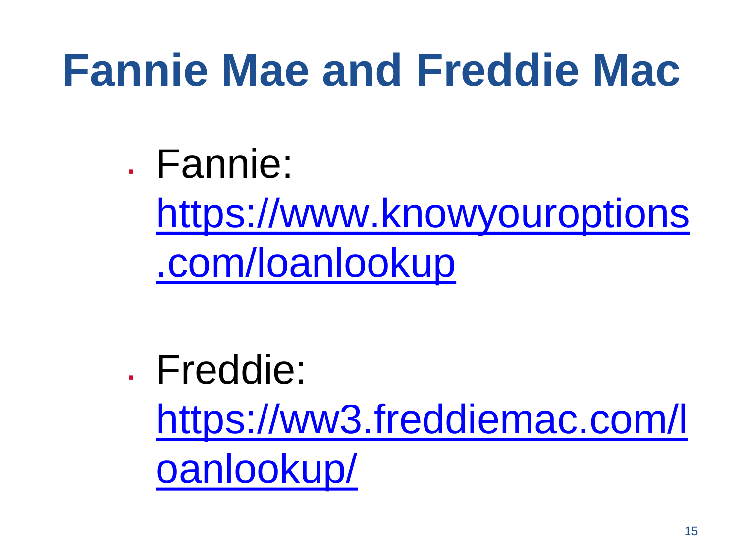# Fannie Mae and Freddie Mac

- Fannie: https://www.knowyouroptions.com/loanlookup
- Freddie: https://ww3.freddiemac.com/loanlookup/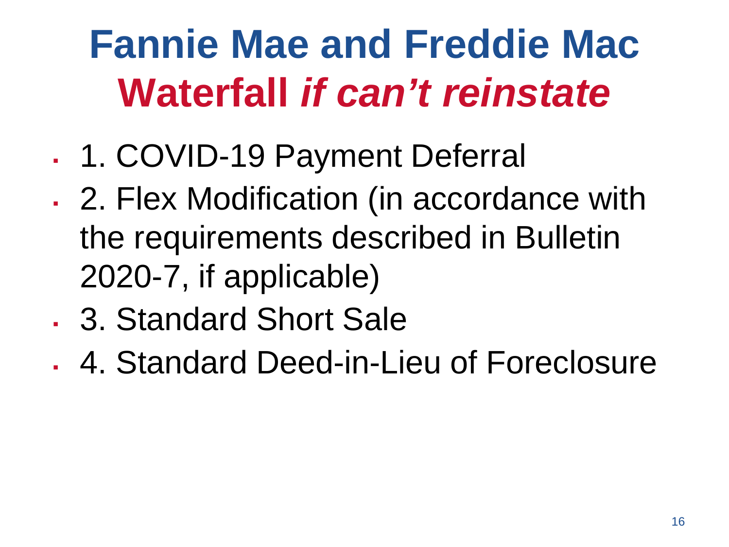# Fannie Mae and Freddie Mac **Waterfall *if can't reinstate***

- 1. COVID-19 Payment Deferral
- 2. Flex Modification (in accordance with the requirements described in Bulletin 2020-7, if applicable)
- 3. Standard Short Sale
- 4. Standard Deed-in-Lieu of Foreclosure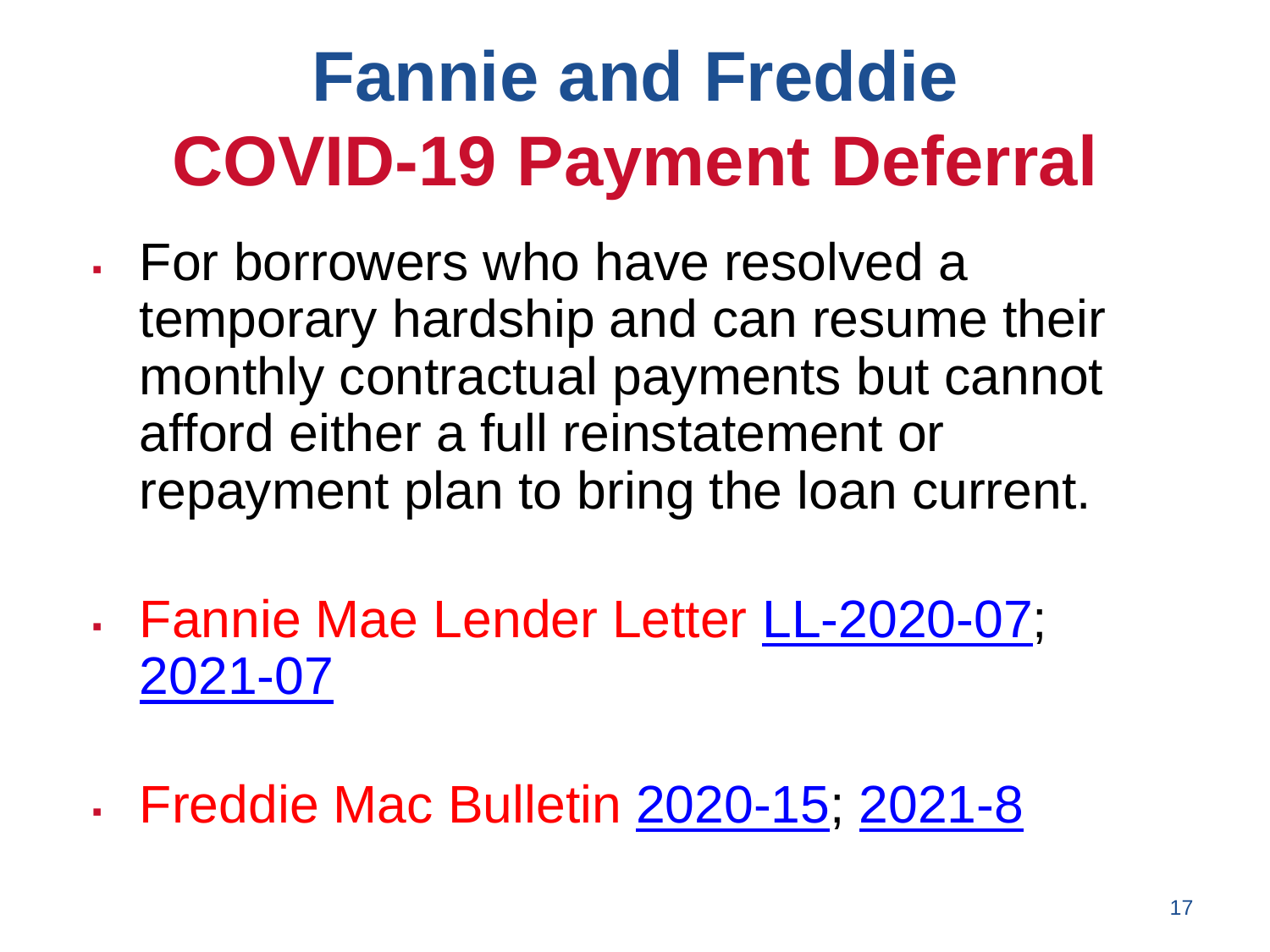# Fannie and Freddie COVID-19 Payment Deferral

- For borrowers who have resolved a temporary hardship and can resume their monthly contractual payments but cannot afford either a full reinstatement or repayment plan to bring the loan current.
- Fannie Mae Lender Letter LL-2020-07; 2021-07
- Freddie Mac Bulletin 2020-15; 2021-8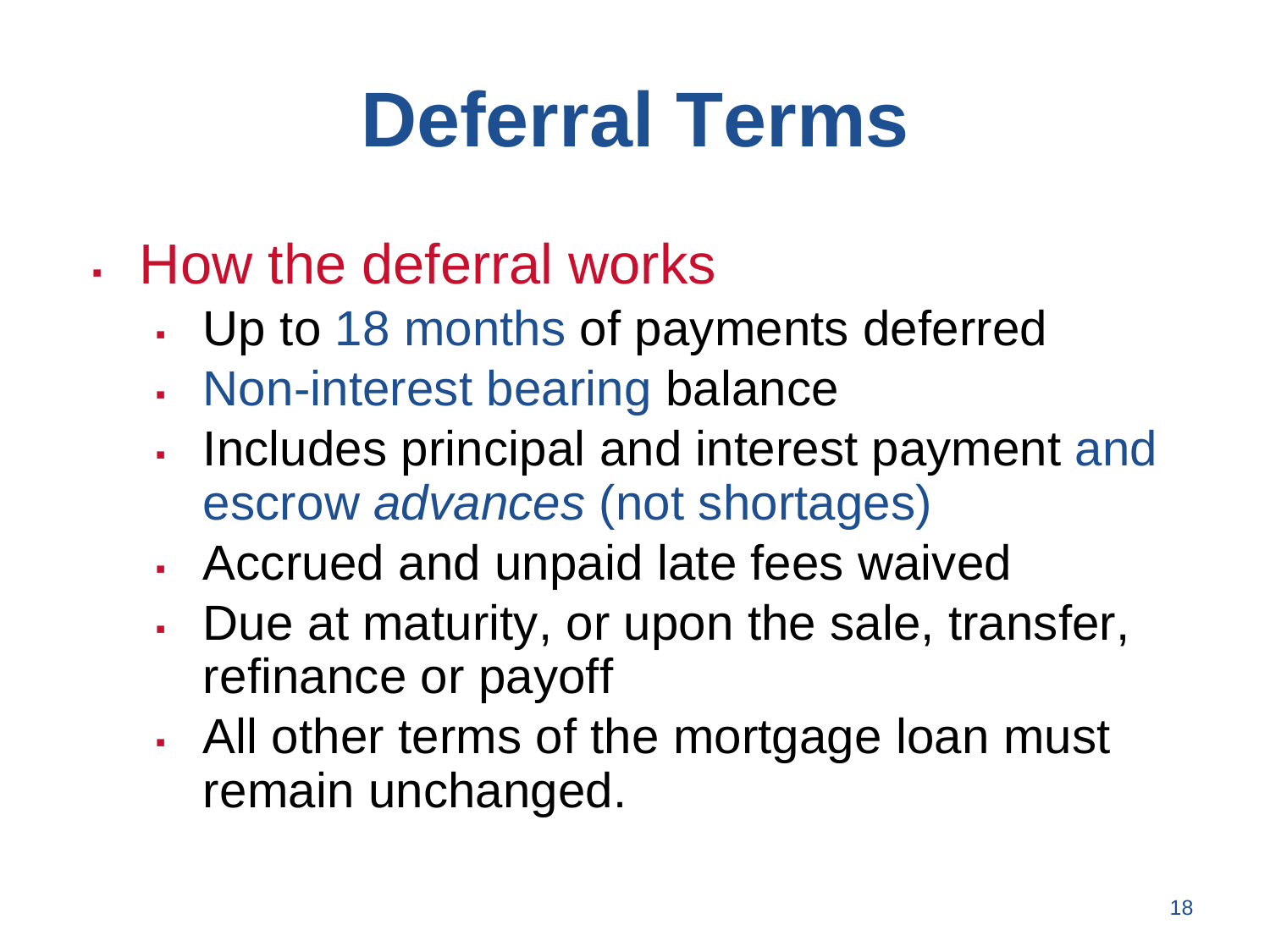# Deferral Terms

- How the deferral works
  - Up to 18 months of payments deferred
  - Non-interest bearing balance
  - Includes principal and interest payment and escrow *advances* (not shortages)
  - Accrued and unpaid late fees waived
  - Due at maturity, or upon the sale, transfer, refinance or payoff
  - All other terms of the mortgage loan must remain unchanged.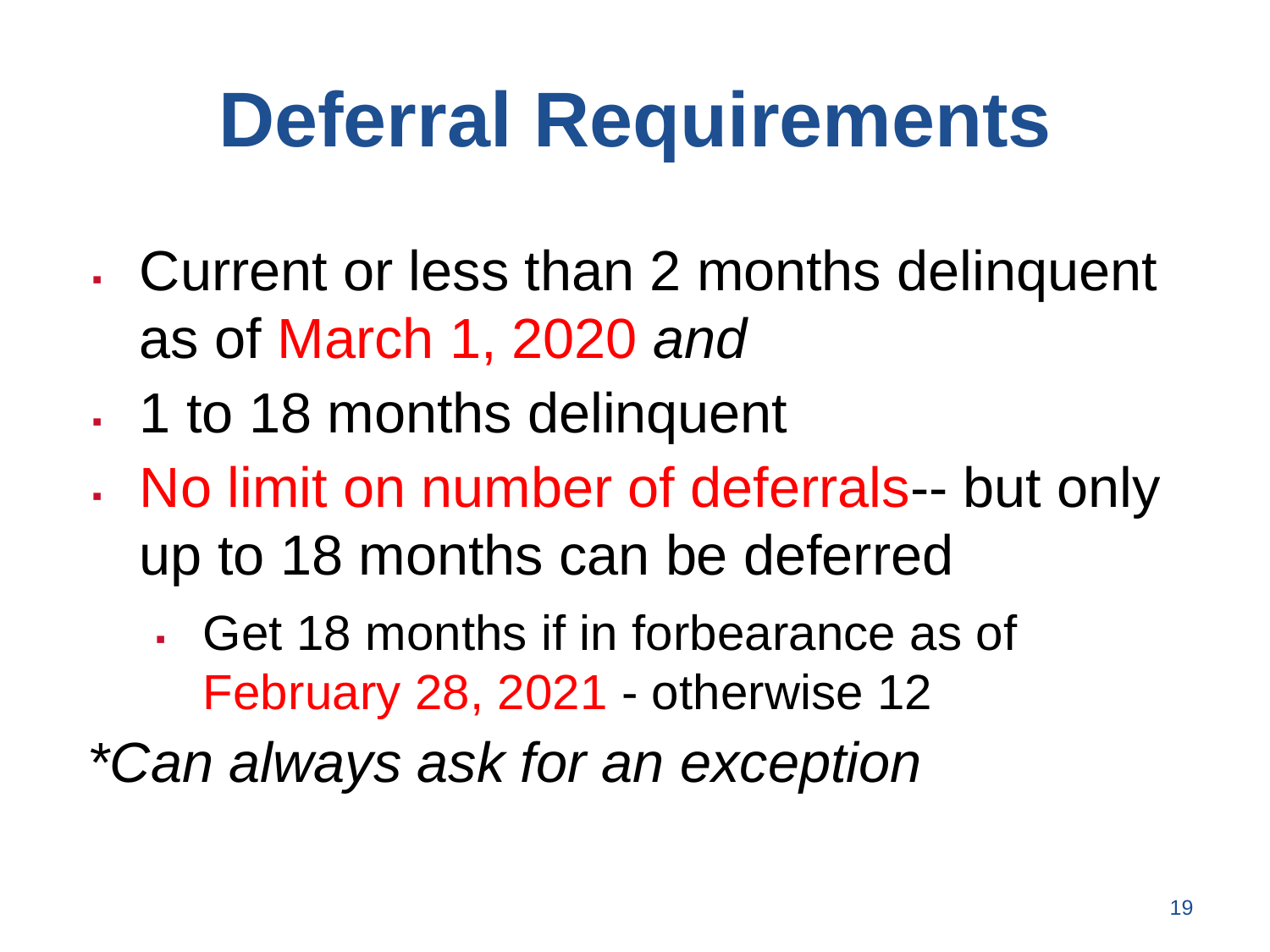# Deferral Requirements

- Current or less than 2 months delinquent as of March 1, 2020 *and*
- 1 to 18 months delinquent
- No limit on number of deferrals-- but only up to 18 months can be deferred
  - Get 18 months if in forbearance as of February 28, 2021 - otherwise 12

**Can always ask for an exception*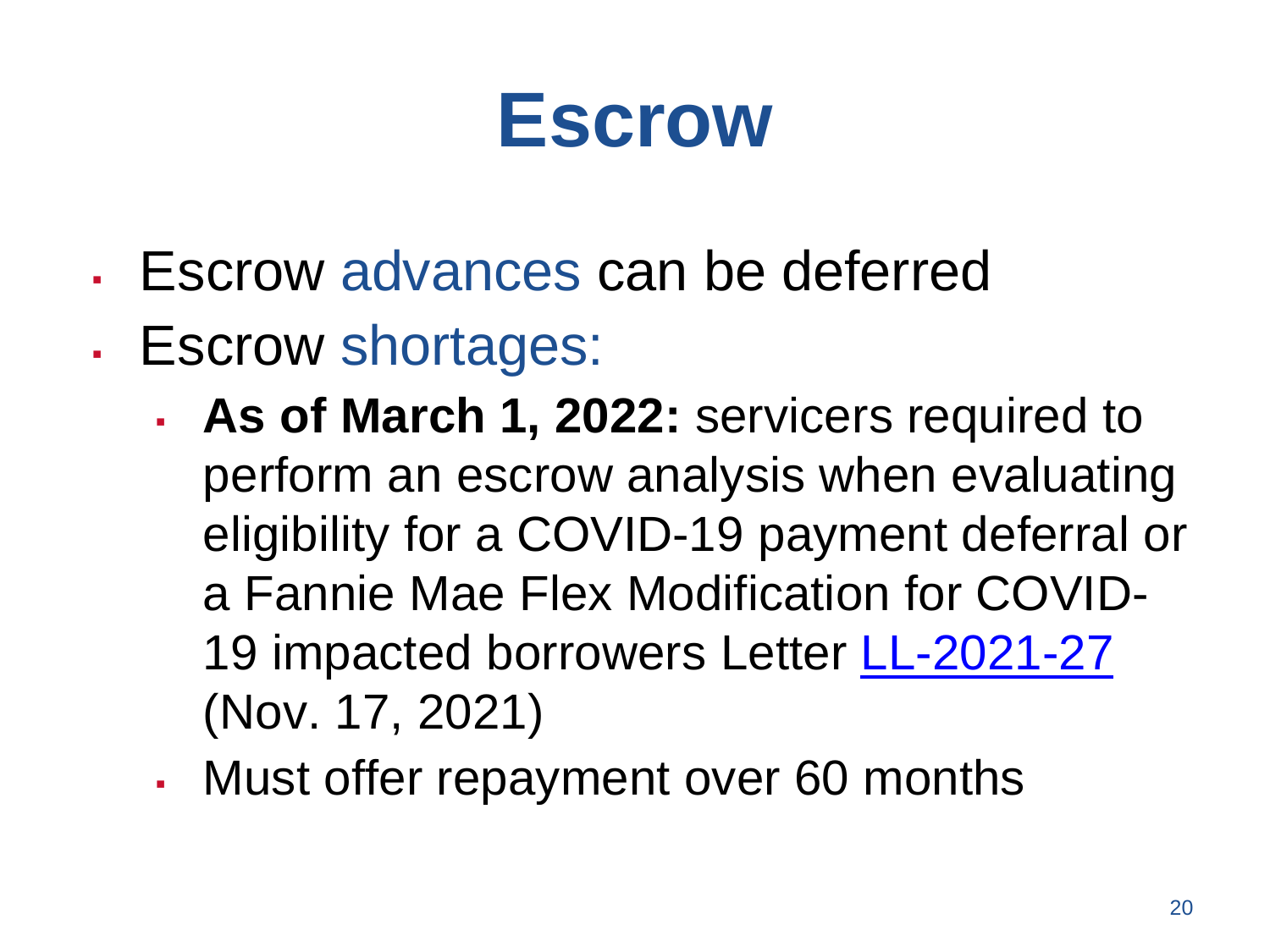# Escrow

- Escrow advances can be deferred
- Escrow shortages:
  - **As of March 1, 2022:** servicers required to perform an escrow analysis when evaluating eligibility for a COVID-19 payment deferral or a Fannie Mae Flex Modification for COVID-19 impacted borrowers Letter LL-2021-27 (Nov. 17, 2021)
  - Must offer repayment over 60 months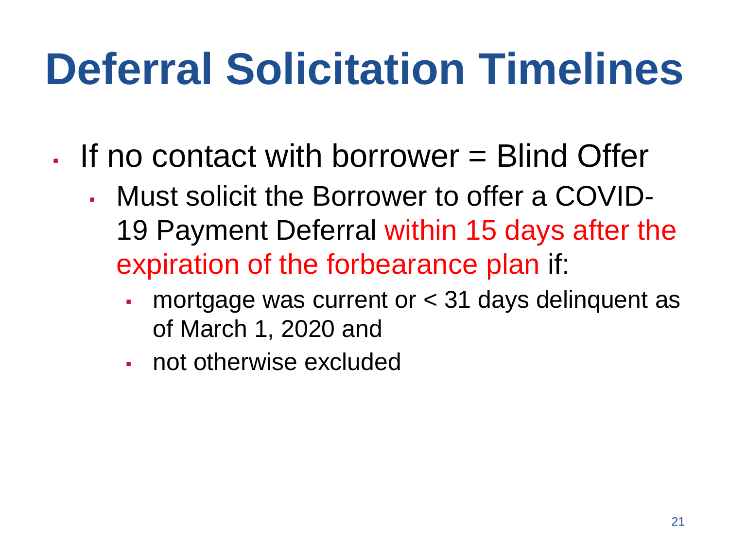# Deferral Solicitation Timelines

- If no contact with borrower = Blind Offer
  - Must solicit the Borrower to offer a COVID-19 Payment Deferral within 15 days after the expiration of the forbearance plan if:
    - mortgage was current or < 31 days delinquent as of March 1, 2020 and
    - not otherwise excluded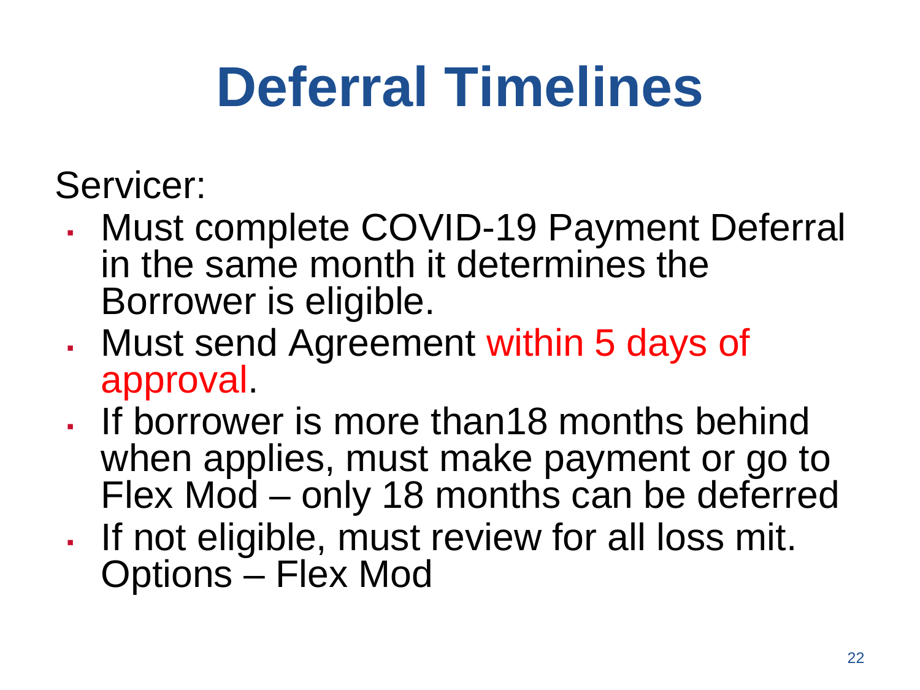# Deferral Timelines

Servicer:

- Must complete COVID-19 Payment Deferral in the same month it determines the Borrower is eligible.
- Must send Agreement within 5 days of approval.
- If borrower is more than18 months behind when applies, must make payment or go to Flex Mod – only 18 months can be deferred
- If not eligible, must review for all loss mit. Options – Flex Mod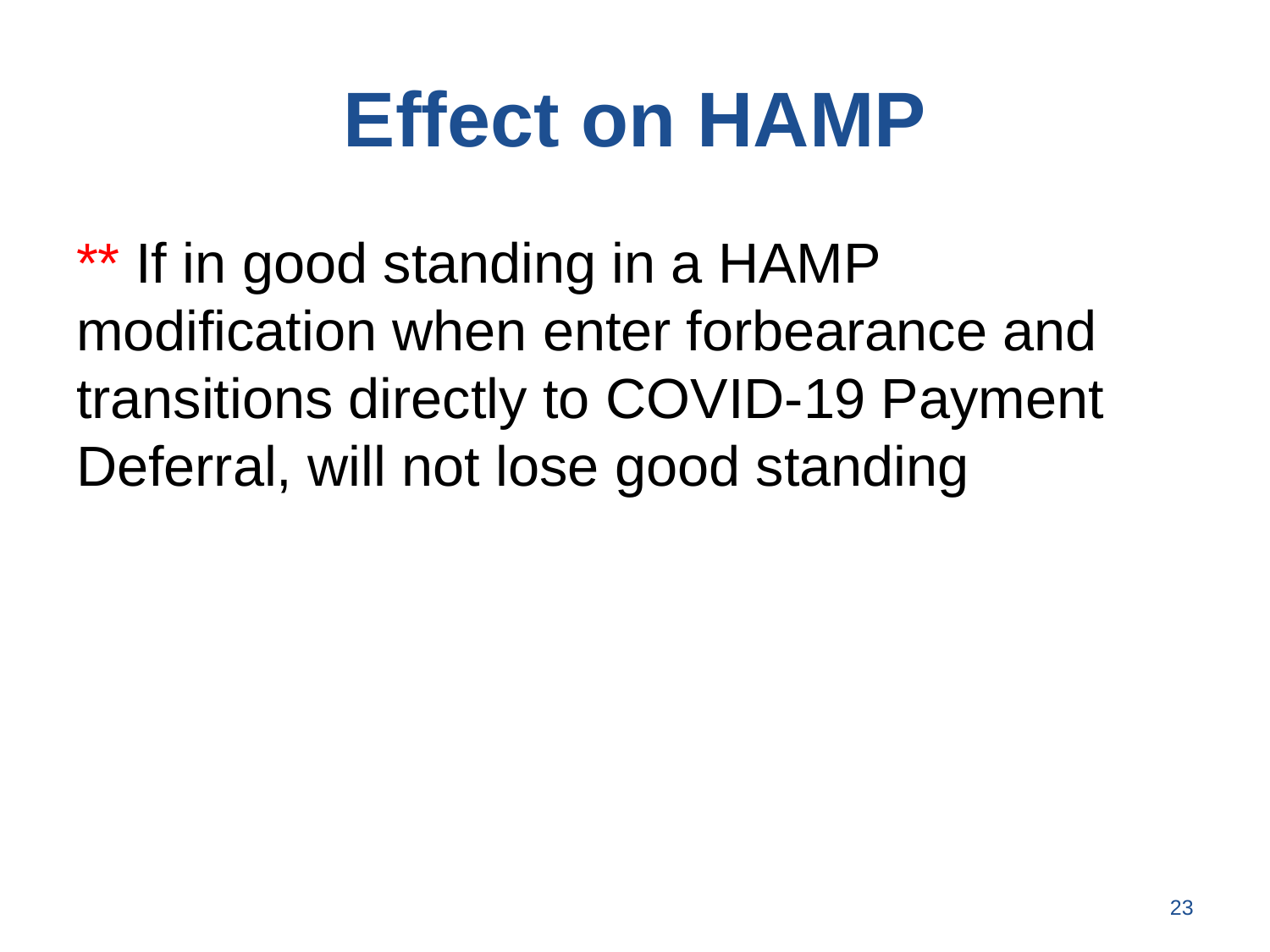# Effect on HAMP

** If in good standing in a HAMP modification when enter forbearance and transitions directly to COVID-19 Payment Deferral, will not lose good standing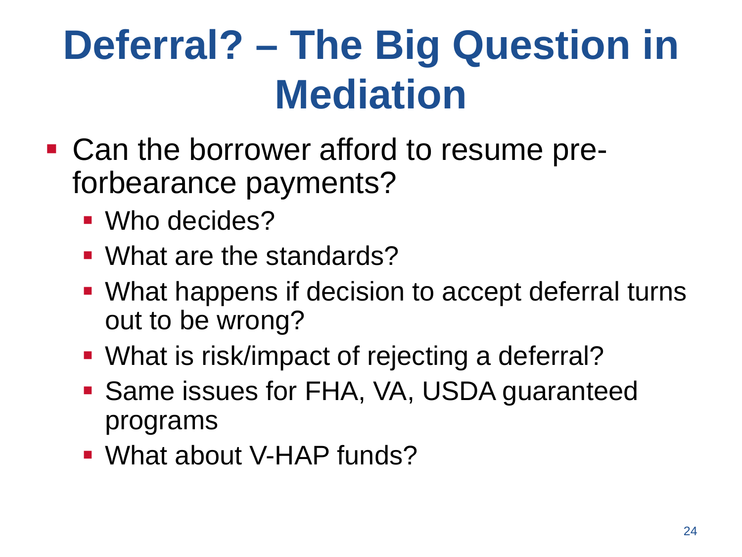# Deferral? – The Big Question in Mediation

- Can the borrower afford to resume pre-forbearance payments?
  - Who decides?
  - What are the standards?
  - What happens if decision to accept deferral turns out to be wrong?
  - What is risk/impact of rejecting a deferral?
  - Same issues for FHA, VA, USDA guaranteed programs
  - What about V-HAP funds?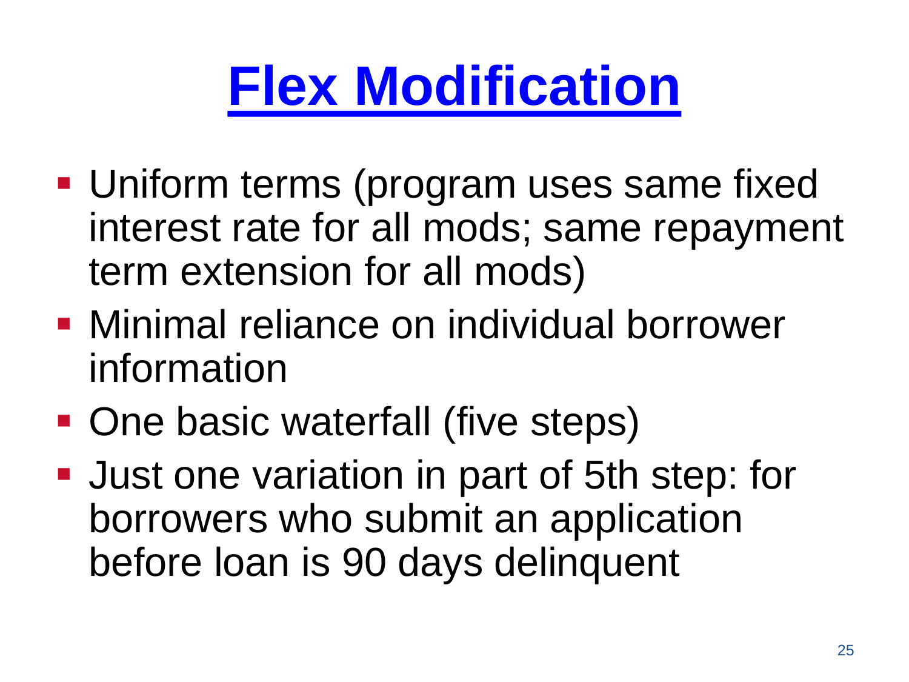# Flex Modification

- Uniform terms (program uses same fixed interest rate for all mods; same repayment term extension for all mods)
- Minimal reliance on individual borrower information
- One basic waterfall (five steps)
- Just one variation in part of 5th step: for borrowers who submit an application before loan is 90 days delinquent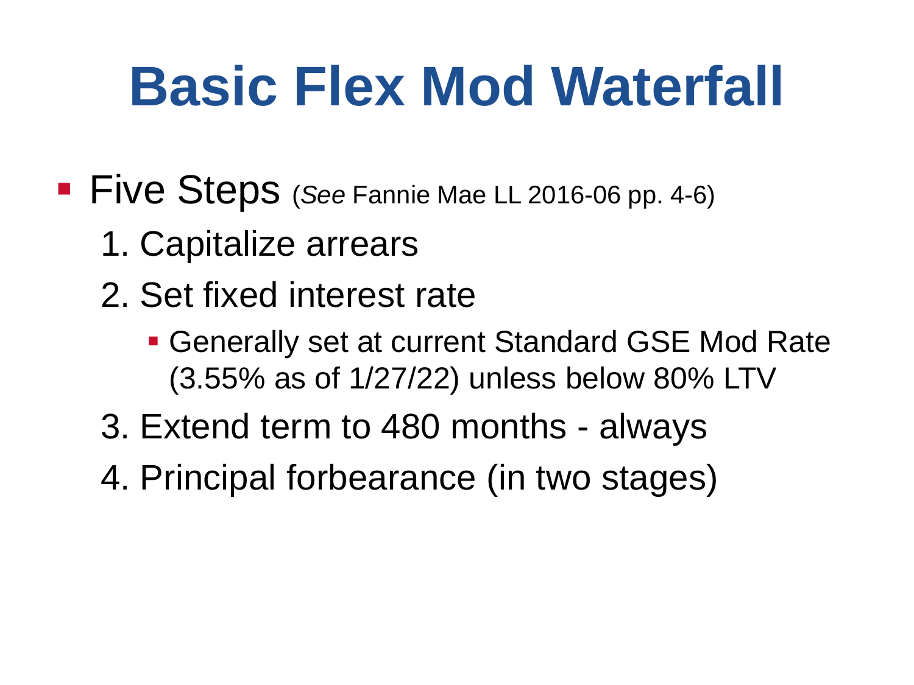# Basic Flex Mod Waterfall

- Five Steps (*See* Fannie Mae LL 2016-06 pp. 4-6)
  1. Capitalize arrears
  2. Set fixed interest rate
     - Generally set at current Standard GSE Mod Rate (3.55% as of 1/27/22) unless below 80% LTV
  3. Extend term to 480 months - always
  4. Principal forbearance (in two stages)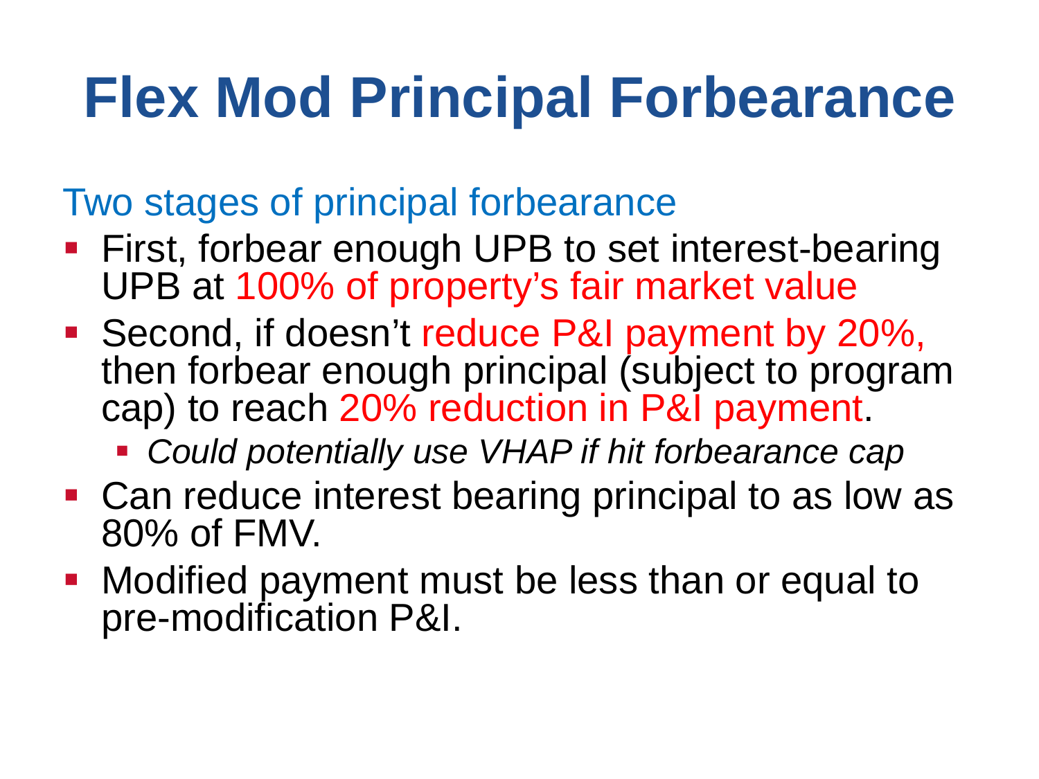# Flex Mod Principal Forbearance

## Two stages of principal forbearance

- First, forbear enough UPB to set interest-bearing UPB at 100% of property's fair market value
- Second, if doesn't reduce P&I payment by 20%, then forbear enough principal (subject to program cap) to reach 20% reduction in P&I payment.
  - *Could potentially use VHAP if hit forbearance cap*
- Can reduce interest bearing principal to as low as 80% of FMV.
- Modified payment must be less than or equal to pre-modification P&I.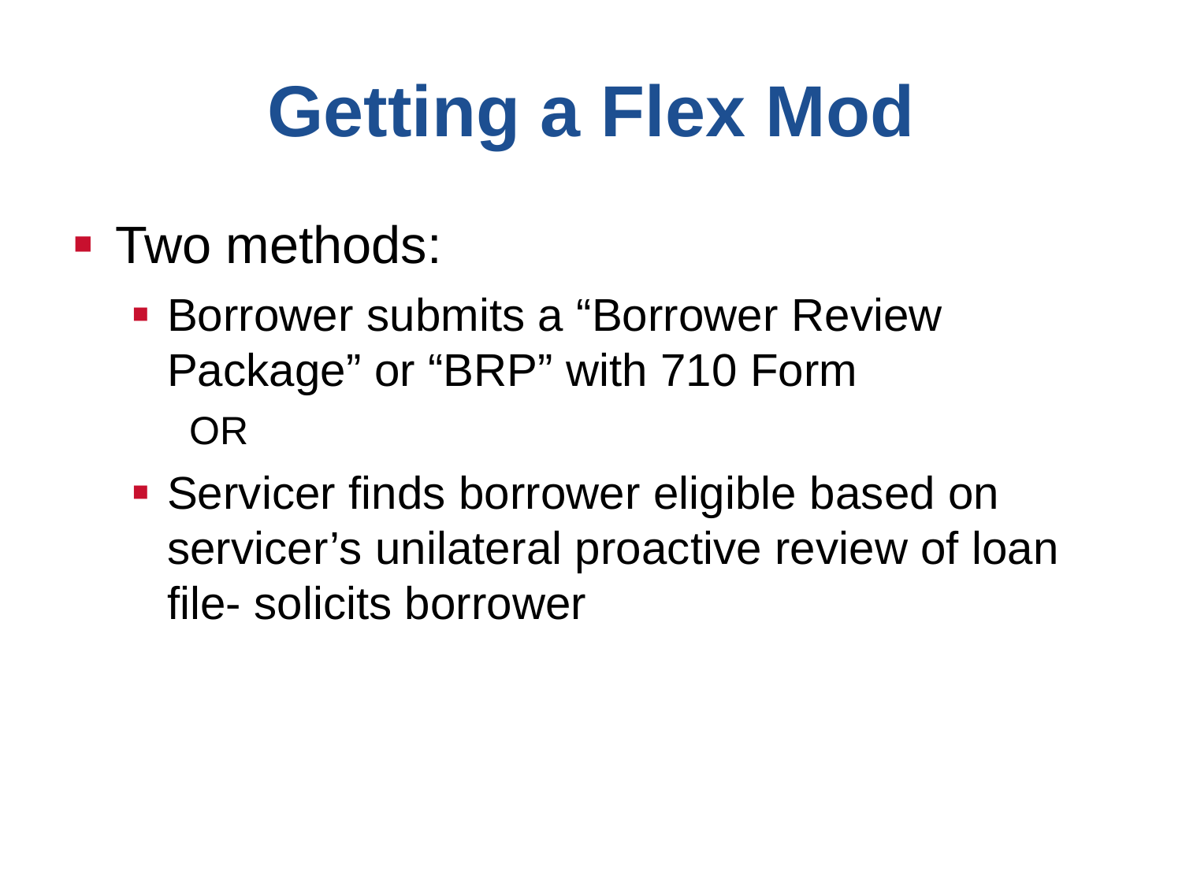# Getting a Flex Mod

- Two methods:
  - Borrower submits a "Borrower Review Package" or "BRP" with 710 Form

    OR

  - Servicer finds borrower eligible based on servicer's unilateral proactive review of loan file- solicits borrower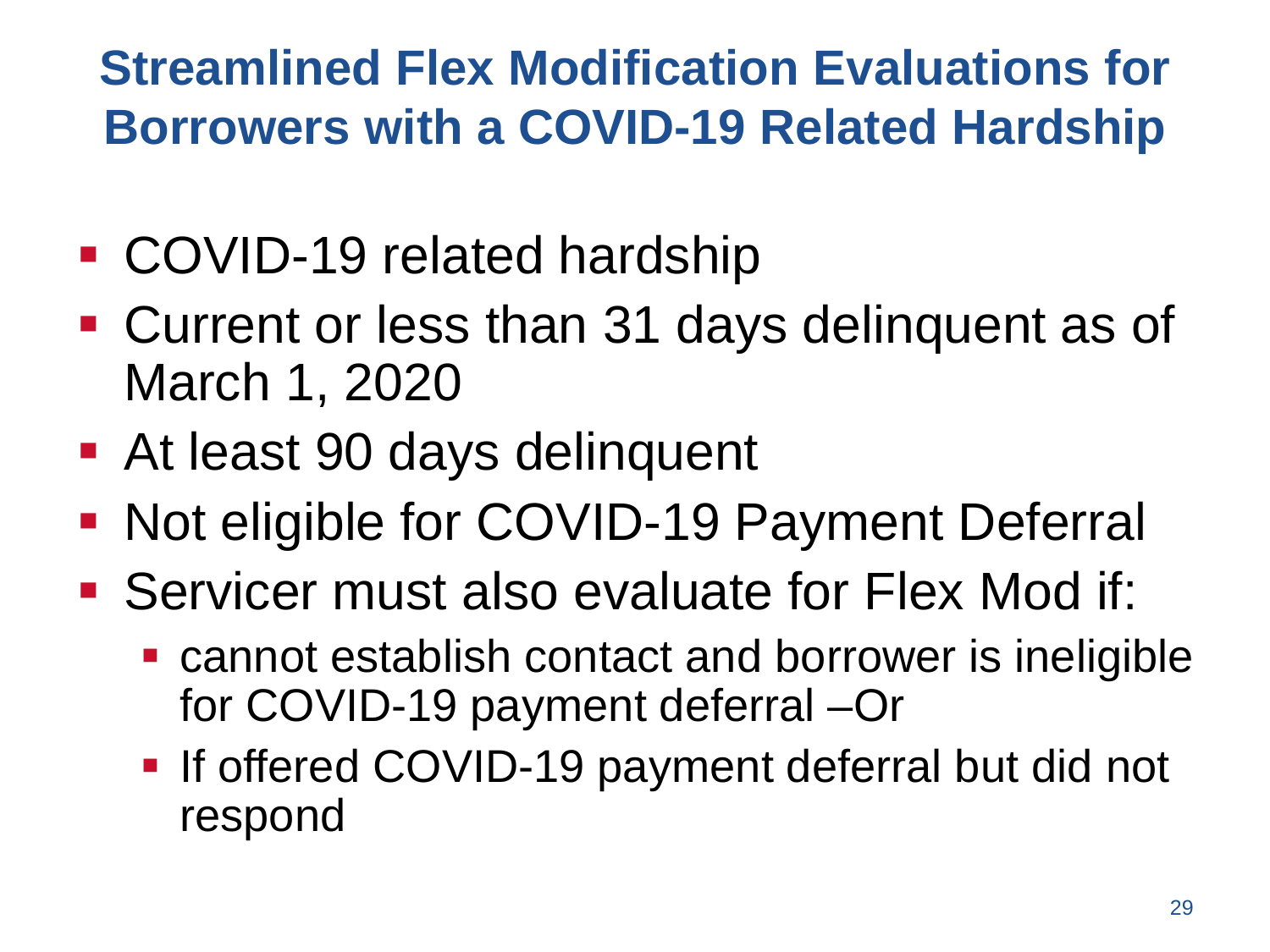# Streamlined Flex Modification Evaluations for Borrowers with a COVID-19 Related Hardship

- COVID-19 related hardship
- Current or less than 31 days delinquent as of March 1, 2020
- At least 90 days delinquent
- Not eligible for COVID-19 Payment Deferral
- Servicer must also evaluate for Flex Mod if:
  - cannot establish contact and borrower is ineligible for COVID-19 payment deferral –Or
  - If offered COVID-19 payment deferral but did not respond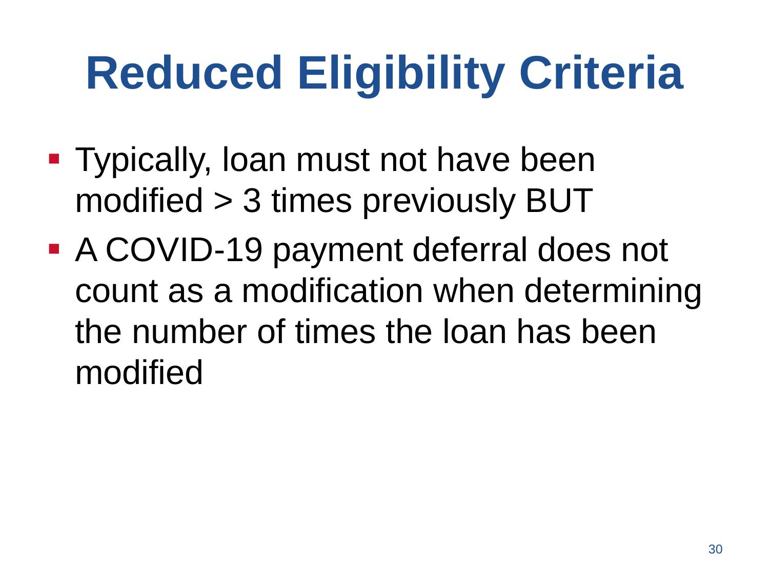# Reduced Eligibility Criteria

- Typically, loan must not have been modified > 3 times previously BUT
- A COVID-19 payment deferral does not count as a modification when determining the number of times the loan has been modified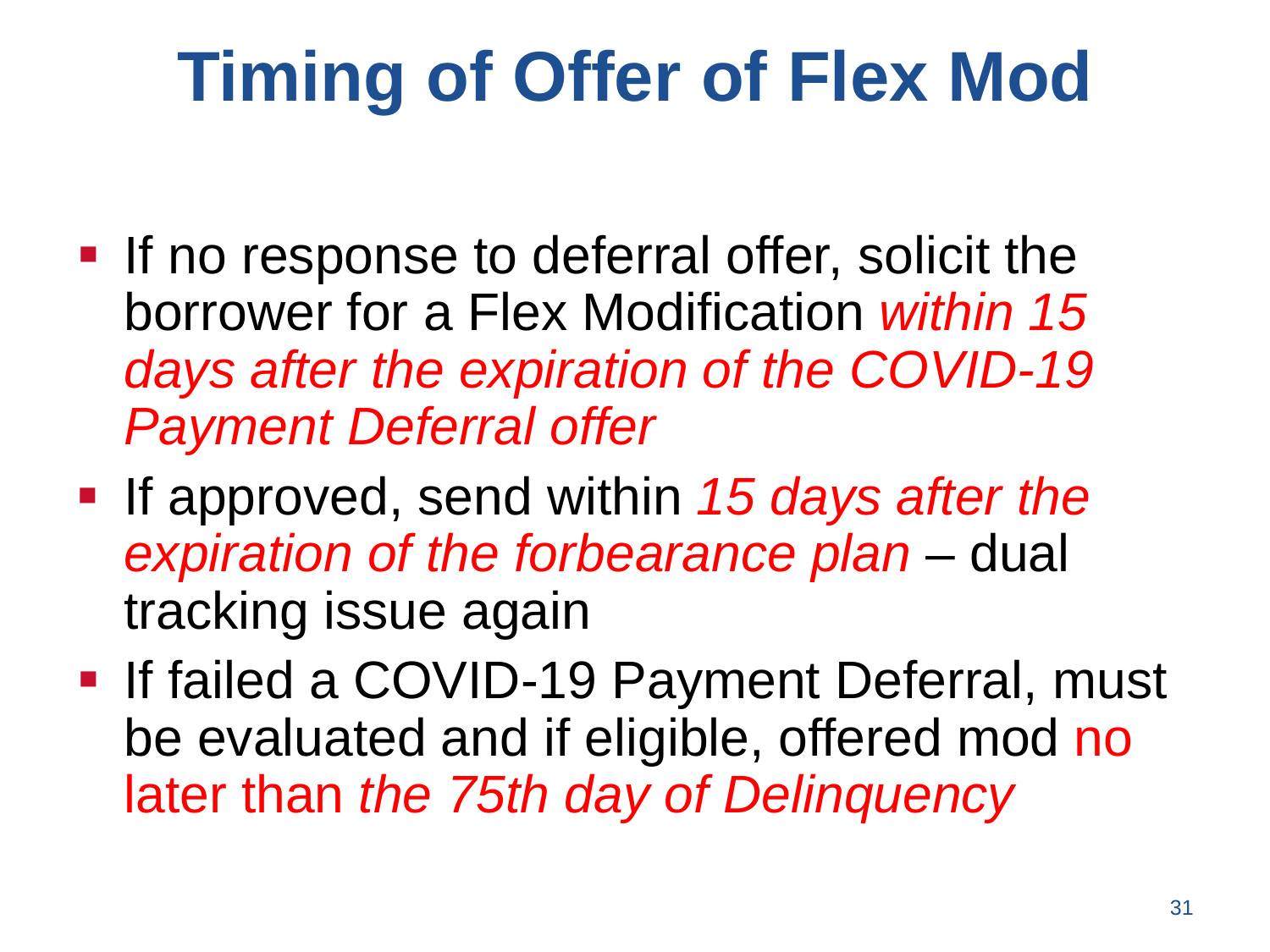# Timing of Offer of Flex Mod

- If no response to deferral offer, solicit the borrower for a Flex Modification *within 15 days after the expiration of the COVID-19 Payment Deferral offer*
- If approved, send within *15 days after the expiration of the forbearance plan* – dual tracking issue again
- If failed a COVID-19 Payment Deferral, must be evaluated and if eligible, offered mod no later than *the 75th day of Delinquency*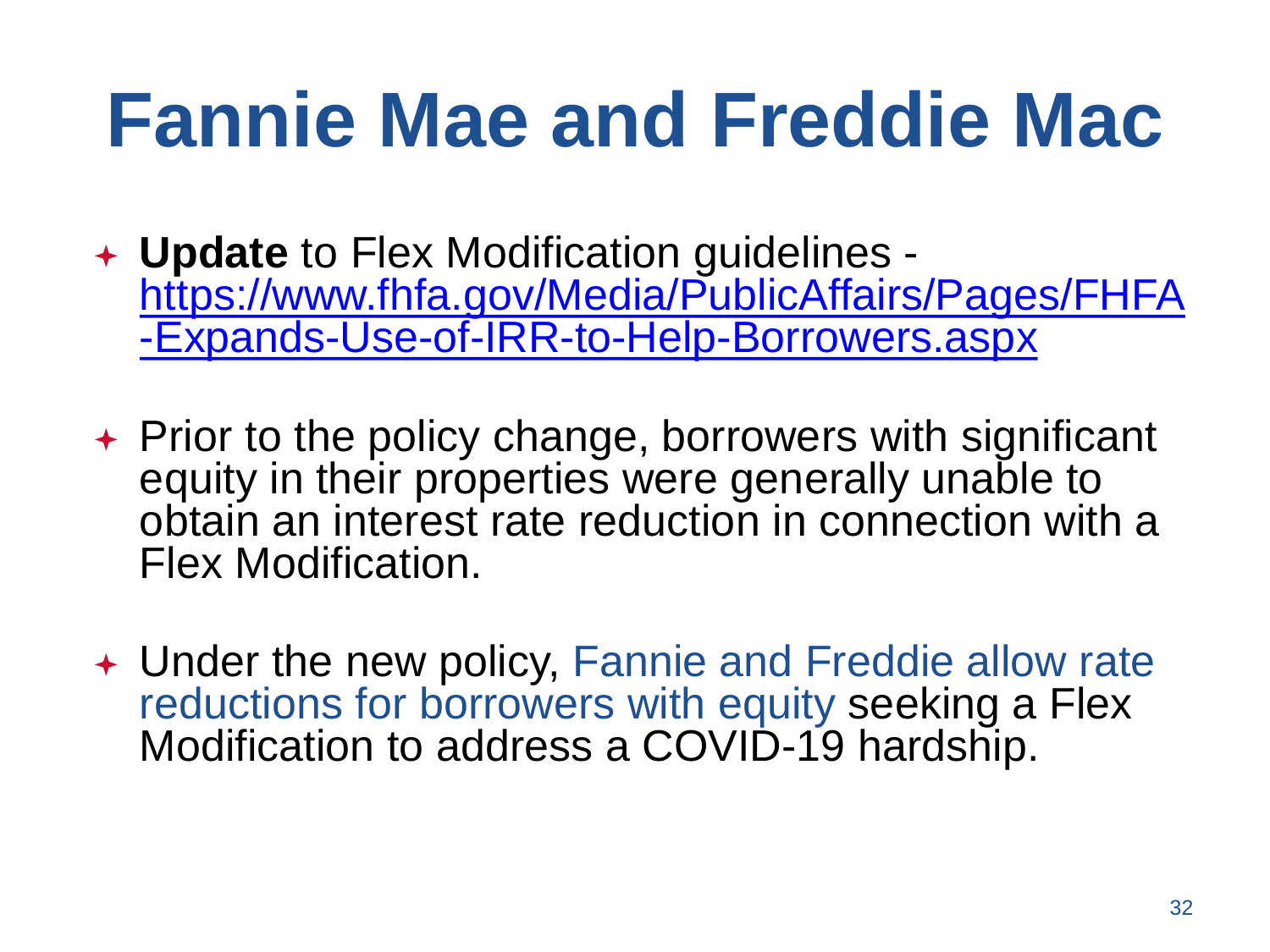# Fannie Mae and Freddie Mac

- **Update** to Flex Modification guidelines - [https://www.fhfa.gov/Media/PublicAffairs/Pages/FHFA-Expands-Use-of-IRR-to-Help-Borrowers.aspx](https://www.fhfa.gov/Media/PublicAffairs/Pages/FHFA-Expands-Use-of-IRR-to-Help-Borrowers.aspx)

- Prior to the policy change, borrowers with significant equity in their properties were generally unable to obtain an interest rate reduction in connection with a Flex Modification.

- Under the new policy, Fannie and Freddie allow rate reductions for borrowers with equity seeking a Flex Modification to address a COVID-19 hardship.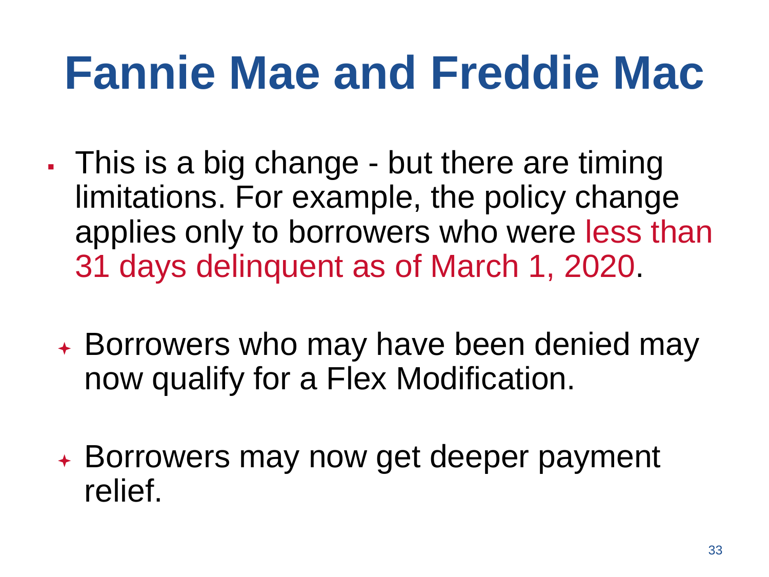# Fannie Mae and Freddie Mac

- This is a big change - but there are timing limitations. For example, the policy change applies only to borrowers who were less than 31 days delinquent as of March 1, 2020.
  - Borrowers who may have been denied may now qualify for a Flex Modification.
  - Borrowers may now get deeper payment relief.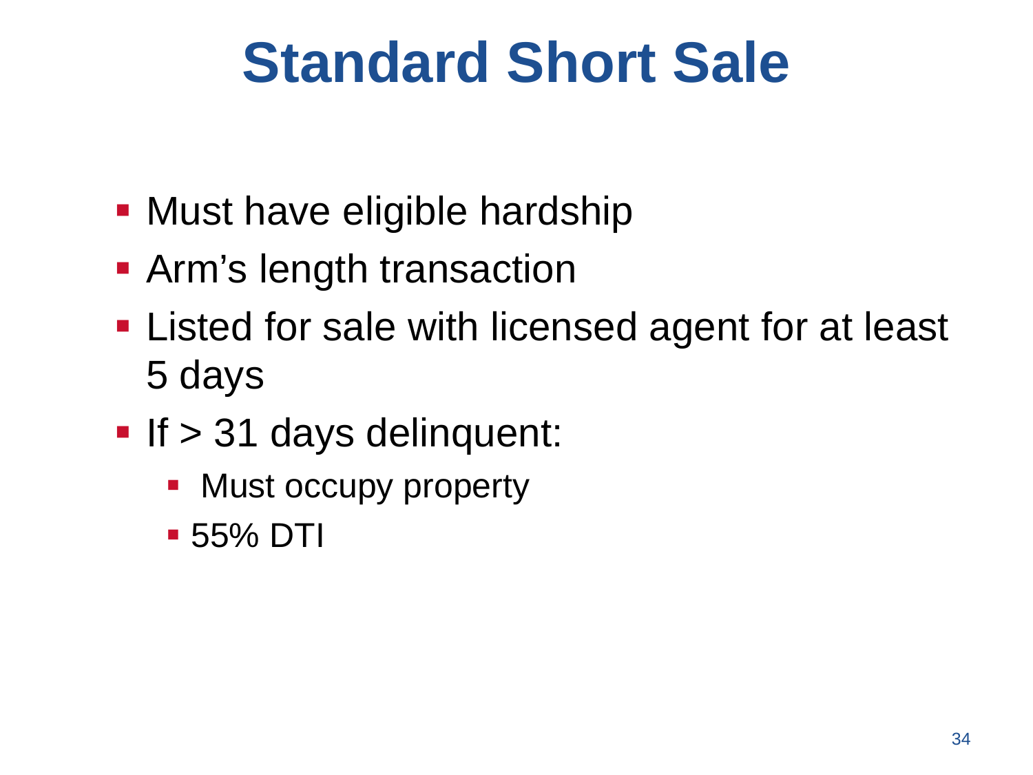# Standard Short Sale

- Must have eligible hardship
- Arm's length transaction
- Listed for sale with licensed agent for at least 5 days
- If > 31 days delinquent:
  - Must occupy property
  - 55% DTI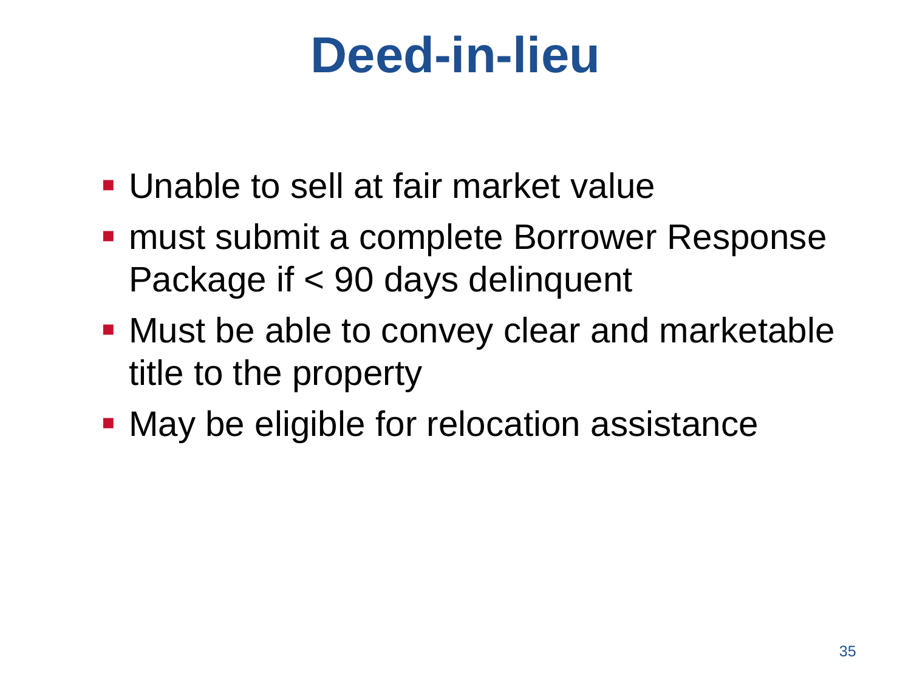# Deed-in-lieu

- Unable to sell at fair market value
- must submit a complete Borrower Response Package if < 90 days delinquent
- Must be able to convey clear and marketable title to the property
- May be eligible for relocation assistance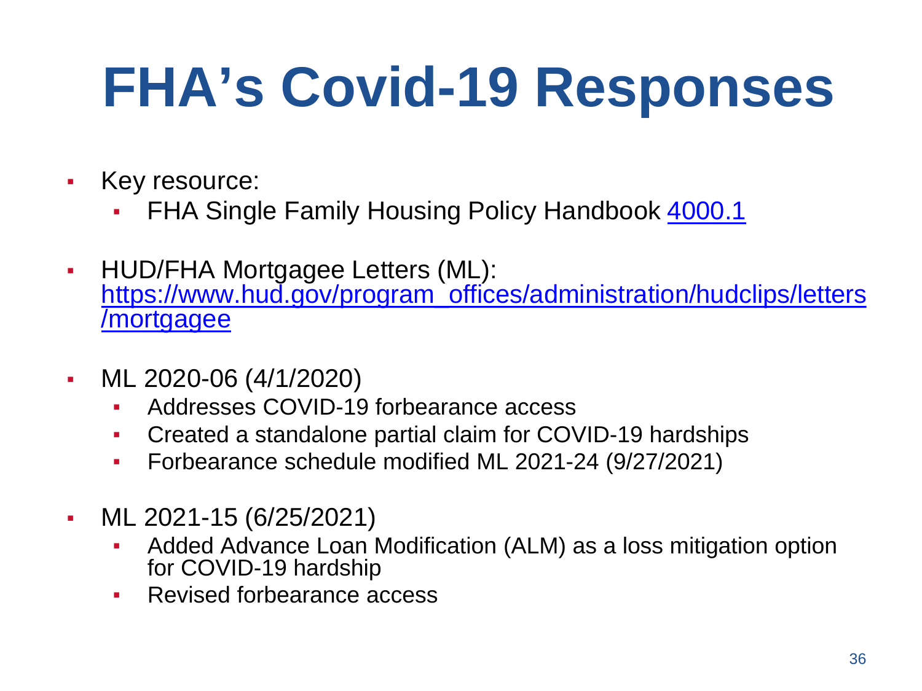# FHA's Covid-19 Responses

- Key resource:
  - FHA Single Family Housing Policy Handbook 4000.1
- HUD/FHA Mortgagee Letters (ML): https://www.hud.gov/program_offices/administration/hudclips/letters/mortgagee
- ML 2020-06 (4/1/2020)
  - Addresses COVID-19 forbearance access
  - Created a standalone partial claim for COVID-19 hardships
  - Forbearance schedule modified ML 2021-24 (9/27/2021)
- ML 2021-15 (6/25/2021)
  - Added Advance Loan Modification (ALM) as a loss mitigation option for COVID-19 hardship
  - Revised forbearance access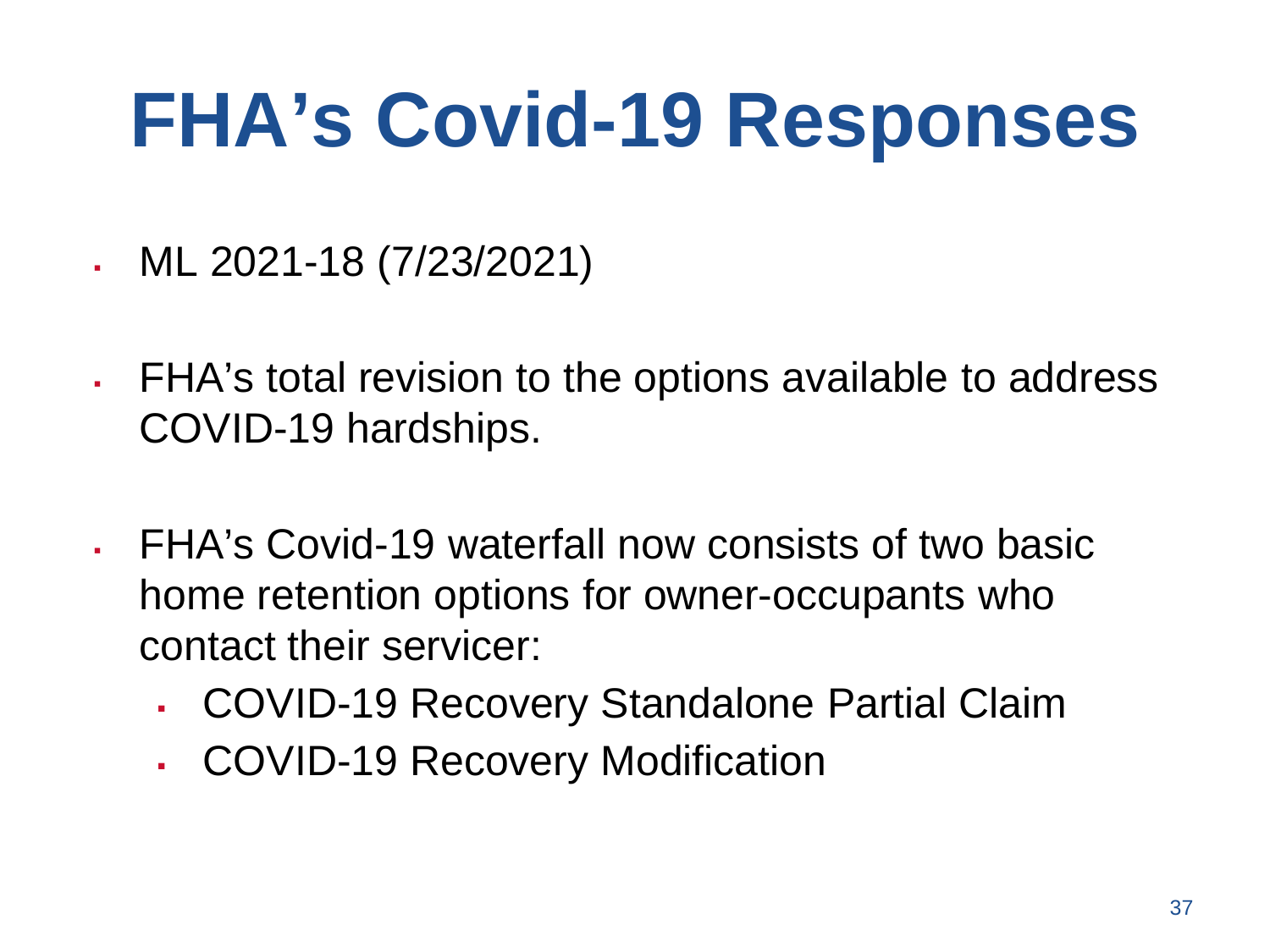# FHA's Covid-19 Responses

- ML 2021-18 (7/23/2021)
- FHA's total revision to the options available to address COVID-19 hardships.
- FHA's Covid-19 waterfall now consists of two basic home retention options for owner-occupants who contact their servicer:
  - COVID-19 Recovery Standalone Partial Claim
  - COVID-19 Recovery Modification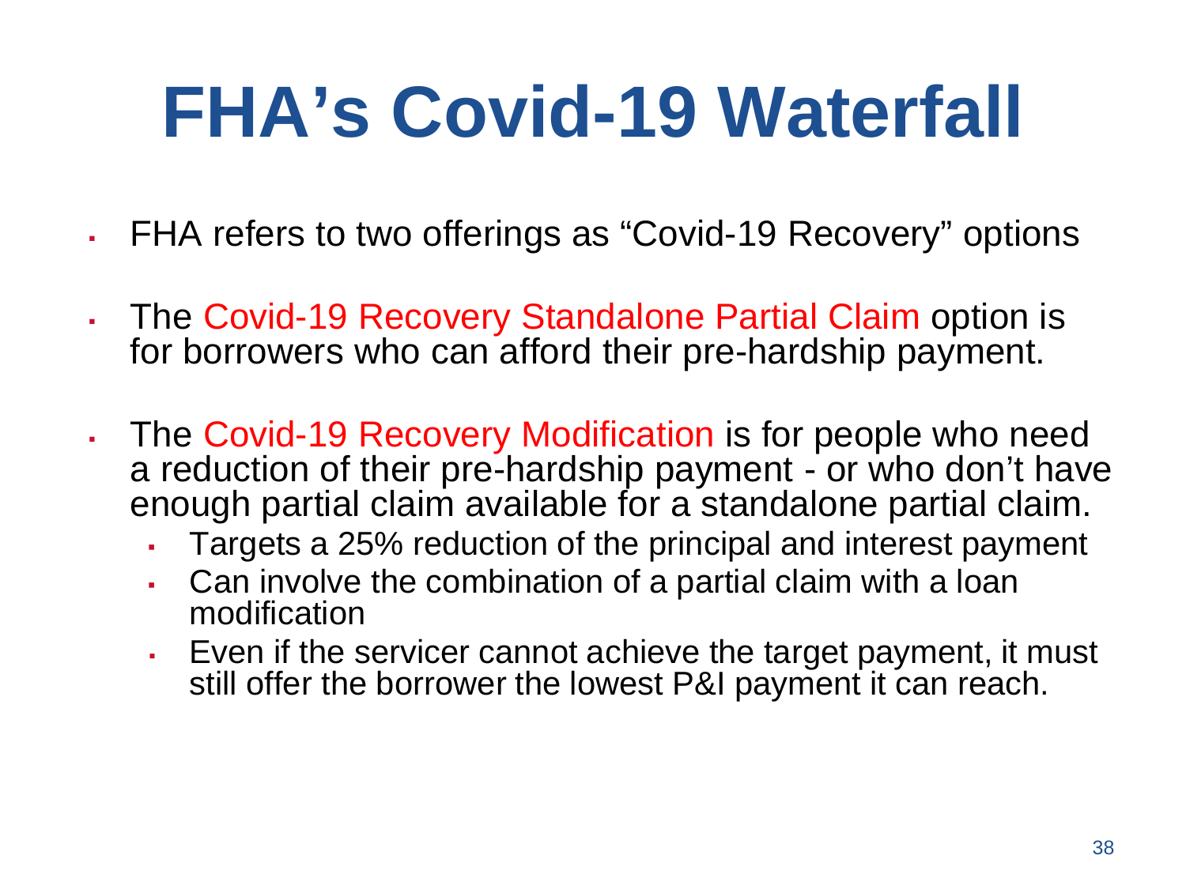# FHA's Covid-19 Waterfall

- FHA refers to two offerings as "Covid-19 Recovery" options
- The Covid-19 Recovery Standalone Partial Claim option is for borrowers who can afford their pre-hardship payment.
- The Covid-19 Recovery Modification is for people who need a reduction of their pre-hardship payment - or who don't have enough partial claim available for a standalone partial claim.
  - Targets a 25% reduction of the principal and interest payment
  - Can involve the combination of a partial claim with a loan modification
  - Even if the servicer cannot achieve the target payment, it must still offer the borrower the lowest P&I payment it can reach.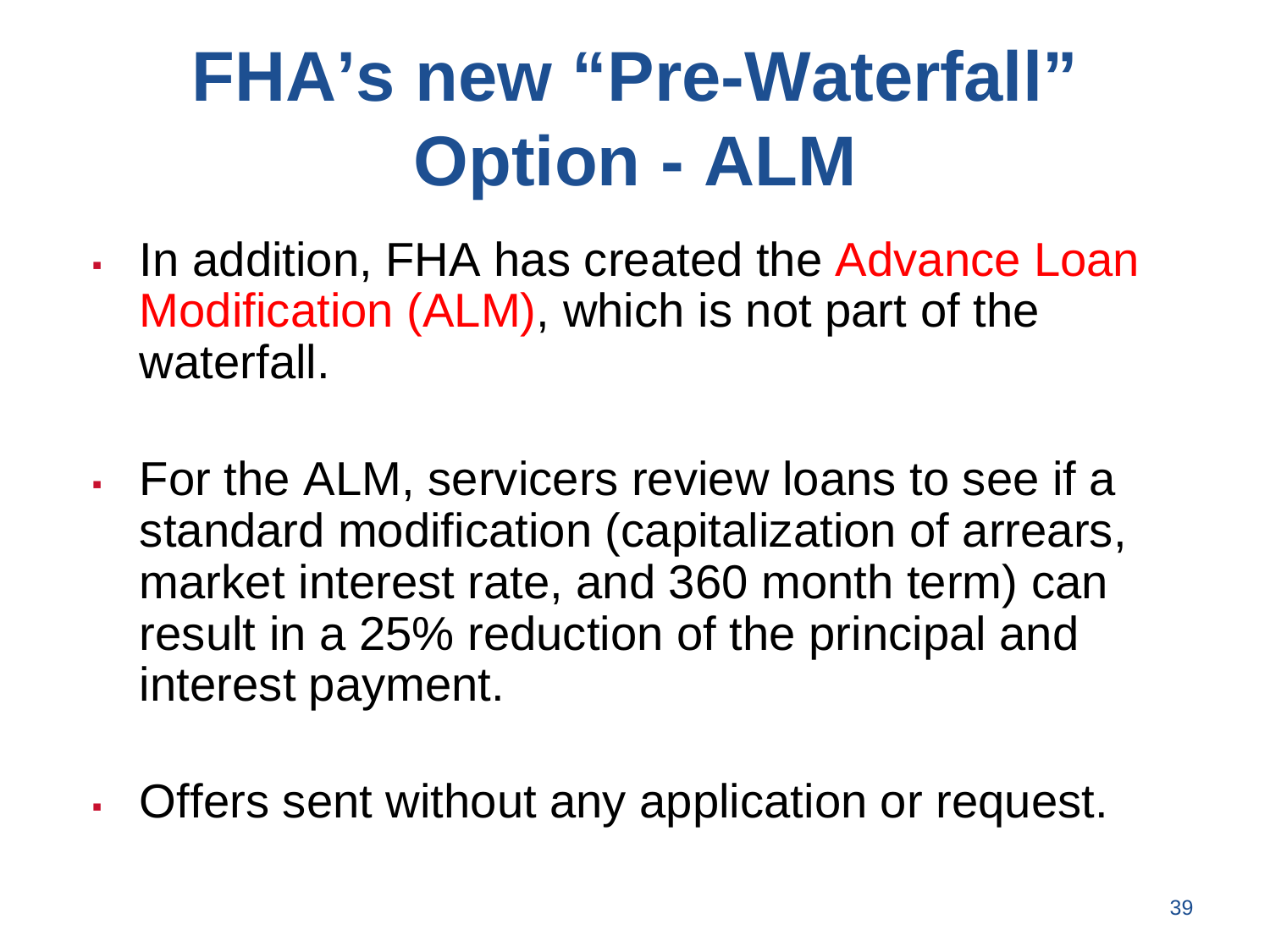# FHA's new "Pre-Waterfall" Option - ALM

- In addition, FHA has created the Advance Loan Modification (ALM), which is not part of the waterfall.
- For the ALM, servicers review loans to see if a standard modification (capitalization of arrears, market interest rate, and 360 month term) can result in a 25% reduction of the principal and interest payment.
- Offers sent without any application or request.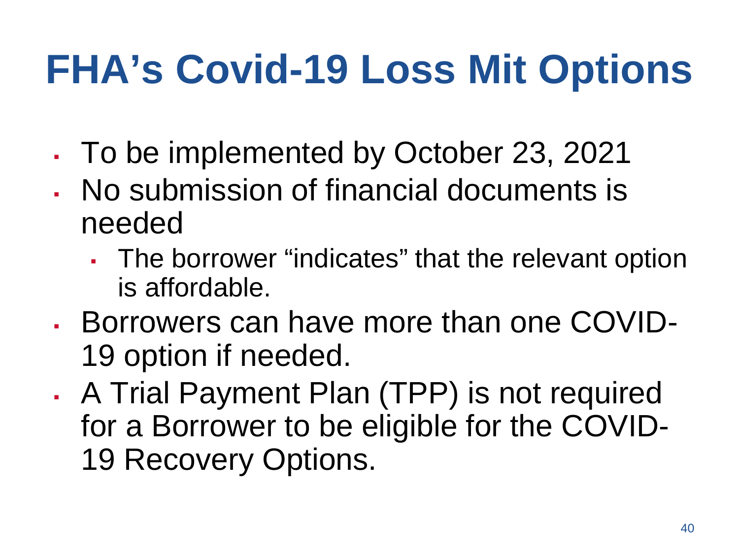# FHA's Covid-19 Loss Mit Options

- To be implemented by October 23, 2021
- No submission of financial documents is needed
  - The borrower "indicates" that the relevant option is affordable.
- Borrowers can have more than one COVID-19 option if needed.
- A Trial Payment Plan (TPP) is not required for a Borrower to be eligible for the COVID-19 Recovery Options.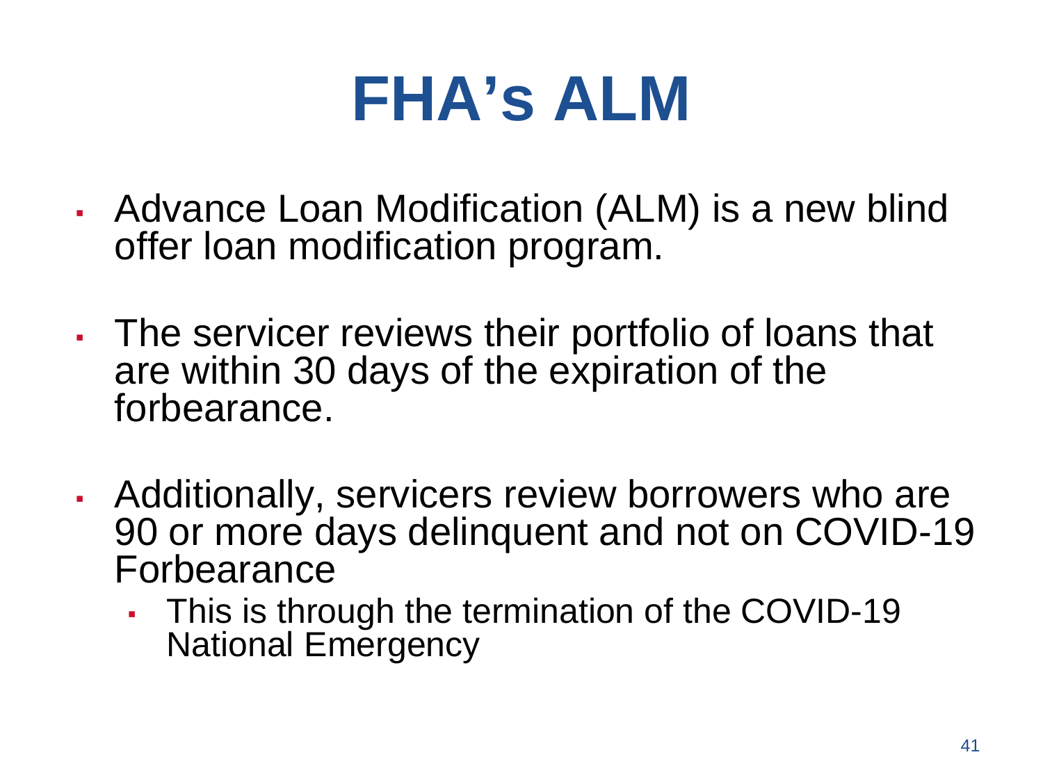# FHA's ALM

- Advance Loan Modification (ALM) is a new blind offer loan modification program.
- The servicer reviews their portfolio of loans that are within 30 days of the expiration of the forbearance.
- Additionally, servicers review borrowers who are 90 or more days delinquent and not on COVID-19 Forbearance
  - This is through the termination of the COVID-19 National Emergency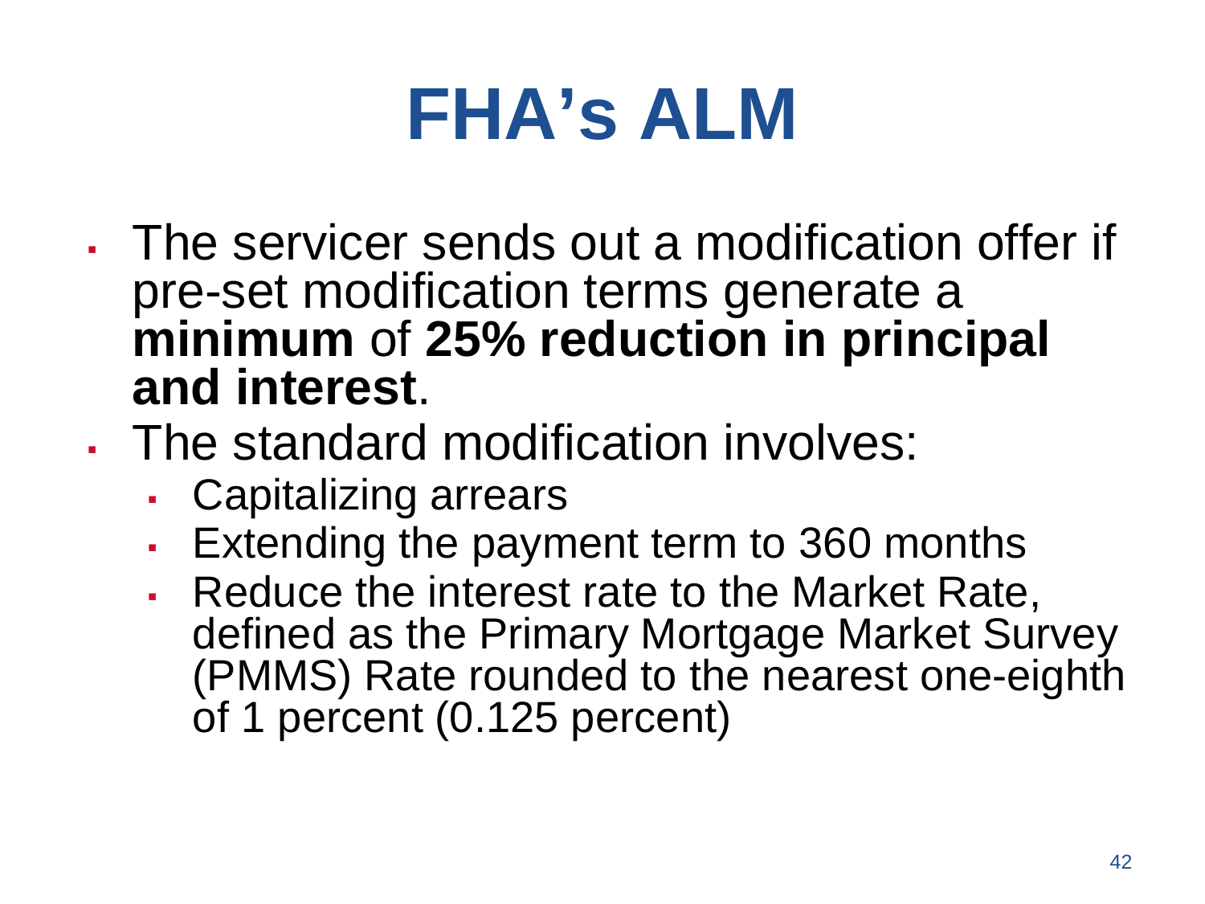# FHA's ALM

- The servicer sends out a modification offer if pre-set modification terms generate a **minimum** of **25% reduction in principal and interest**.
- The standard modification involves:
  - Capitalizing arrears
  - Extending the payment term to 360 months
  - Reduce the interest rate to the Market Rate, defined as the Primary Mortgage Market Survey (PMMS) Rate rounded to the nearest one-eighth of 1 percent (0.125 percent)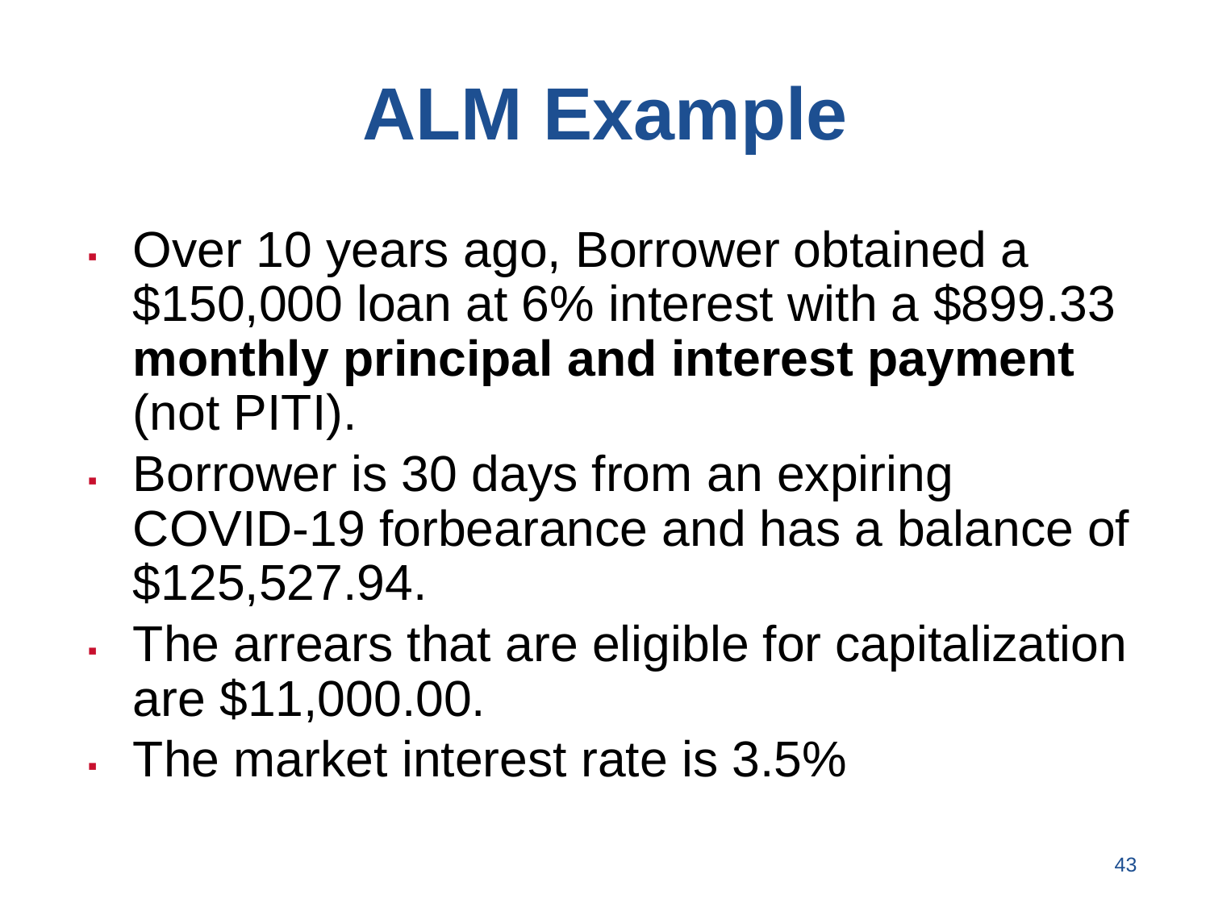# ALM Example

- Over 10 years ago, Borrower obtained a $150,000 loan at 6% interest with a $899.33 **monthly principal and interest payment** (not PITI).
- Borrower is 30 days from an expiring COVID-19 forbearance and has a balance of $125,527.94.
- The arrears that are eligible for capitalization are $11,000.00.
- The market interest rate is 3.5%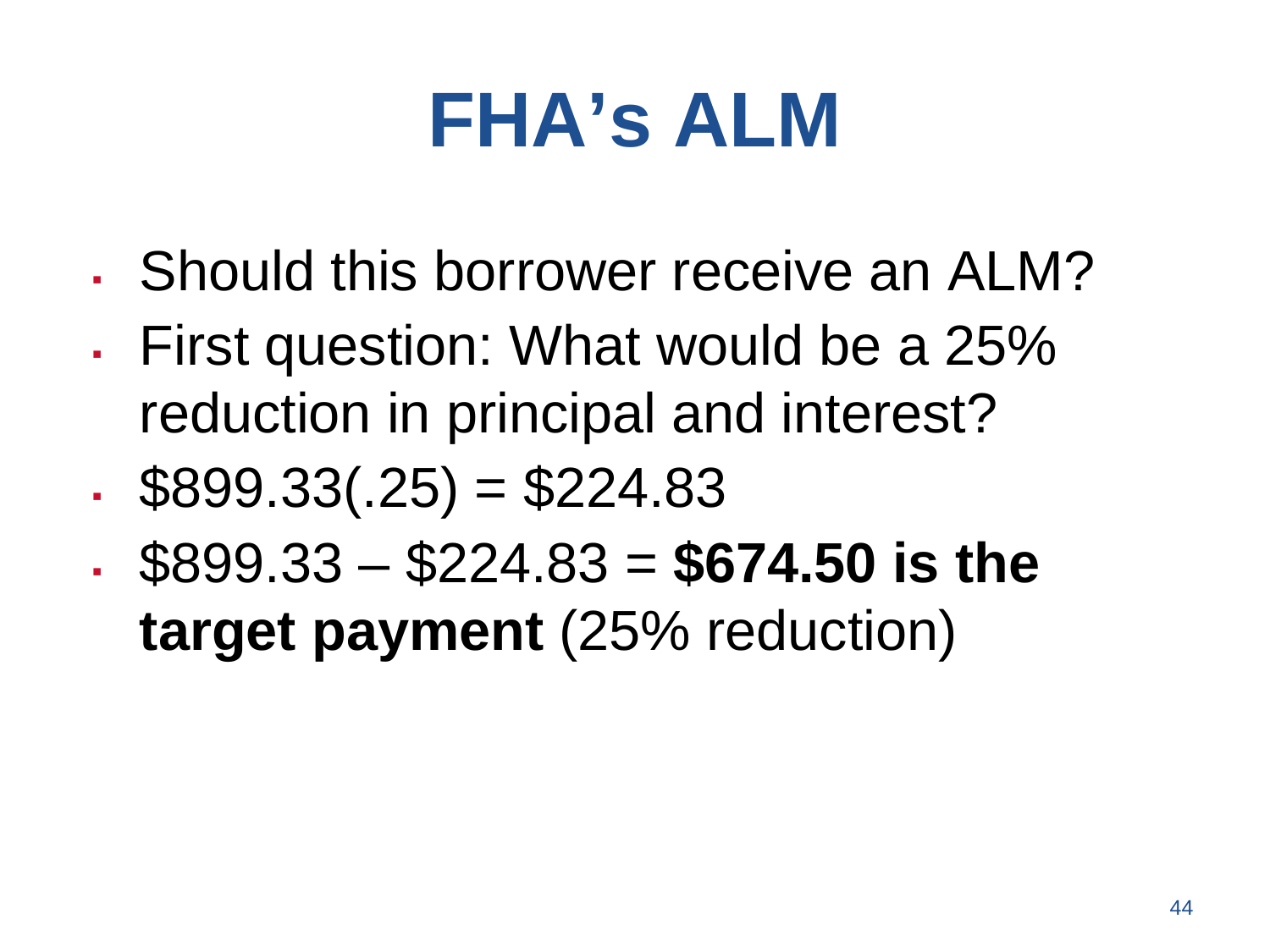# FHA's ALM

- Should this borrower receive an ALM?
- First question: What would be a 25% reduction in principal and interest?
- $899.33(.25) = $224.83
- $899.33 – $224.83 = **$674.50 is the target payment** (25% reduction)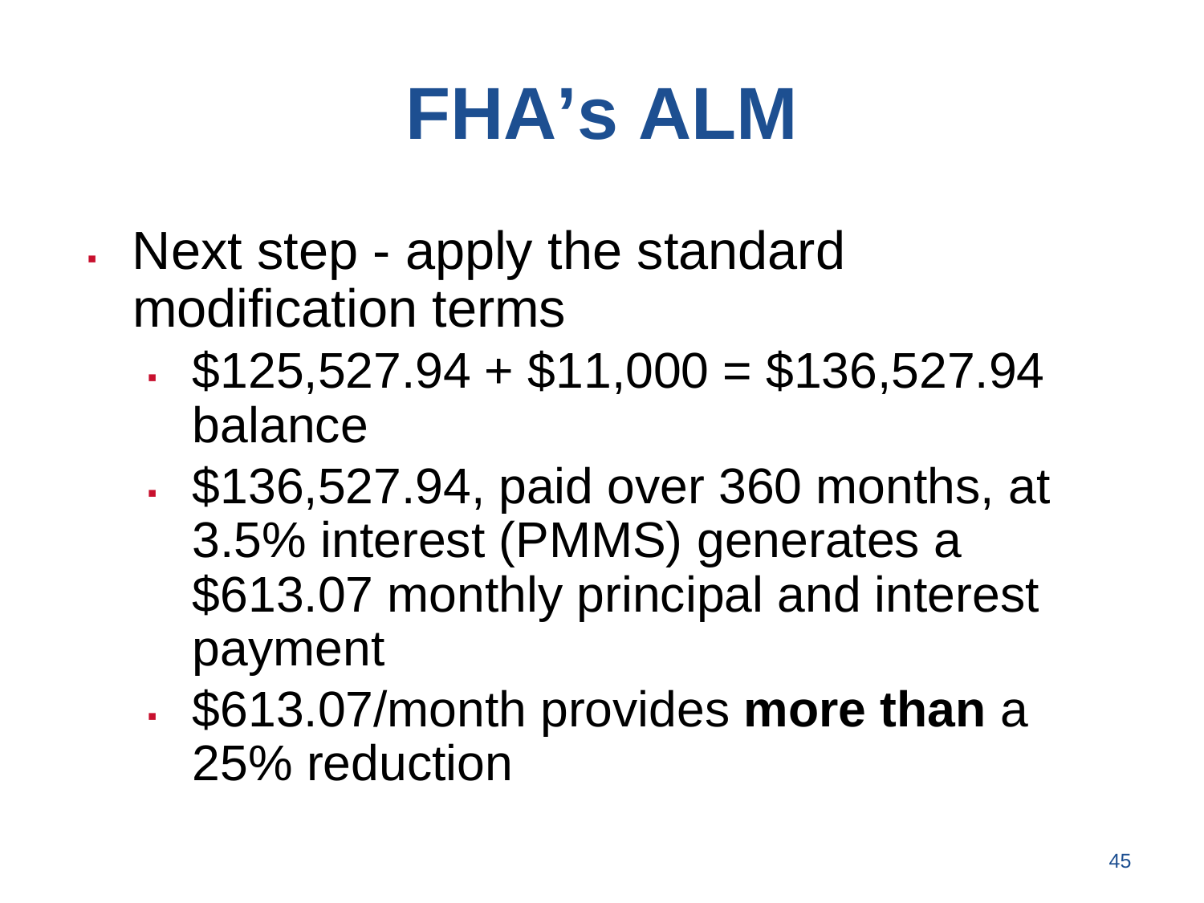# FHA's ALM

- Next step - apply the standard modification terms
  - $125,527.94 + $11,000 = $136,527.94 balance
  - $136,527.94, paid over 360 months, at 3.5% interest (PMMS) generates a $613.07 monthly principal and interest payment
  - $613.07/month provides **more than** a 25% reduction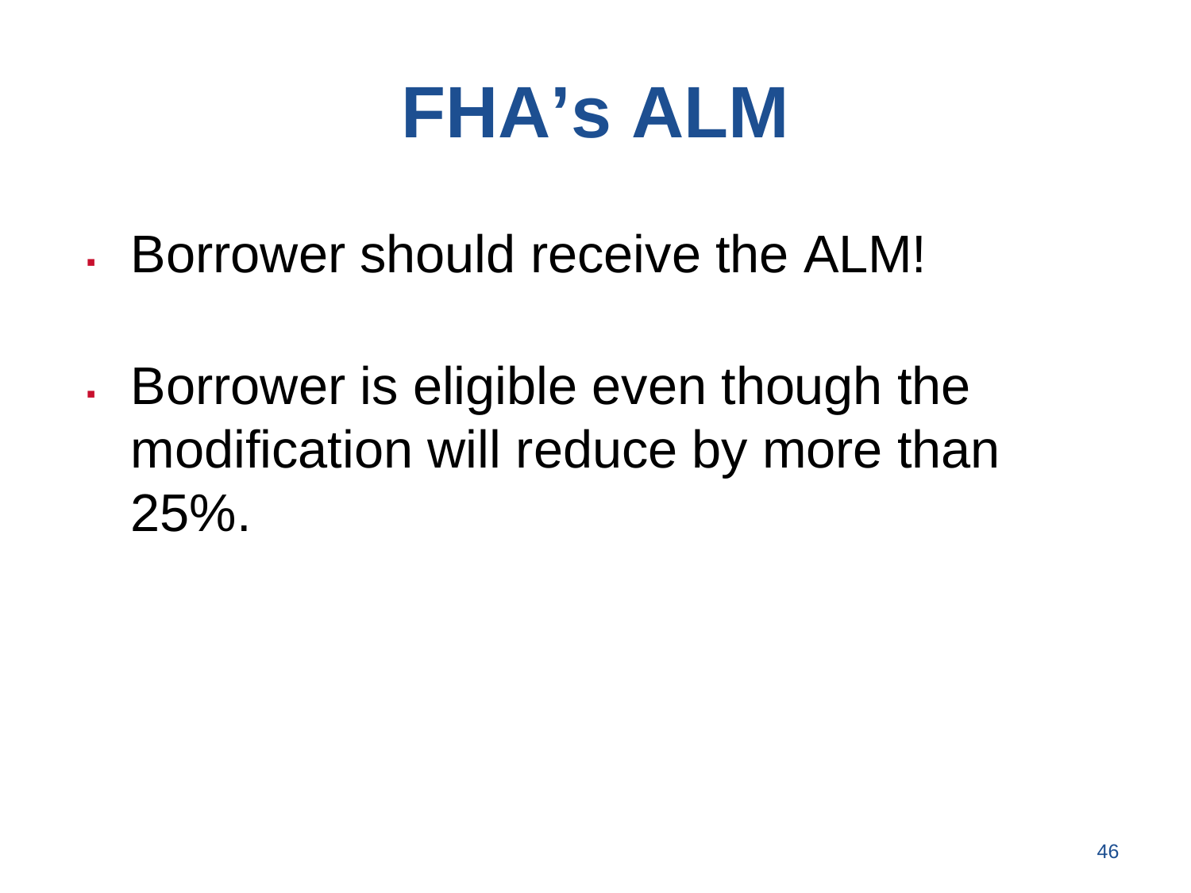# FHA’s ALM

- Borrower should receive the ALM!
- Borrower is eligible even though the modification will reduce by more than 25%.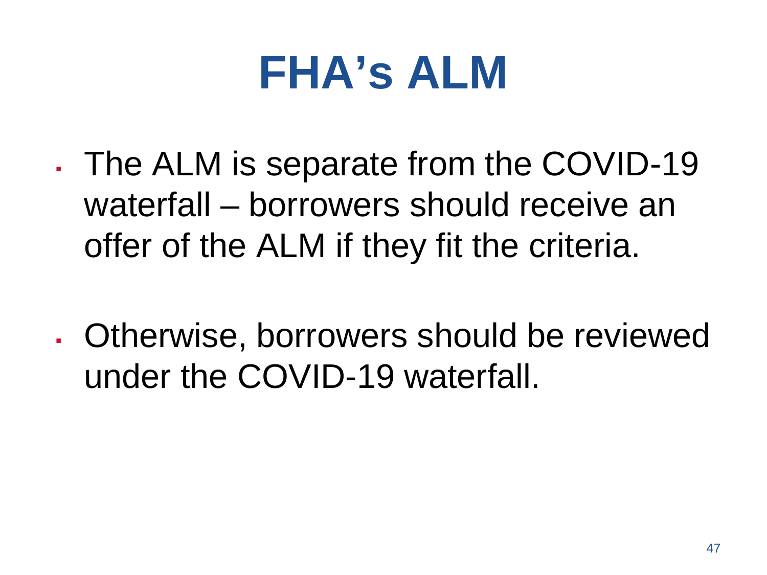# FHA's ALM

- The ALM is separate from the COVID-19 waterfall – borrowers should receive an offer of the ALM if they fit the criteria.

- Otherwise, borrowers should be reviewed under the COVID-19 waterfall.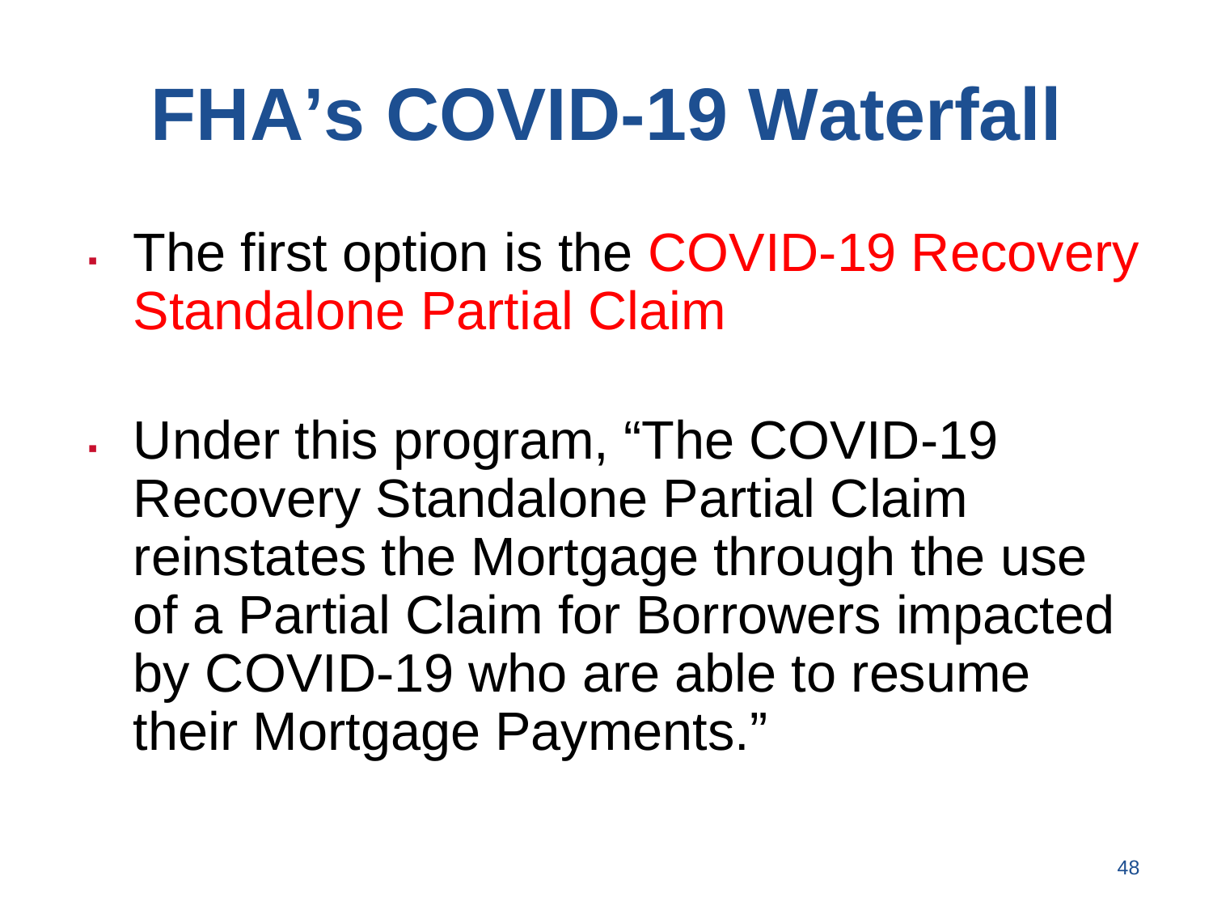# FHA's COVID-19 Waterfall

- The first option is the COVID-19 Recovery Standalone Partial Claim
- Under this program, "The COVID-19 Recovery Standalone Partial Claim reinstates the Mortgage through the use of a Partial Claim for Borrowers impacted by COVID-19 who are able to resume their Mortgage Payments."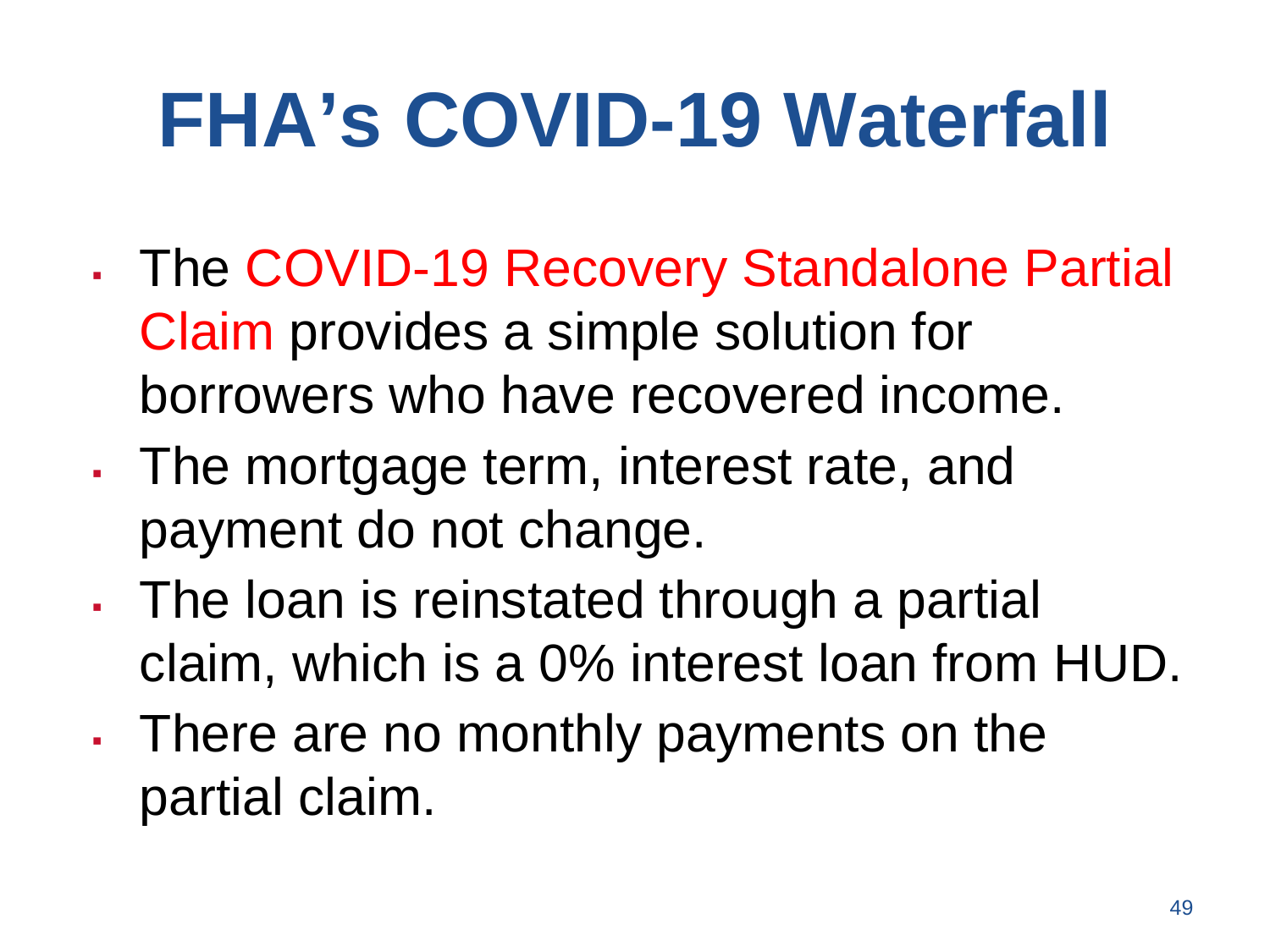# FHA's COVID-19 Waterfall

- The COVID-19 Recovery Standalone Partial Claim provides a simple solution for borrowers who have recovered income.
- The mortgage term, interest rate, and payment do not change.
- The loan is reinstated through a partial claim, which is a 0% interest loan from HUD.
- There are no monthly payments on the partial claim.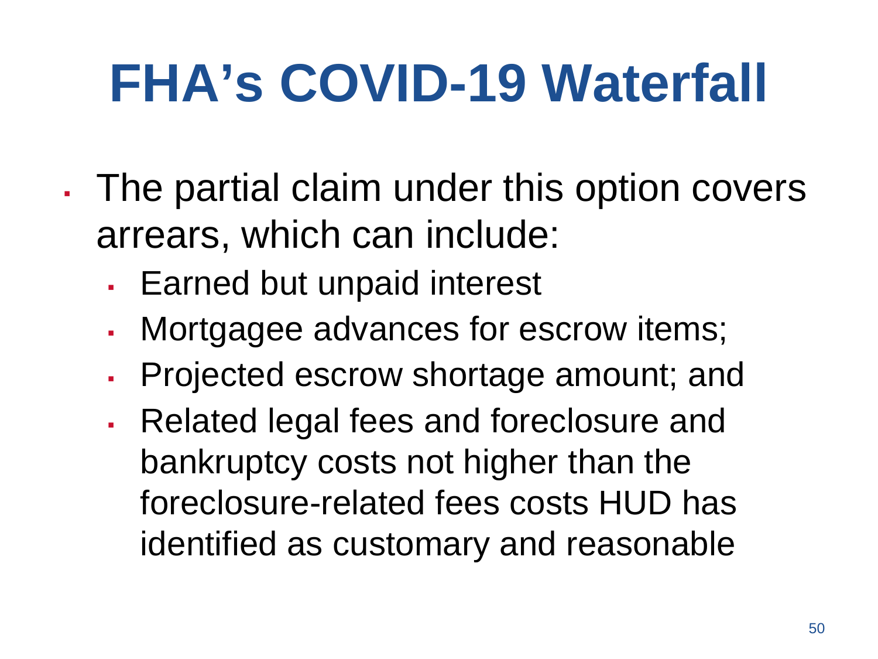# FHA's COVID-19 Waterfall

- The partial claim under this option covers arrears, which can include:
  - Earned but unpaid interest
  - Mortgagee advances for escrow items;
  - Projected escrow shortage amount; and
  - Related legal fees and foreclosure and bankruptcy costs not higher than the foreclosure-related fees costs HUD has identified as customary and reasonable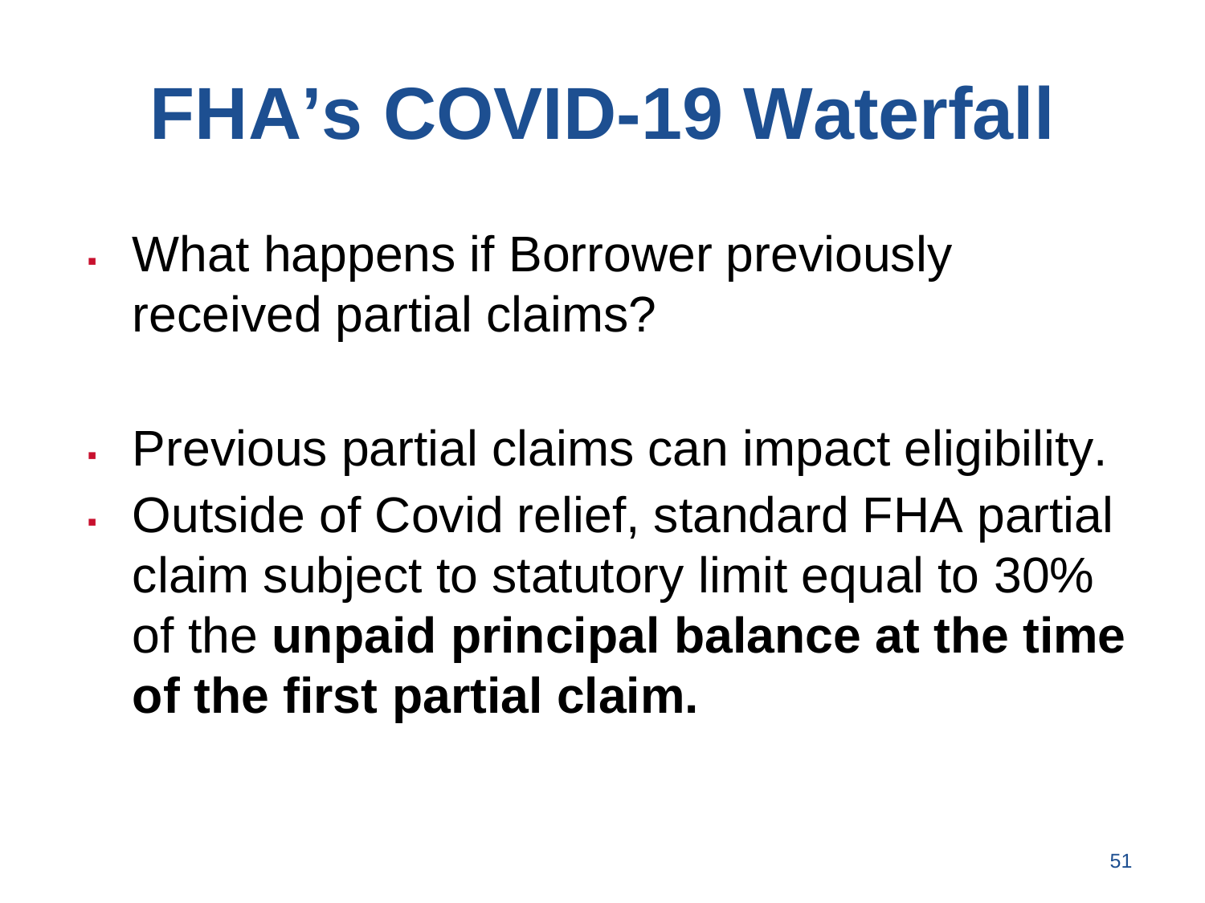# FHA's COVID-19 Waterfall

- What happens if Borrower previously received partial claims?

- Previous partial claims can impact eligibility.
- Outside of Covid relief, standard FHA partial claim subject to statutory limit equal to 30% of the **unpaid principal balance at the time of the first partial claim.**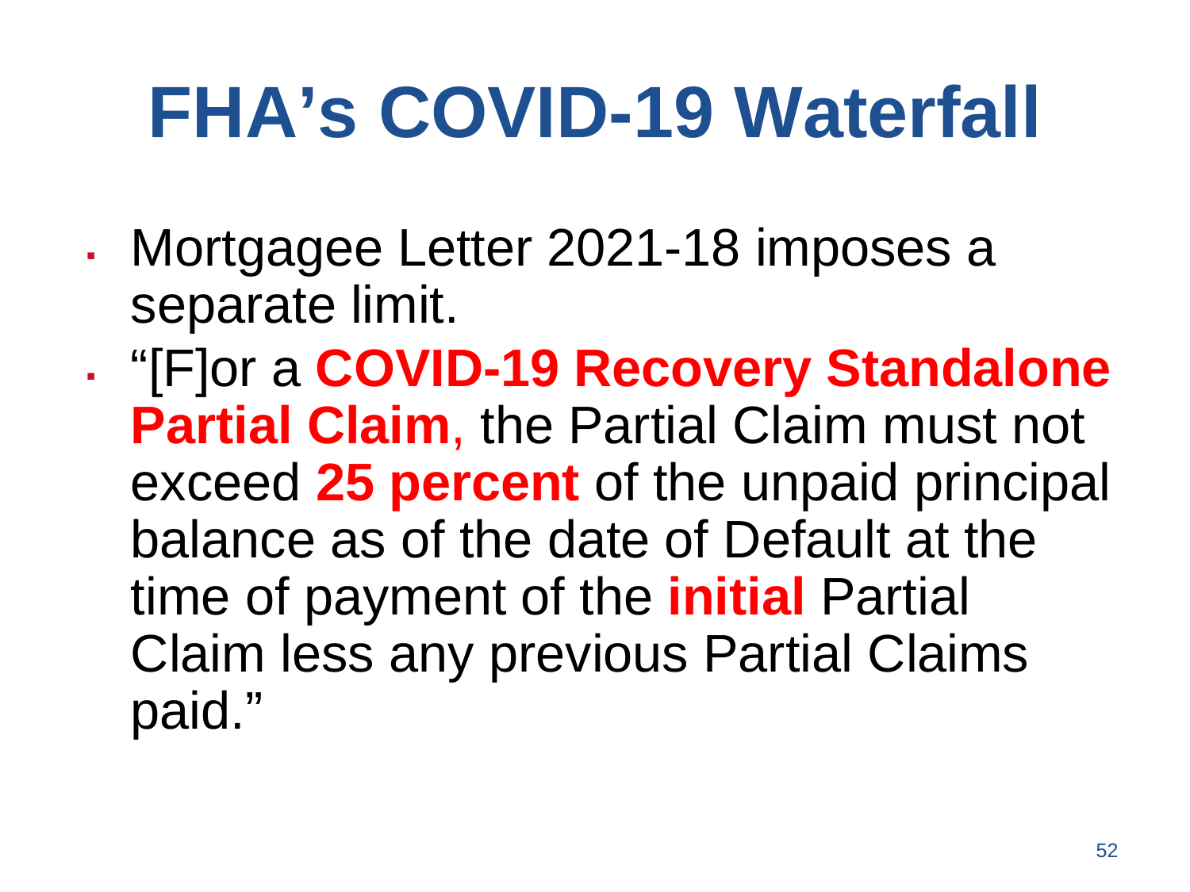# FHA's COVID-19 Waterfall

- Mortgagee Letter 2021-18 imposes a separate limit.
- "[F]or a **COVID-19 Recovery Standalone Partial Claim**, the Partial Claim must not exceed **25 percent** of the unpaid principal balance as of the date of Default at the time of payment of the **initial** Partial Claim less any previous Partial Claims paid."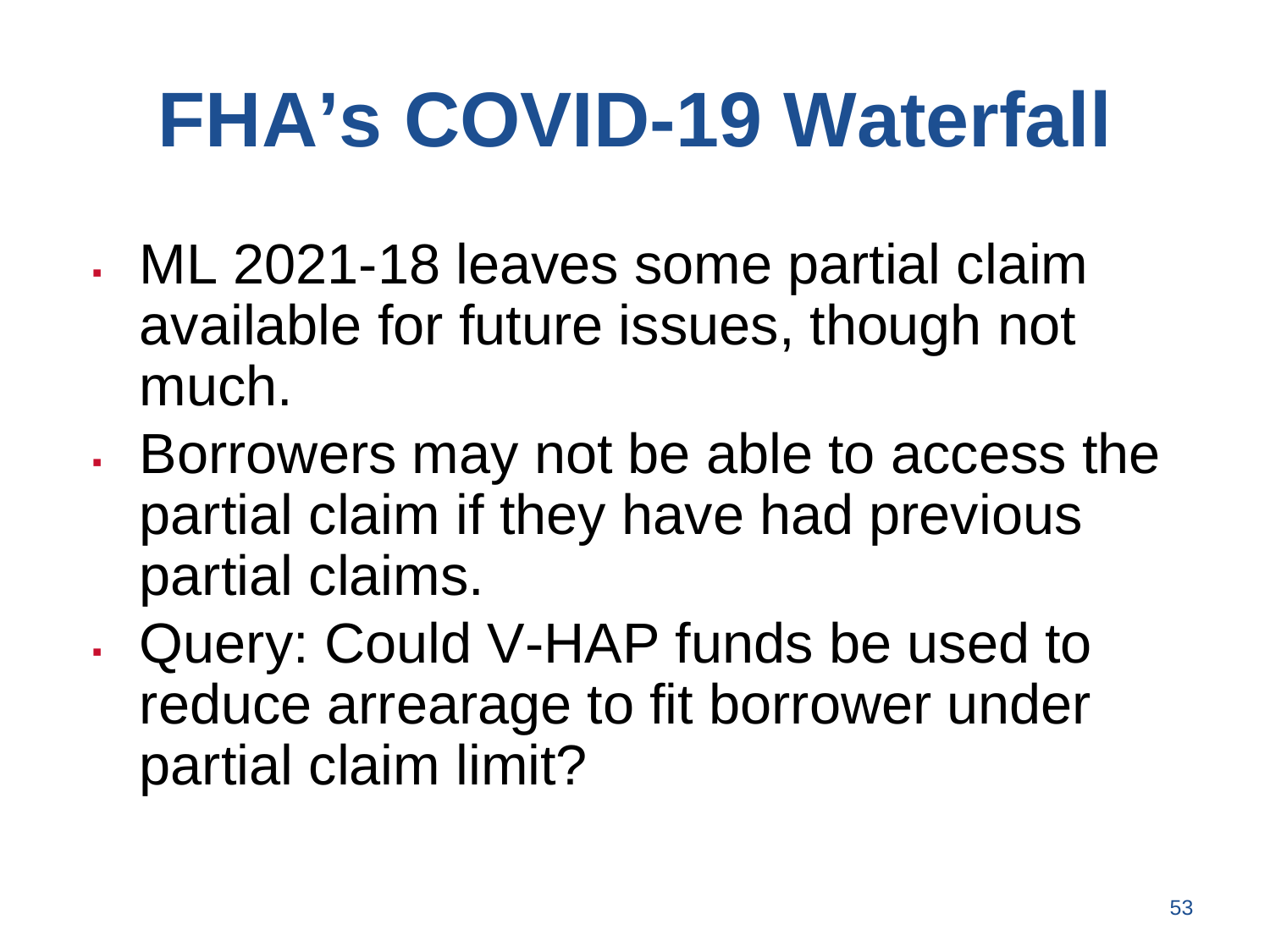# FHA's COVID-19 Waterfall

- ML 2021-18 leaves some partial claim available for future issues, though not much.
- Borrowers may not be able to access the partial claim if they have had previous partial claims.
- Query: Could V-HAP funds be used to reduce arrearage to fit borrower under partial claim limit?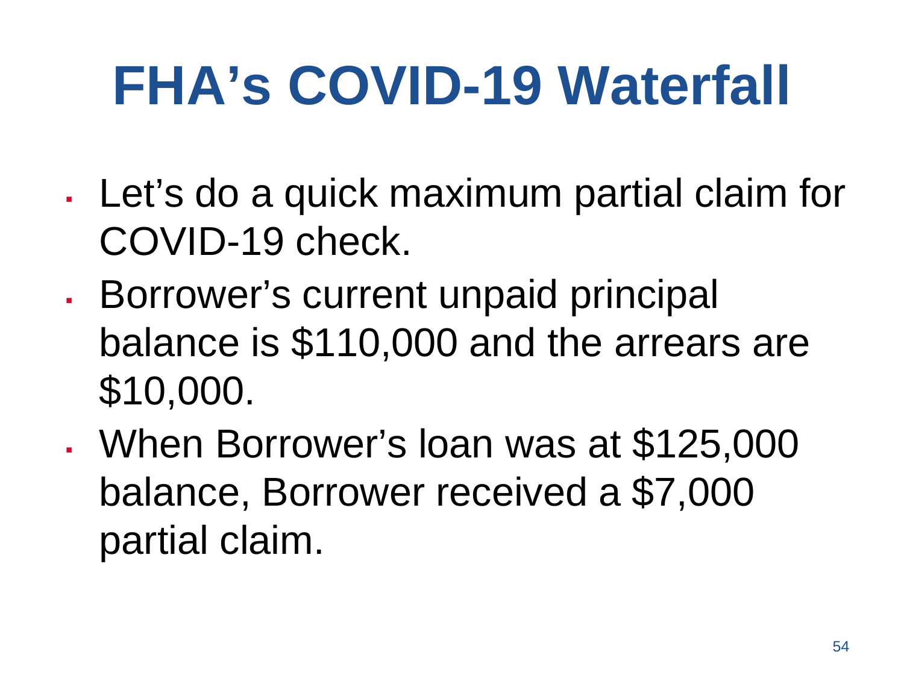# FHA's COVID-19 Waterfall

- Let's do a quick maximum partial claim for COVID-19 check.
- Borrower's current unpaid principal balance is $110,000 and the arrears are $10,000.
- When Borrower's loan was at $125,000 balance, Borrower received a $7,000 partial claim.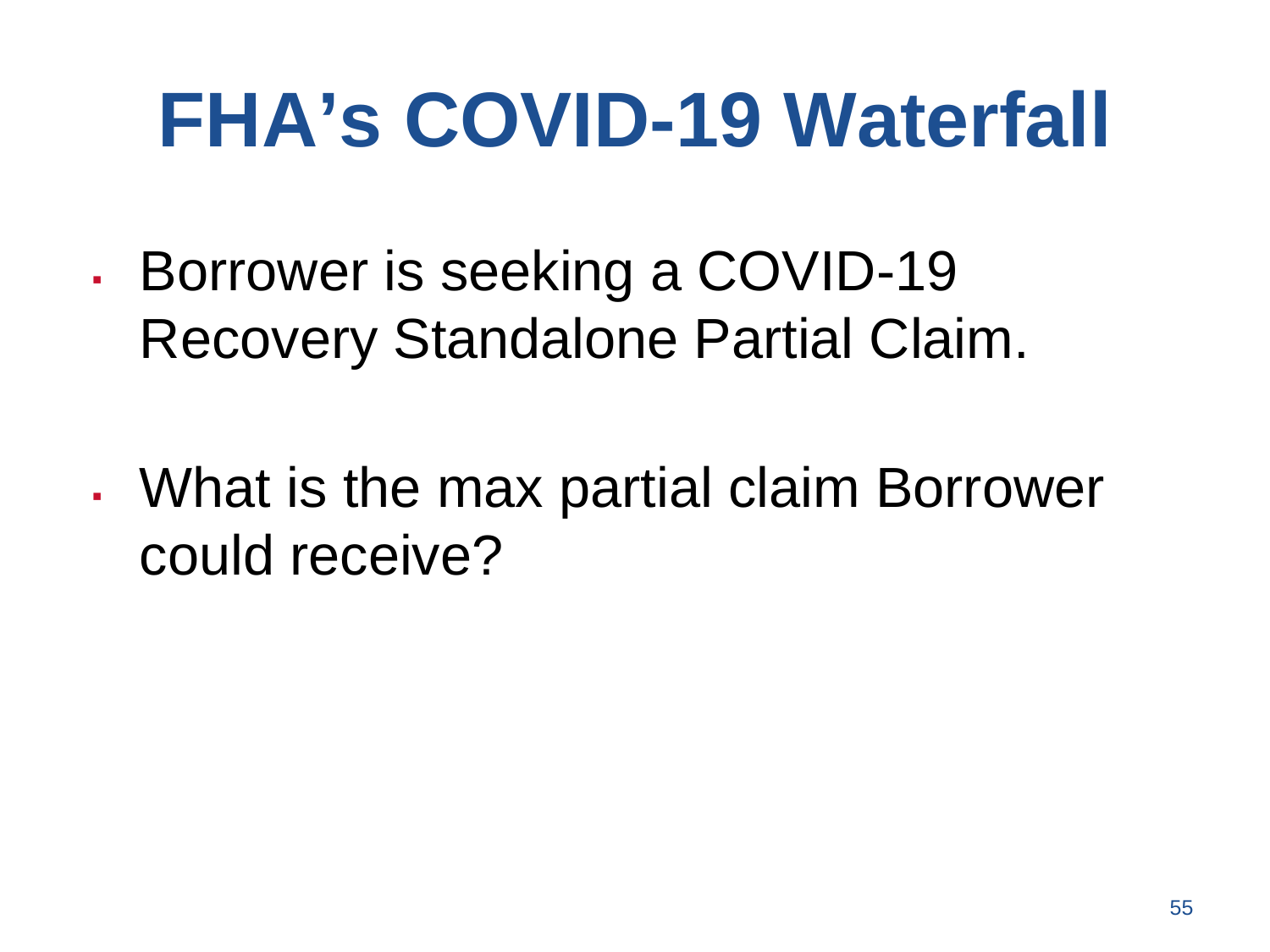# FHA's COVID-19 Waterfall

- Borrower is seeking a COVID-19 Recovery Standalone Partial Claim.
- What is the max partial claim Borrower could receive?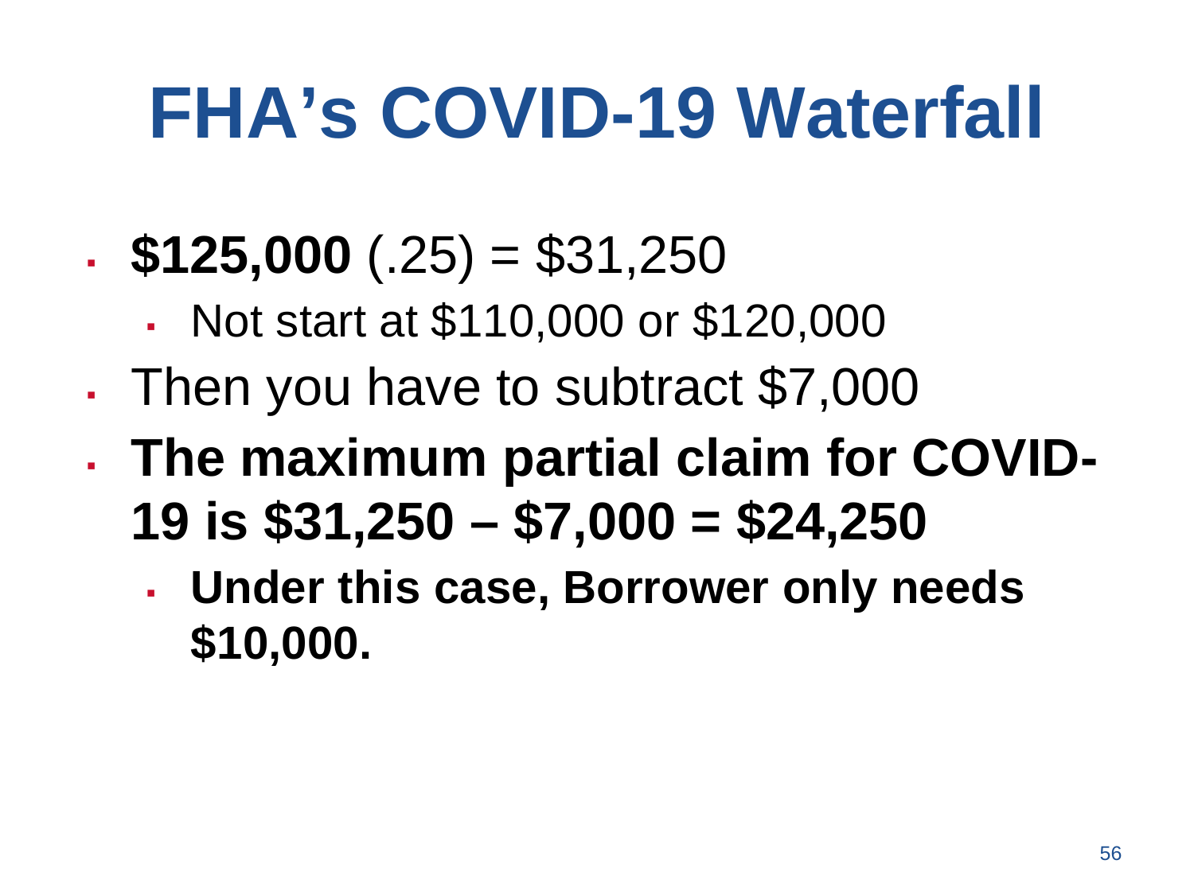# FHA's COVID-19 Waterfall

- **$125,000** (.25) = $31,250
  - Not start at $110,000 or $120,000
- Then you have to subtract $7,000
- **The maximum partial claim for COVID-19 is $31,250 – $7,000 = $24,250**
  - **Under this case, Borrower only needs $10,000.**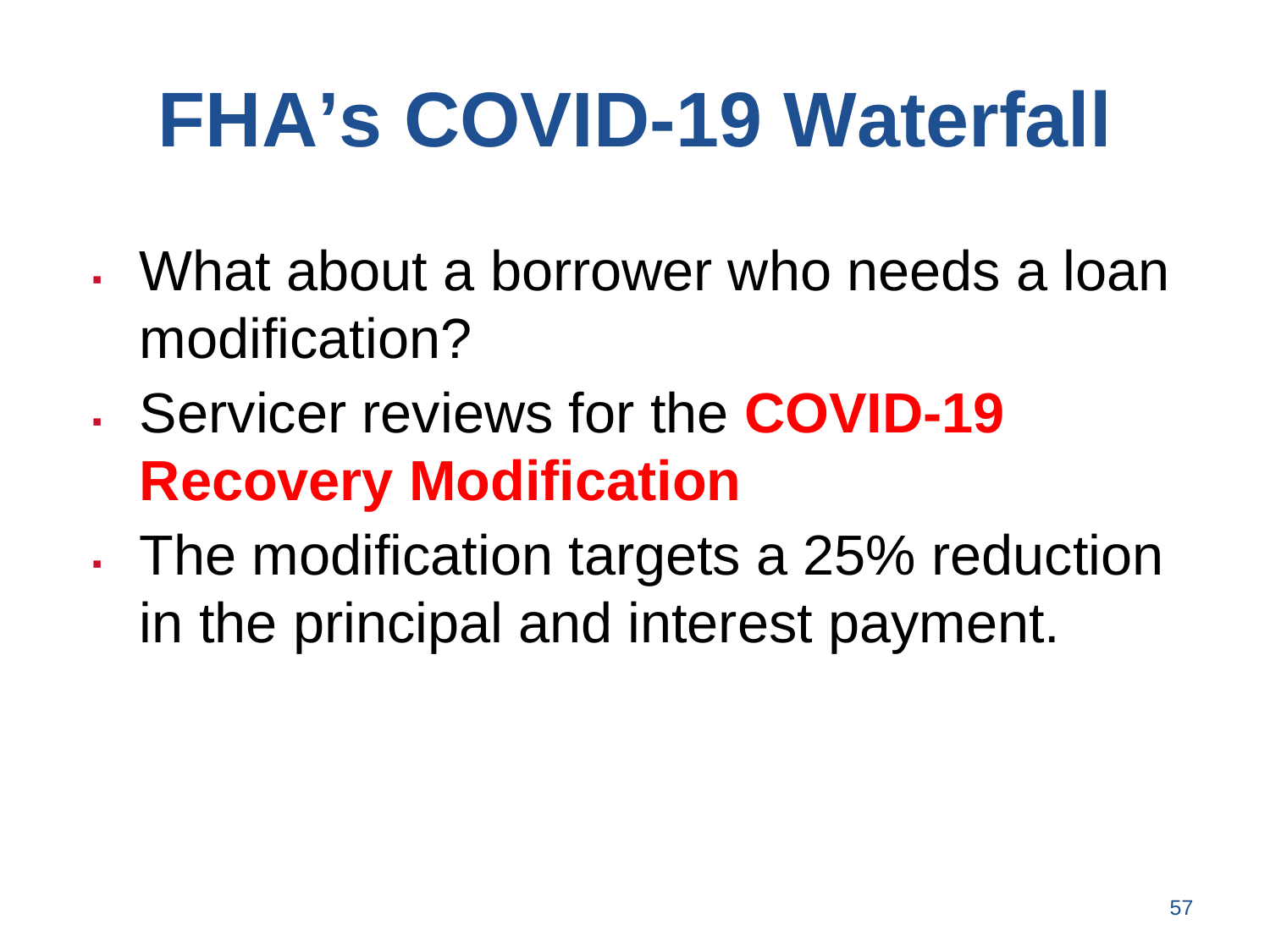# FHA's COVID-19 Waterfall

- What about a borrower who needs a loan modification?
- Servicer reviews for the **COVID-19 Recovery Modification**
- The modification targets a 25% reduction in the principal and interest payment.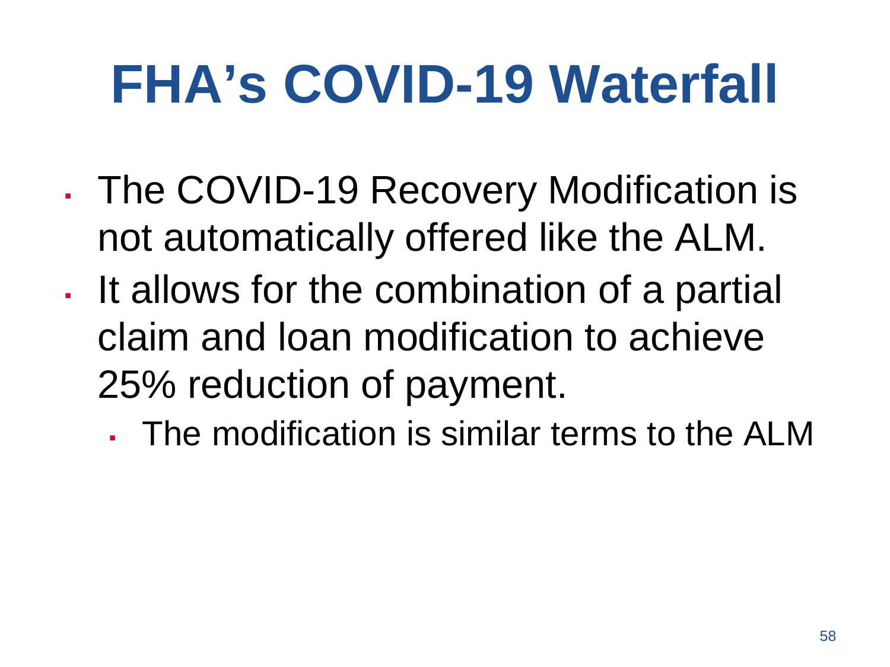# FHA's COVID-19 Waterfall

- The COVID-19 Recovery Modification is not automatically offered like the ALM.
- It allows for the combination of a partial claim and loan modification to achieve 25% reduction of payment.
  - The modification is similar terms to the ALM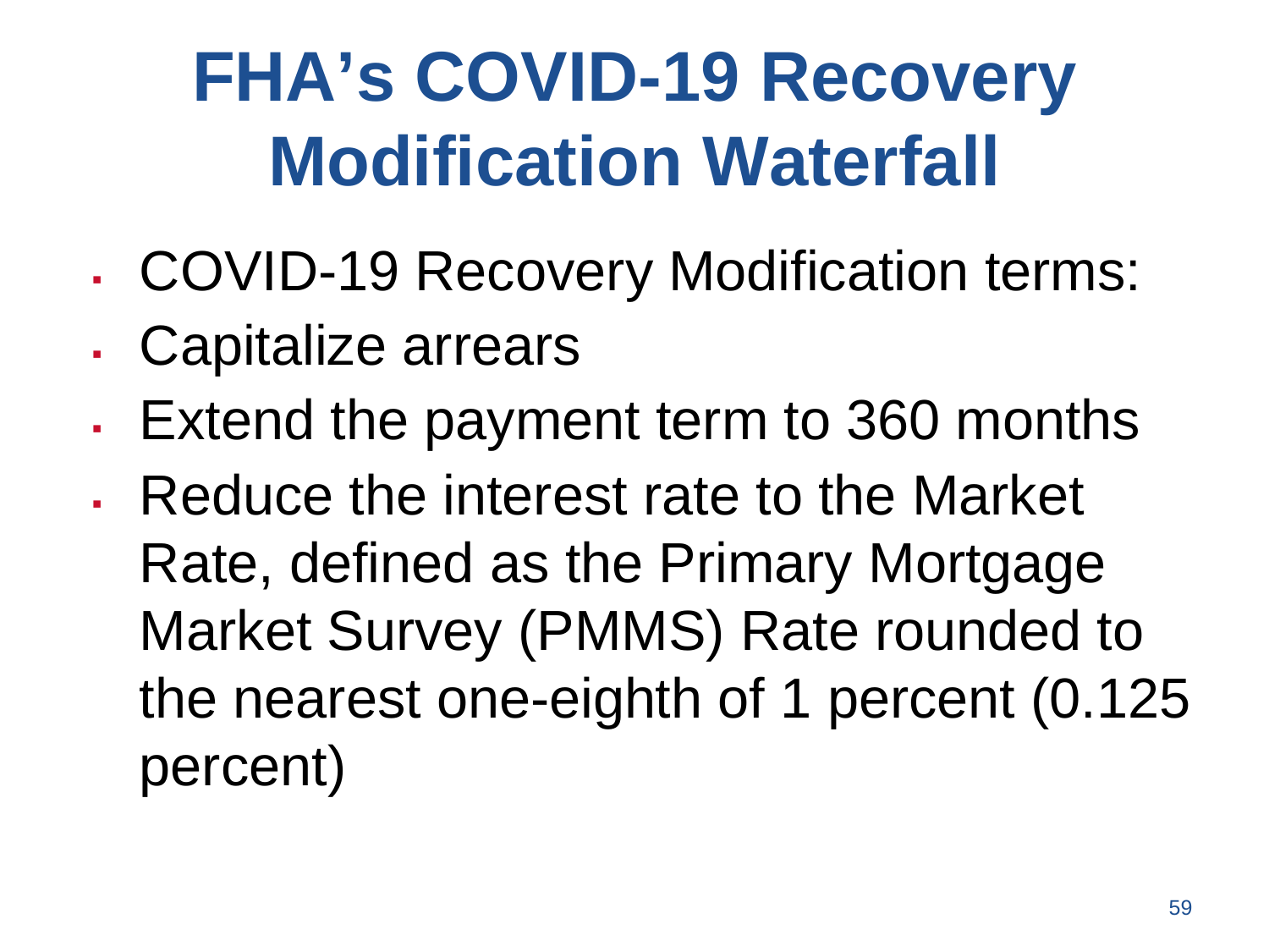# FHA's COVID-19 Recovery Modification Waterfall

- COVID-19 Recovery Modification terms:
- Capitalize arrears
- Extend the payment term to 360 months
- Reduce the interest rate to the Market Rate, defined as the Primary Mortgage Market Survey (PMMS) Rate rounded to the nearest one-eighth of 1 percent (0.125 percent)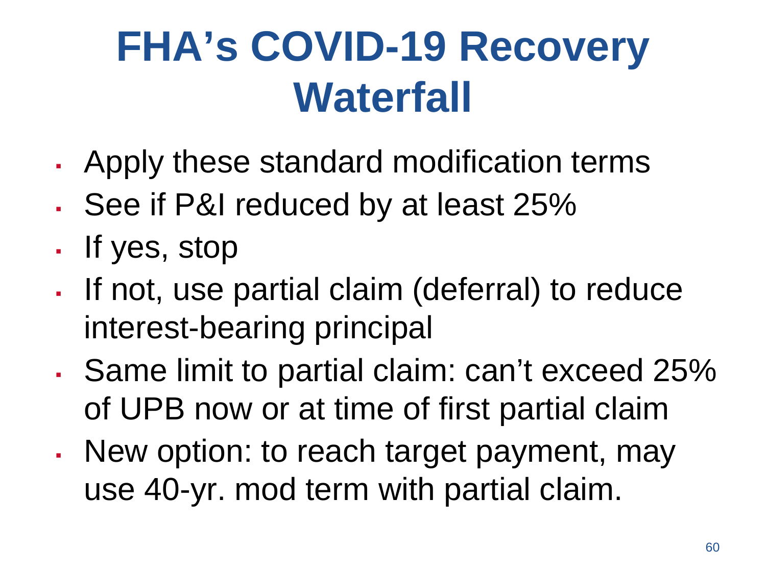# FHA's COVID-19 Recovery Waterfall

- Apply these standard modification terms
- See if P&I reduced by at least 25%
- If yes, stop
- If not, use partial claim (deferral) to reduce interest-bearing principal
- Same limit to partial claim: can't exceed 25% of UPB now or at time of first partial claim
- New option: to reach target payment, may use 40-yr. mod term with partial claim.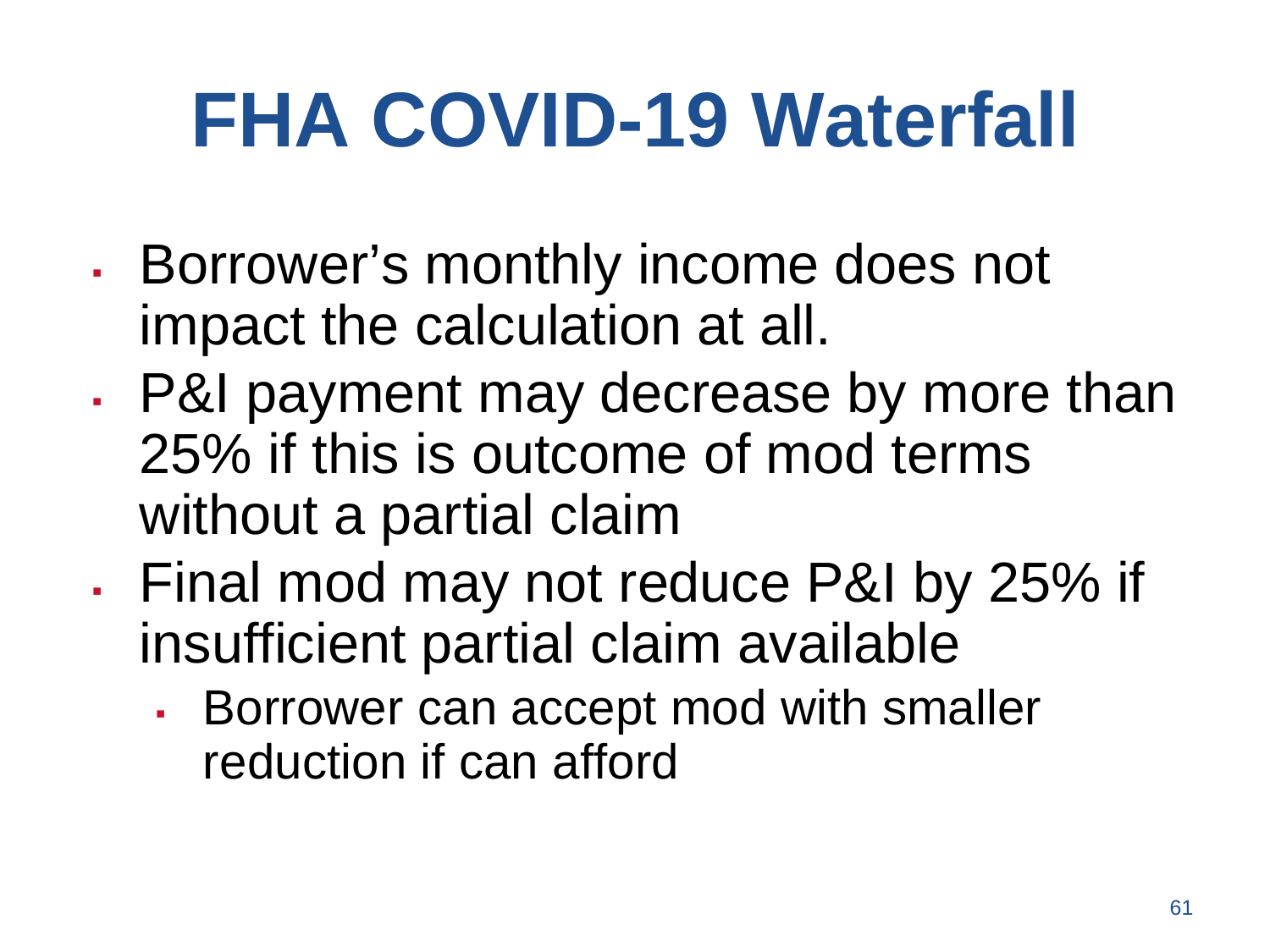# FHA COVID-19 Waterfall

- Borrower's monthly income does not impact the calculation at all.
- P&I payment may decrease by more than 25% if this is outcome of mod terms without a partial claim
- Final mod may not reduce P&I by 25% if insufficient partial claim available
  - Borrower can accept mod with smaller reduction if can afford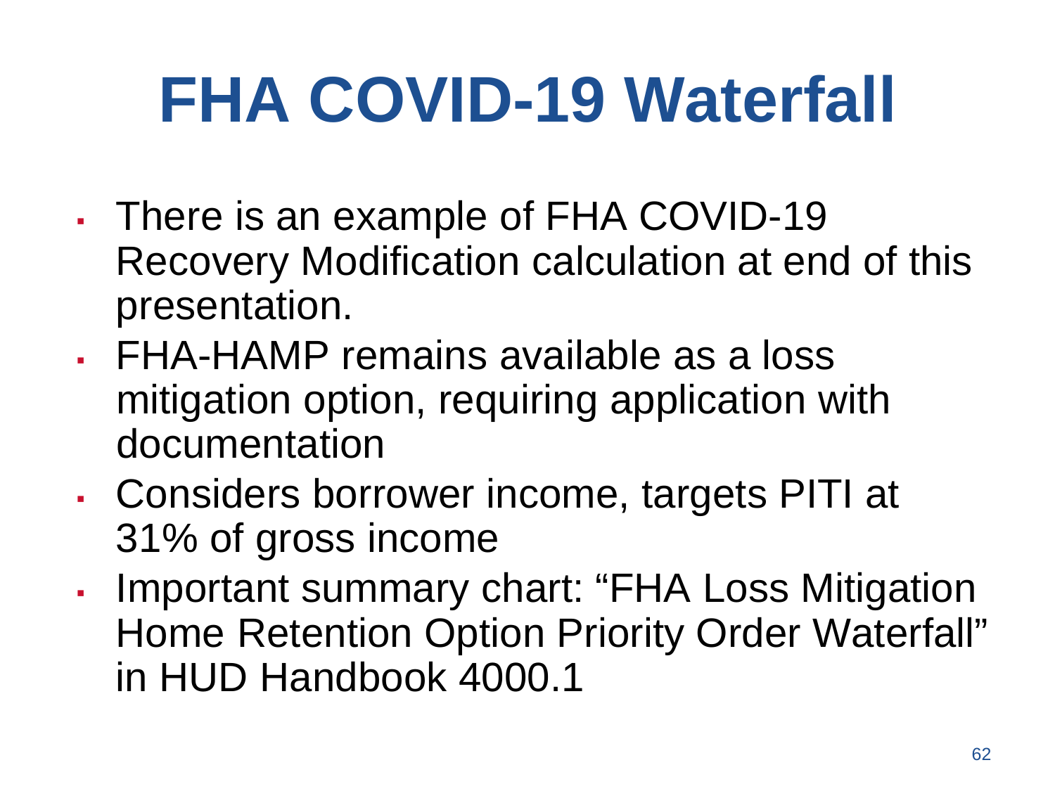# FHA COVID-19 Waterfall

- There is an example of FHA COVID-19 Recovery Modification calculation at end of this presentation.
- FHA-HAMP remains available as a loss mitigation option, requiring application with documentation
- Considers borrower income, targets PITI at 31% of gross income
- Important summary chart: “FHA Loss Mitigation Home Retention Option Priority Order Waterfall” in HUD Handbook 4000.1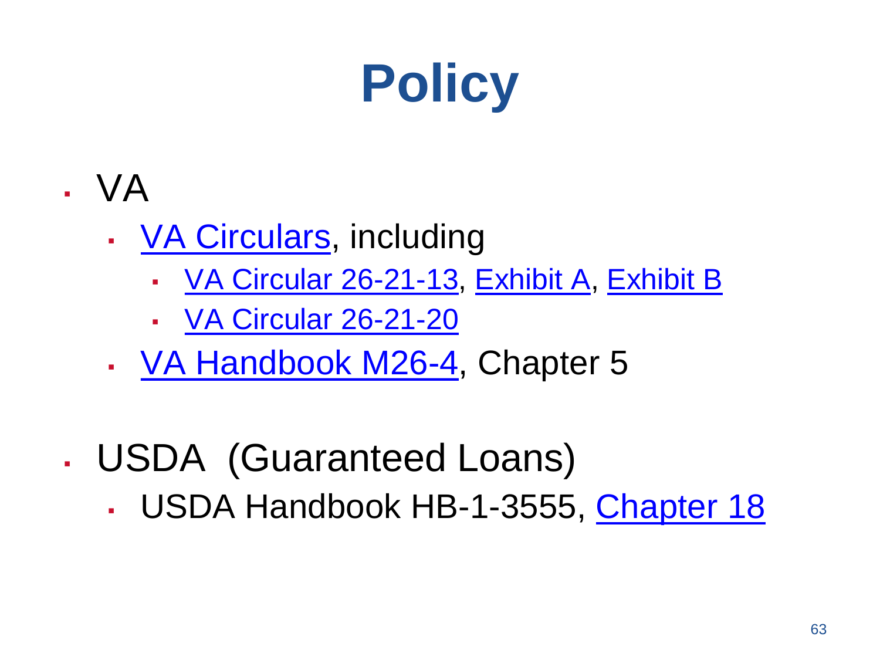# Policy

- VA
  - VA Circulars, including
    - VA Circular 26-21-13, Exhibit A, Exhibit B
    - VA Circular 26-21-20
  - VA Handbook M26-4, Chapter 5
- USDA (Guaranteed Loans)
  - USDA Handbook HB-1-3555, Chapter 18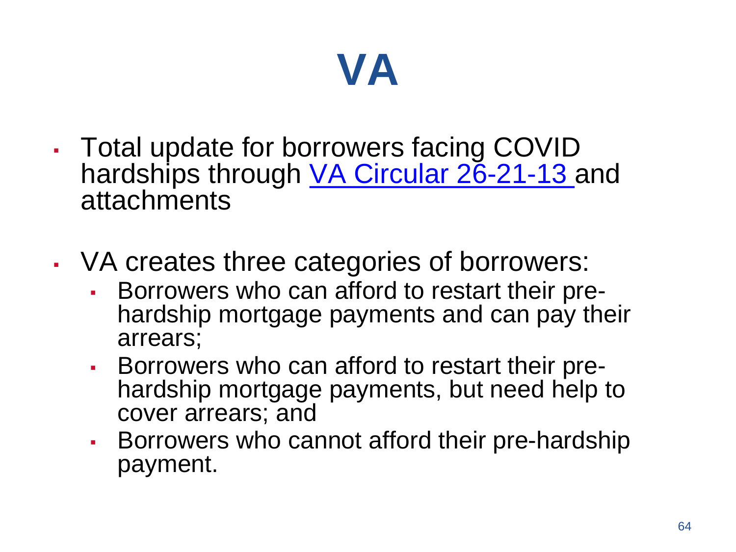# VA

- Total update for borrowers facing COVID hardships through VA Circular 26-21-13 and attachments

- VA creates three categories of borrowers:
  - Borrowers who can afford to restart their pre-hardship mortgage payments and can pay their arrears;
  - Borrowers who can afford to restart their pre-hardship mortgage payments, but need help to cover arrears; and
  - Borrowers who cannot afford their pre-hardship payment.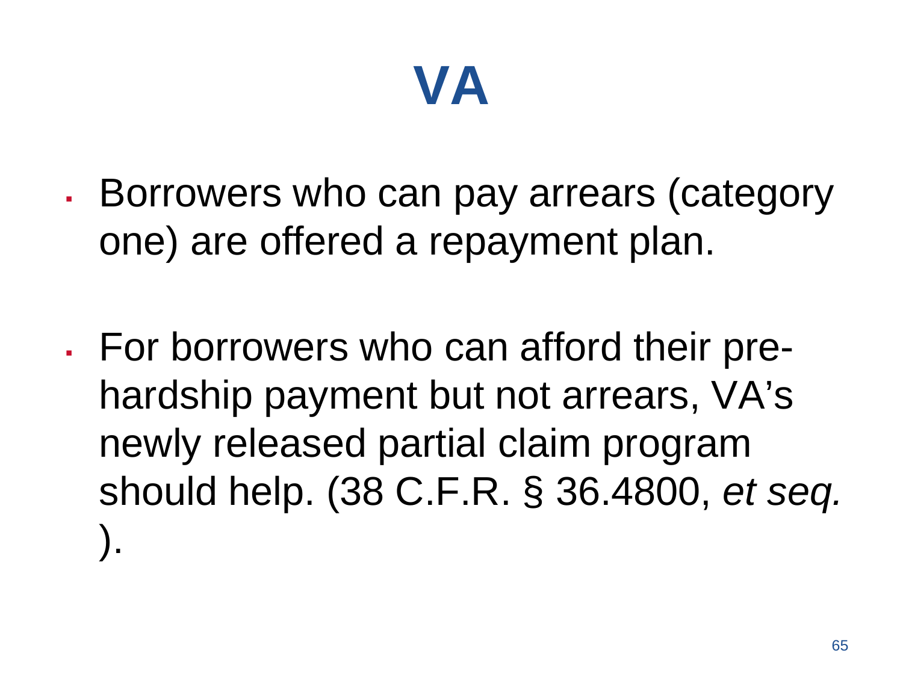# VA

- Borrowers who can pay arrears (category one) are offered a repayment plan.

- For borrowers who can afford their pre-hardship payment but not arrears, VA's newly released partial claim program should help. (38 C.F.R. § 36.4800, *et seq.*).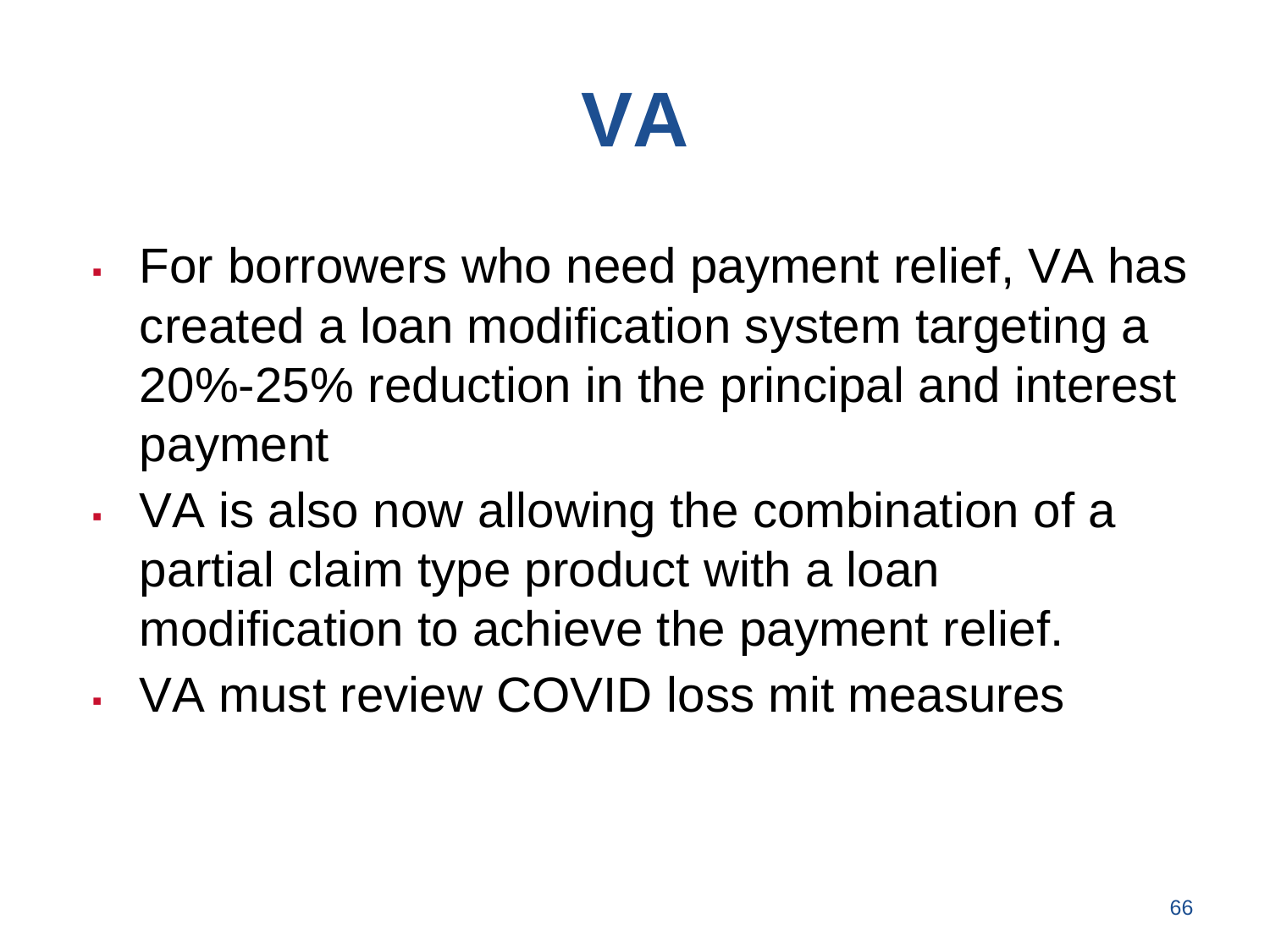# VA

- For borrowers who need payment relief, VA has created a loan modification system targeting a 20%-25% reduction in the principal and interest payment
- VA is also now allowing the combination of a partial claim type product with a loan modification to achieve the payment relief.
- VA must review COVID loss mit measures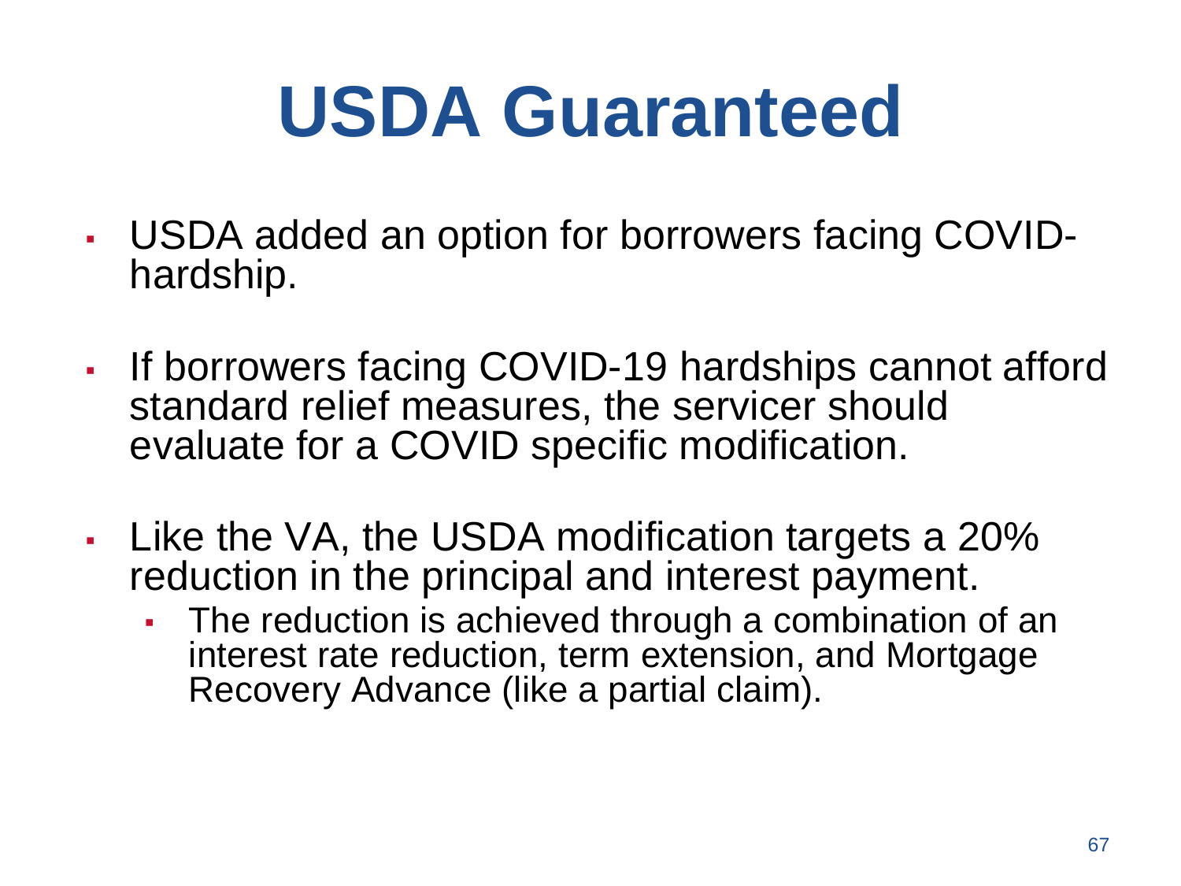# USDA Guaranteed

- USDA added an option for borrowers facing COVID-hardship.
- If borrowers facing COVID-19 hardships cannot afford standard relief measures, the servicer should evaluate for a COVID specific modification.
- Like the VA, the USDA modification targets a 20% reduction in the principal and interest payment.
  - The reduction is achieved through a combination of an interest rate reduction, term extension, and Mortgage Recovery Advance (like a partial claim).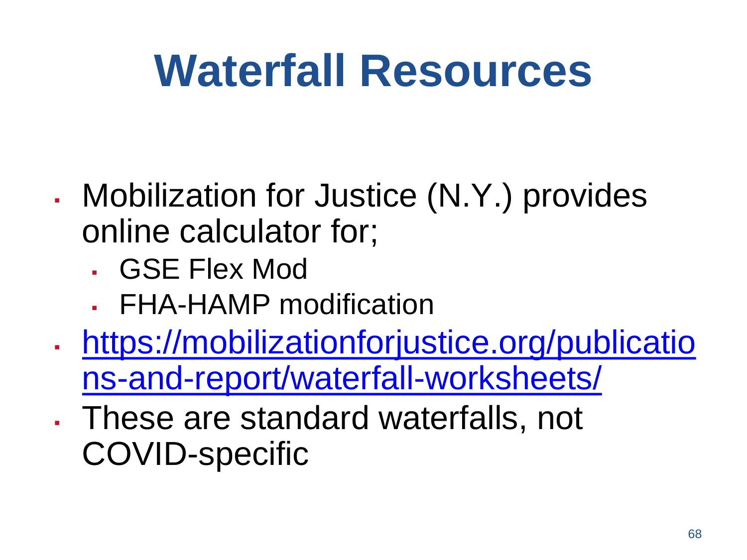# Waterfall Resources

- Mobilization for Justice (N.Y.) provides online calculator for;
  - GSE Flex Mod
  - FHA-HAMP modification
- [https://mobilizationforjustice.org/publications-and-report/waterfall-worksheets/](https://mobilizationforjustice.org/publications-and-report/waterfall-worksheets/)
- These are standard waterfalls, not COVID-specific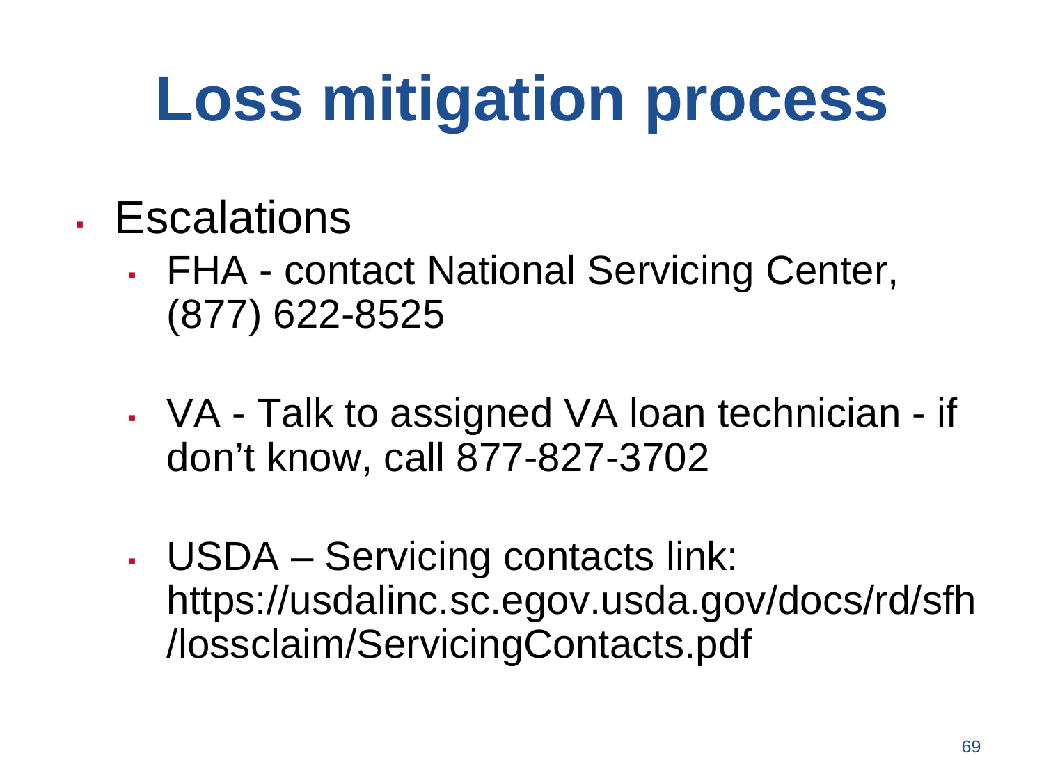# Loss mitigation process

- Escalations
  - FHA - contact National Servicing Center, (877) 622-8525
  - VA - Talk to assigned VA loan technician - if don't know, call 877-827-3702
  - USDA – Servicing contacts link: https://usdalinc.sc.egov.usda.gov/docs/rd/sfh/lossclaim/ServicingContacts.pdf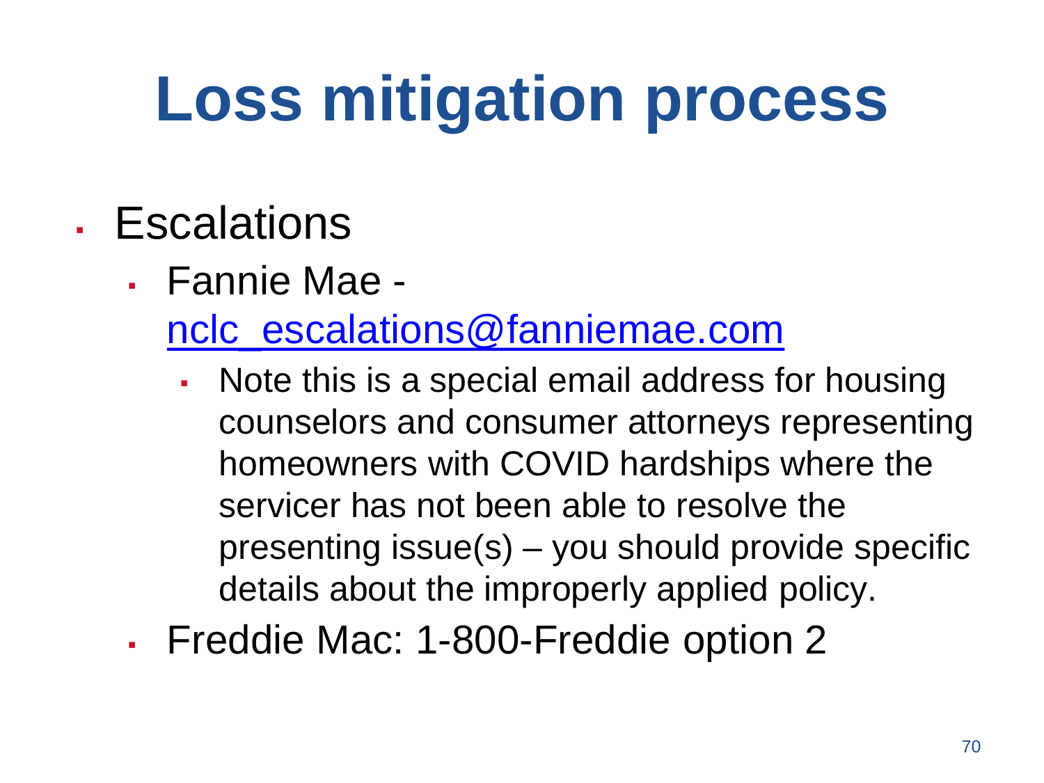# Loss mitigation process

- Escalations
  - Fannie Mae - nclc_escalations@fanniemae.com
    - Note this is a special email address for housing counselors and consumer attorneys representing homeowners with COVID hardships where the servicer has not been able to resolve the presenting issue(s) – you should provide specific details about the improperly applied policy.
  - Freddie Mac: 1-800-Freddie option 2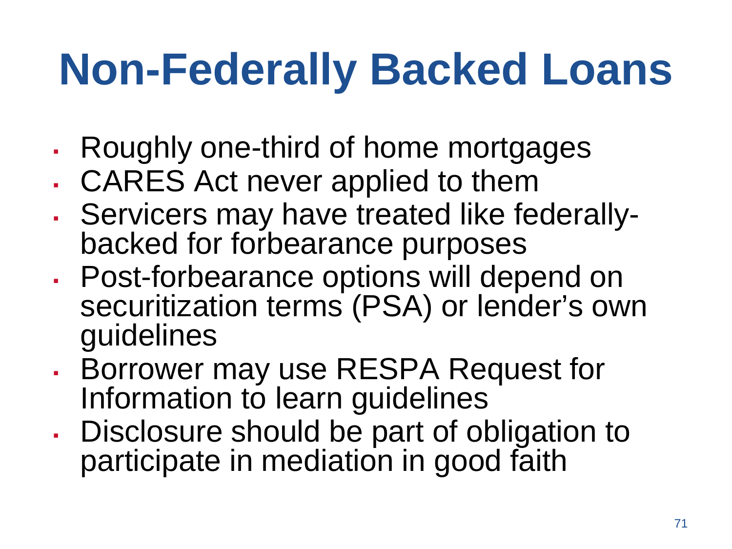# Non-Federally Backed Loans

- Roughly one-third of home mortgages
- CARES Act never applied to them
- Servicers may have treated like federally-backed for forbearance purposes
- Post-forbearance options will depend on securitization terms (PSA) or lender's own guidelines
- Borrower may use RESPA Request for Information to learn guidelines
- Disclosure should be part of obligation to participate in mediation in good faith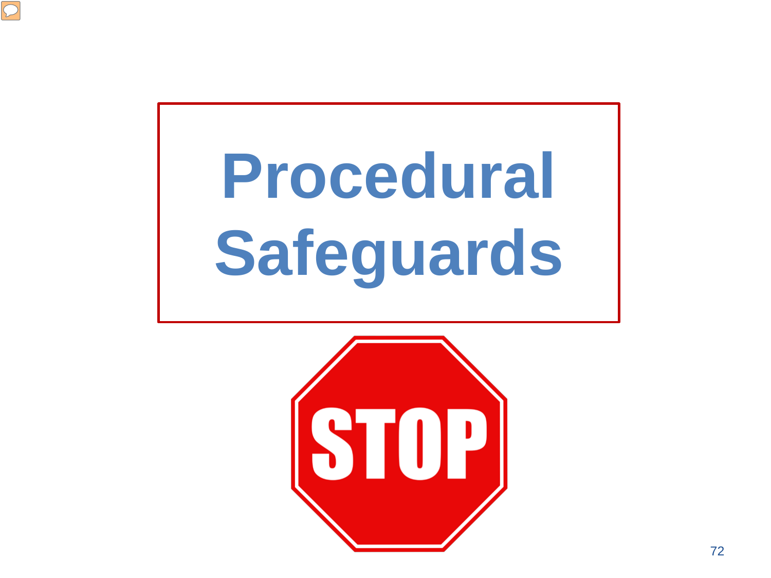# Procedural Safeguards

STOP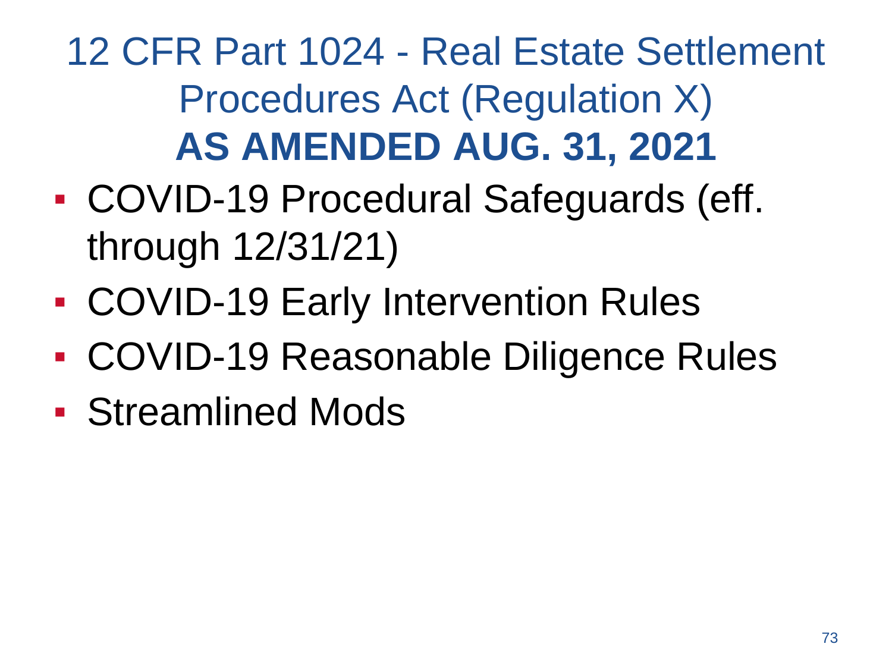# 12 CFR Part 1024 - Real Estate Settlement Procedures Act (Regulation X) **AS AMENDED AUG. 31, 2021**

- COVID-19 Procedural Safeguards (eff. through 12/31/21)
- COVID-19 Early Intervention Rules
- COVID-19 Reasonable Diligence Rules
- Streamlined Mods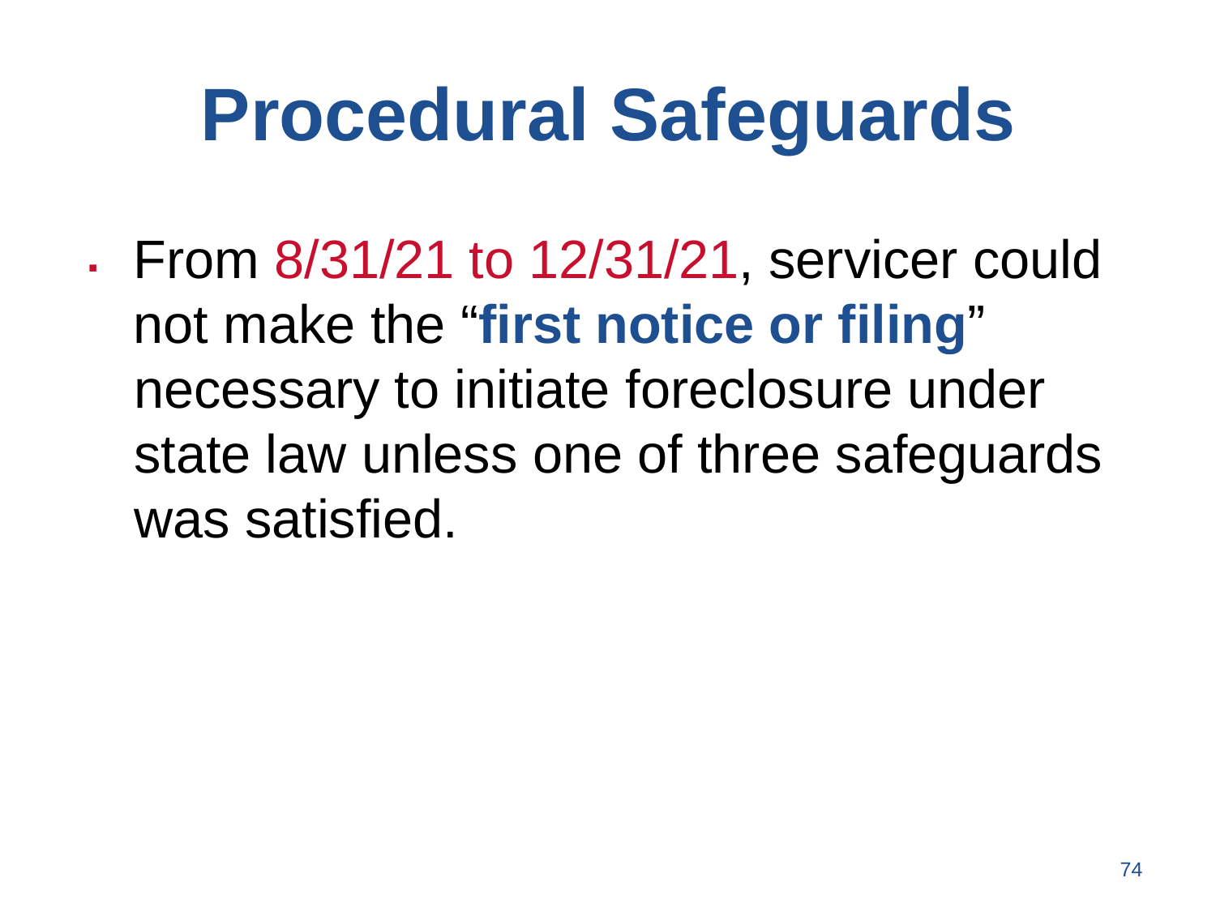# Procedural Safeguards

- From 8/31/21 to 12/31/21, servicer could not make the "**first notice or filing**" necessary to initiate foreclosure under state law unless one of three safeguards was satisfied.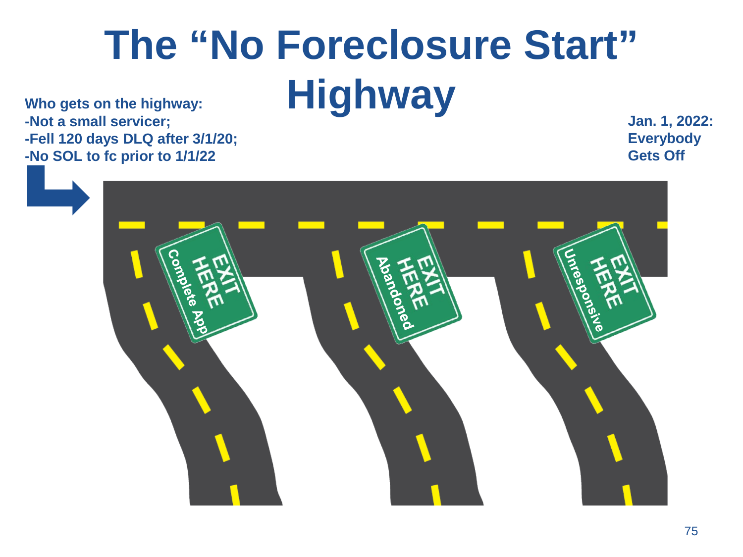# The "No Foreclosure Start" Highway

**Who gets on the highway:**
**-Not a small servicer;**
**-Fell 120 days DLQ after 3/1/20;**
**-No SOL to fc prior to 1/1/22**

**Jan. 1, 2022: Everybody Gets Off**

EXIT HERE
Complete App

EXIT HERE
Abandoned

EXIT HERE
Unresponsive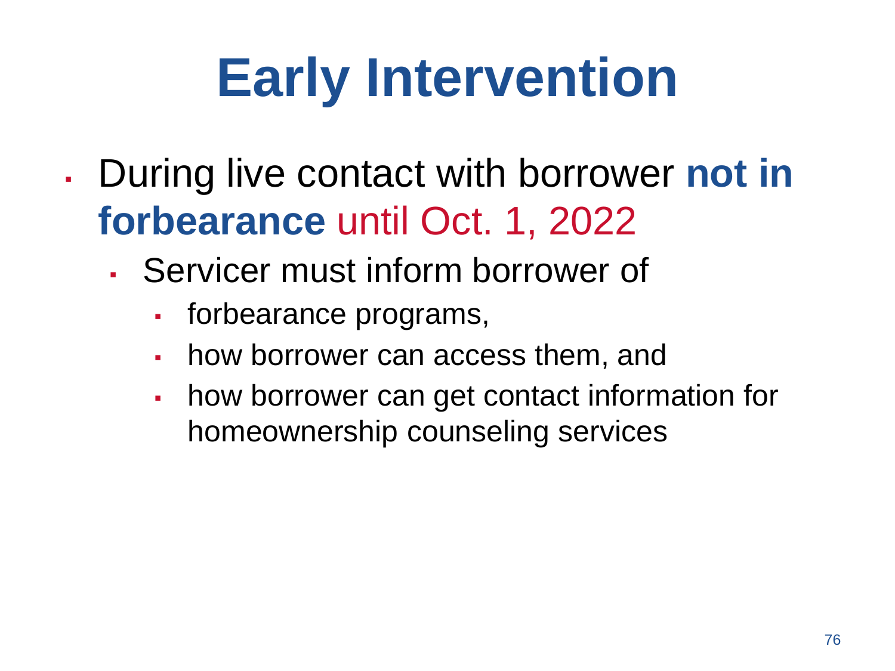# Early Intervention

- During live contact with borrower **not in forbearance** until Oct. 1, 2022
  - Servicer must inform borrower of
    - forbearance programs,
    - how borrower can access them, and
    - how borrower can get contact information for homeownership counseling services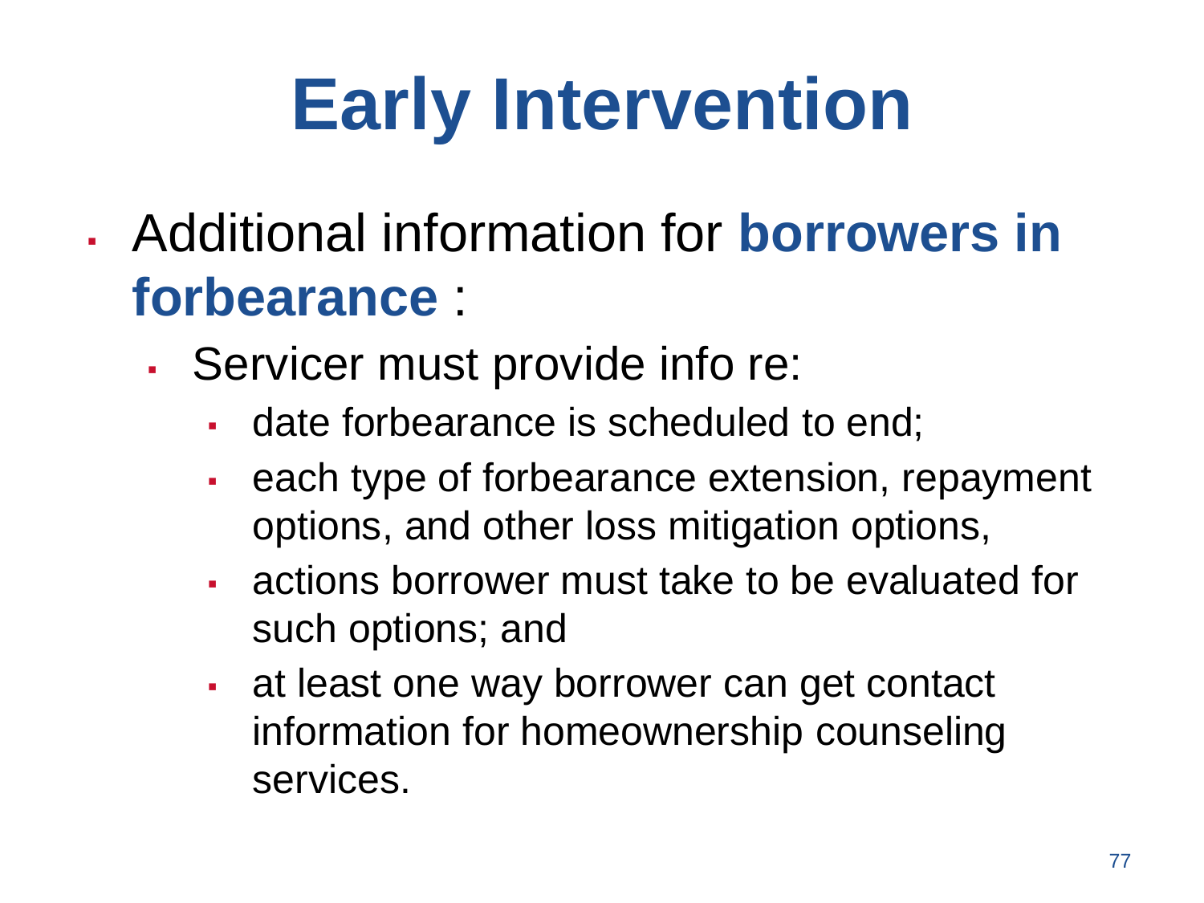# Early Intervention

- Additional information for **borrowers in forbearance** :
  - Servicer must provide info re:
    - date forbearance is scheduled to end;
    - each type of forbearance extension, repayment options, and other loss mitigation options,
    - actions borrower must take to be evaluated for such options; and
    - at least one way borrower can get contact information for homeownership counseling services.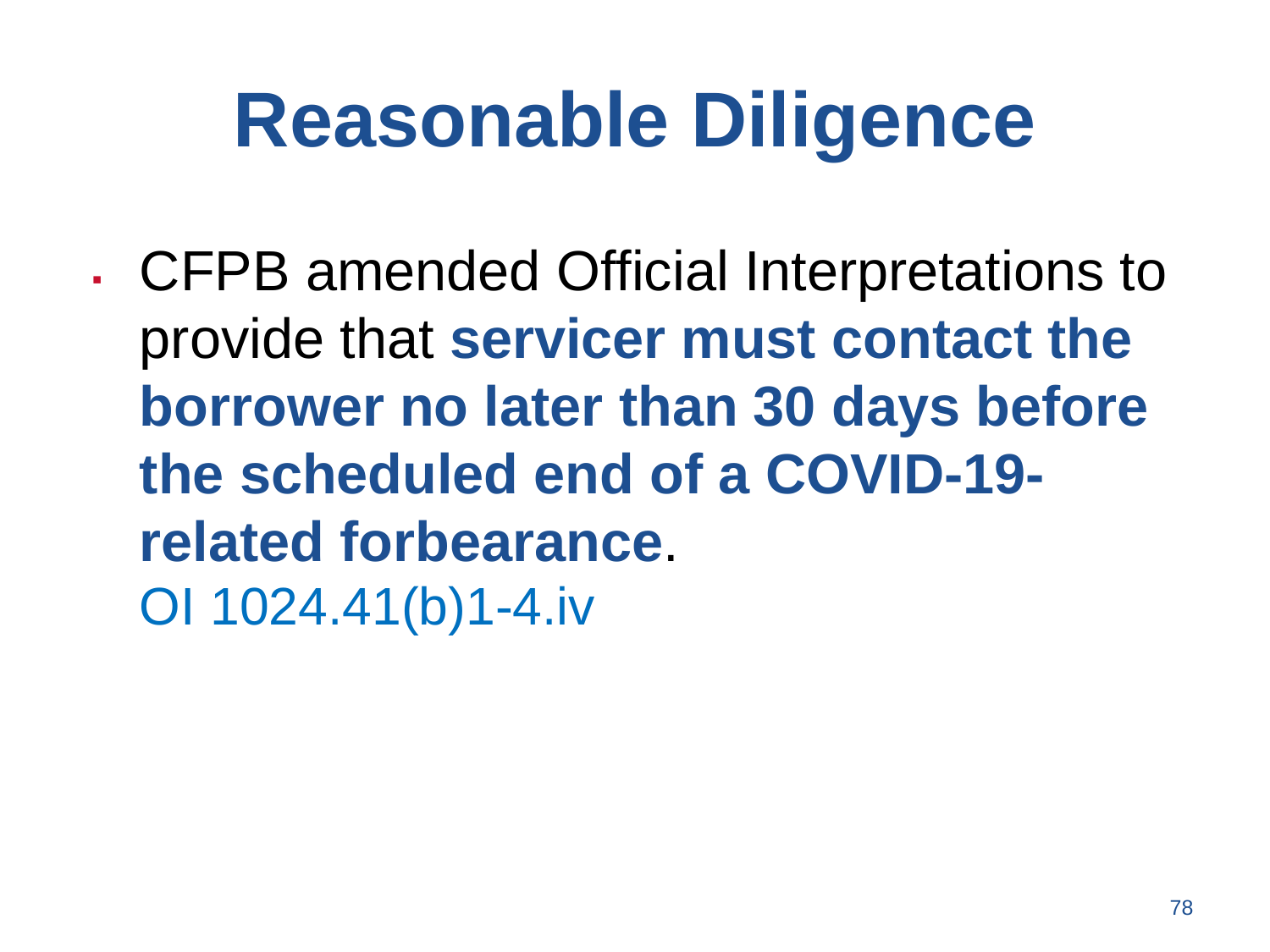# Reasonable Diligence

- CFPB amended Official Interpretations to provide that **servicer must contact the borrower no later than 30 days before the scheduled end of a COVID-19-related forbearance**.
  OI 1024.41(b)1-4.iv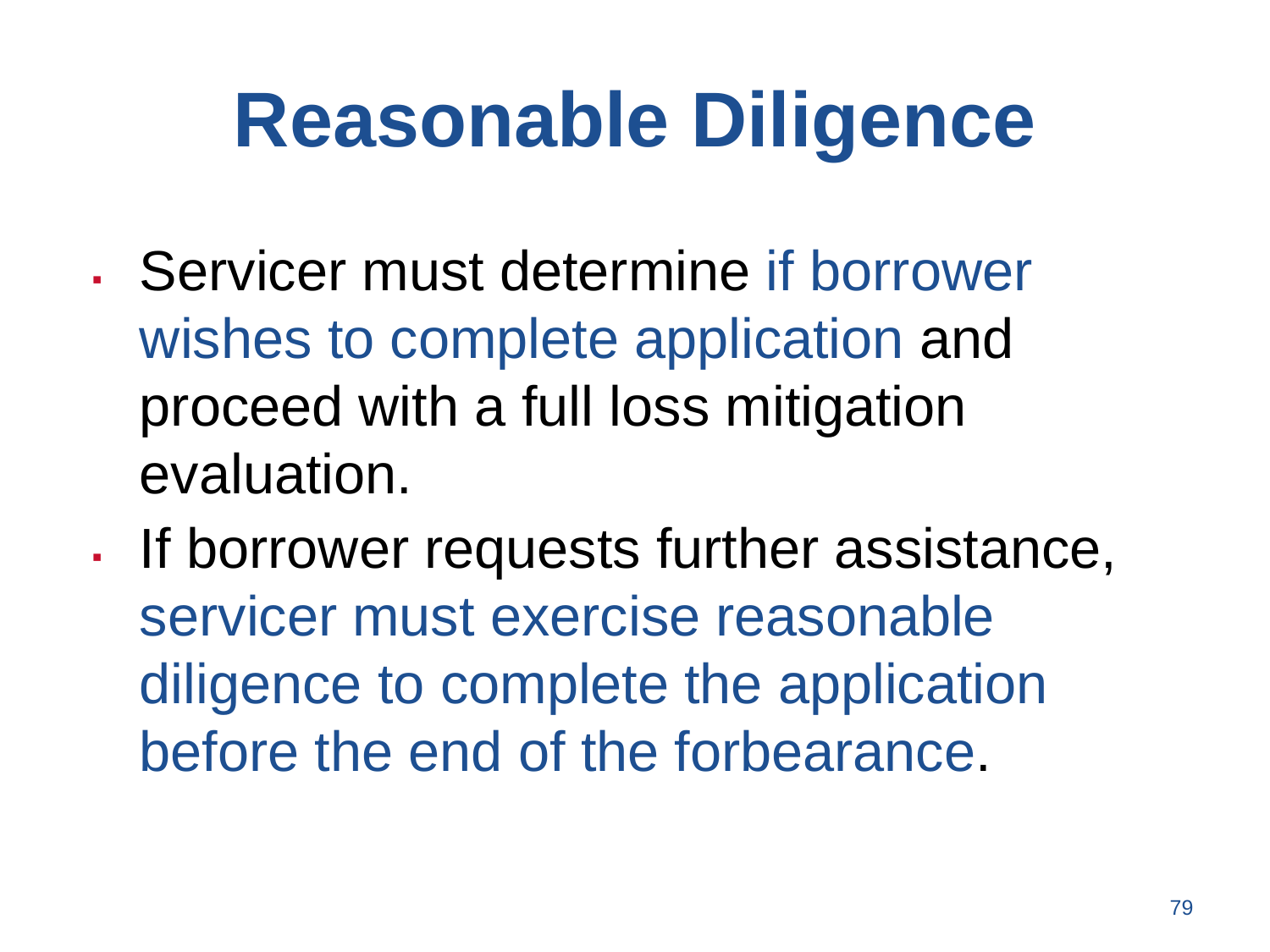# Reasonable Diligence

- Servicer must determine if borrower wishes to complete application and proceed with a full loss mitigation evaluation.
- If borrower requests further assistance, servicer must exercise reasonable diligence to complete the application before the end of the forbearance.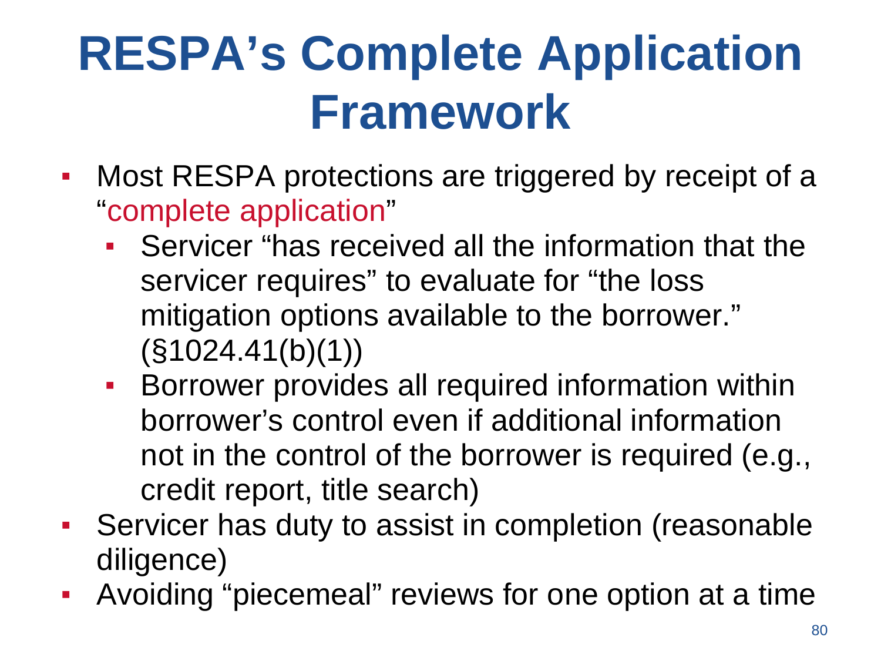# RESPA's Complete Application Framework

- Most RESPA protections are triggered by receipt of a "complete application"
  - Servicer "has received all the information that the servicer requires" to evaluate for "the loss mitigation options available to the borrower." (§1024.41(b)(1))
  - Borrower provides all required information within borrower's control even if additional information not in the control of the borrower is required (e.g., credit report, title search)
- Servicer has duty to assist in completion (reasonable diligence)
- Avoiding "piecemeal" reviews for one option at a time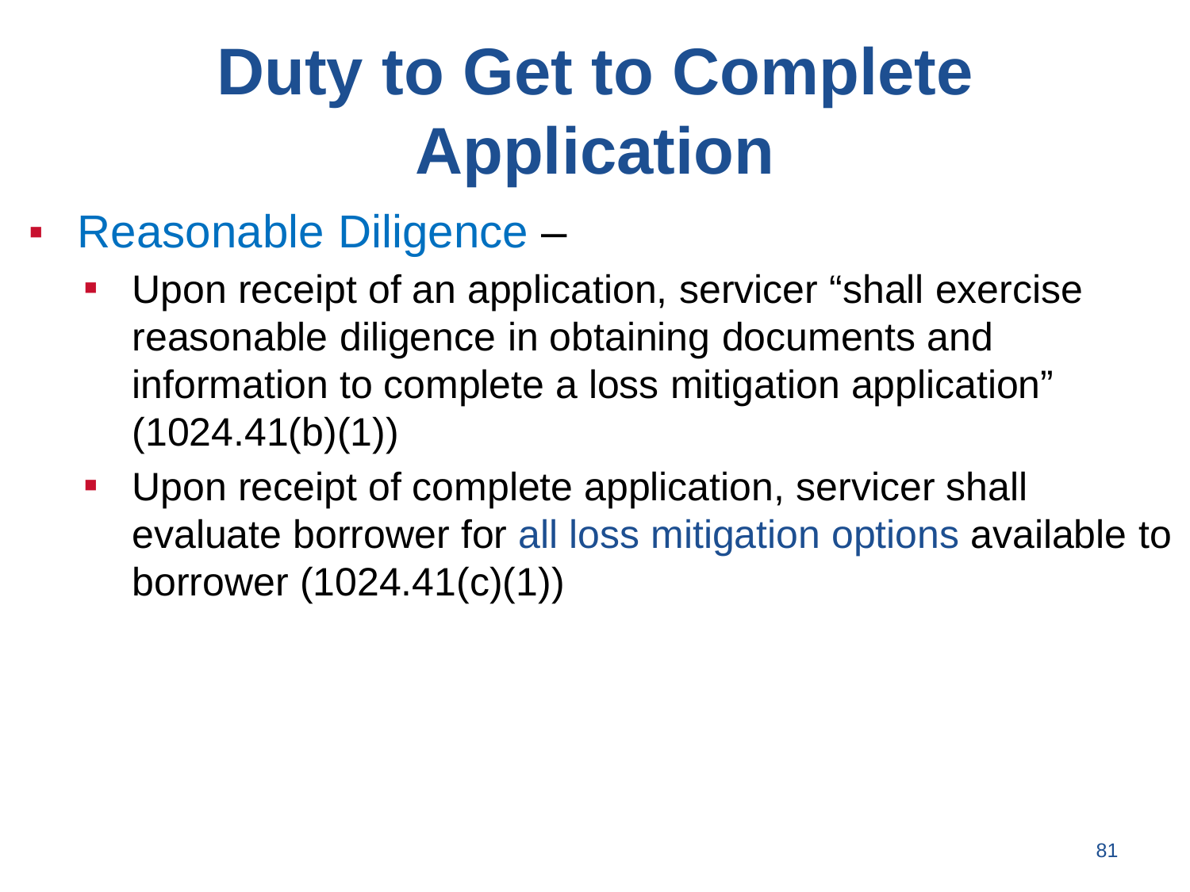# Duty to Get to Complete Application

- Reasonable Diligence –
  - Upon receipt of an application, servicer "shall exercise reasonable diligence in obtaining documents and information to complete a loss mitigation application" (1024.41(b)(1))
  - Upon receipt of complete application, servicer shall evaluate borrower for all loss mitigation options available to borrower (1024.41(c)(1))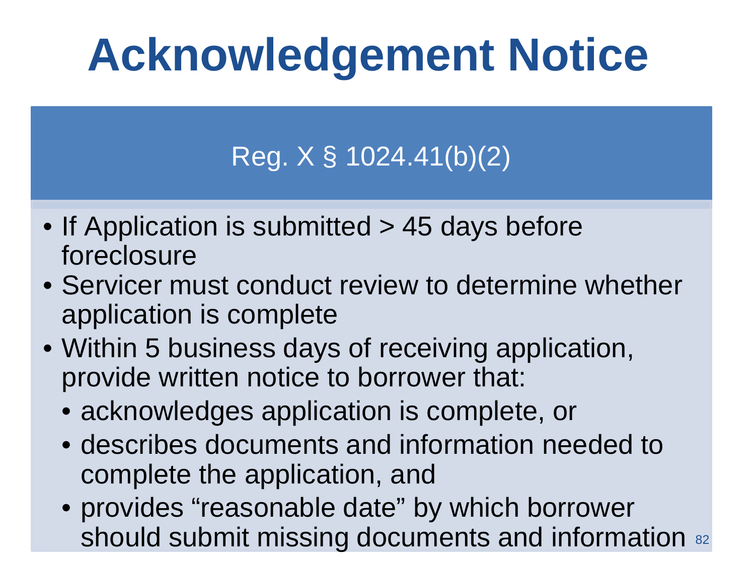# Acknowledgement Notice

## Reg. X § 1024.41(b)(2)

- If Application is submitted > 45 days before foreclosure
- Servicer must conduct review to determine whether application is complete
- Within 5 business days of receiving application, provide written notice to borrower that:
  - acknowledges application is complete, or
  - describes documents and information needed to complete the application, and
  - provides "reasonable date" by which borrower should submit missing documents and information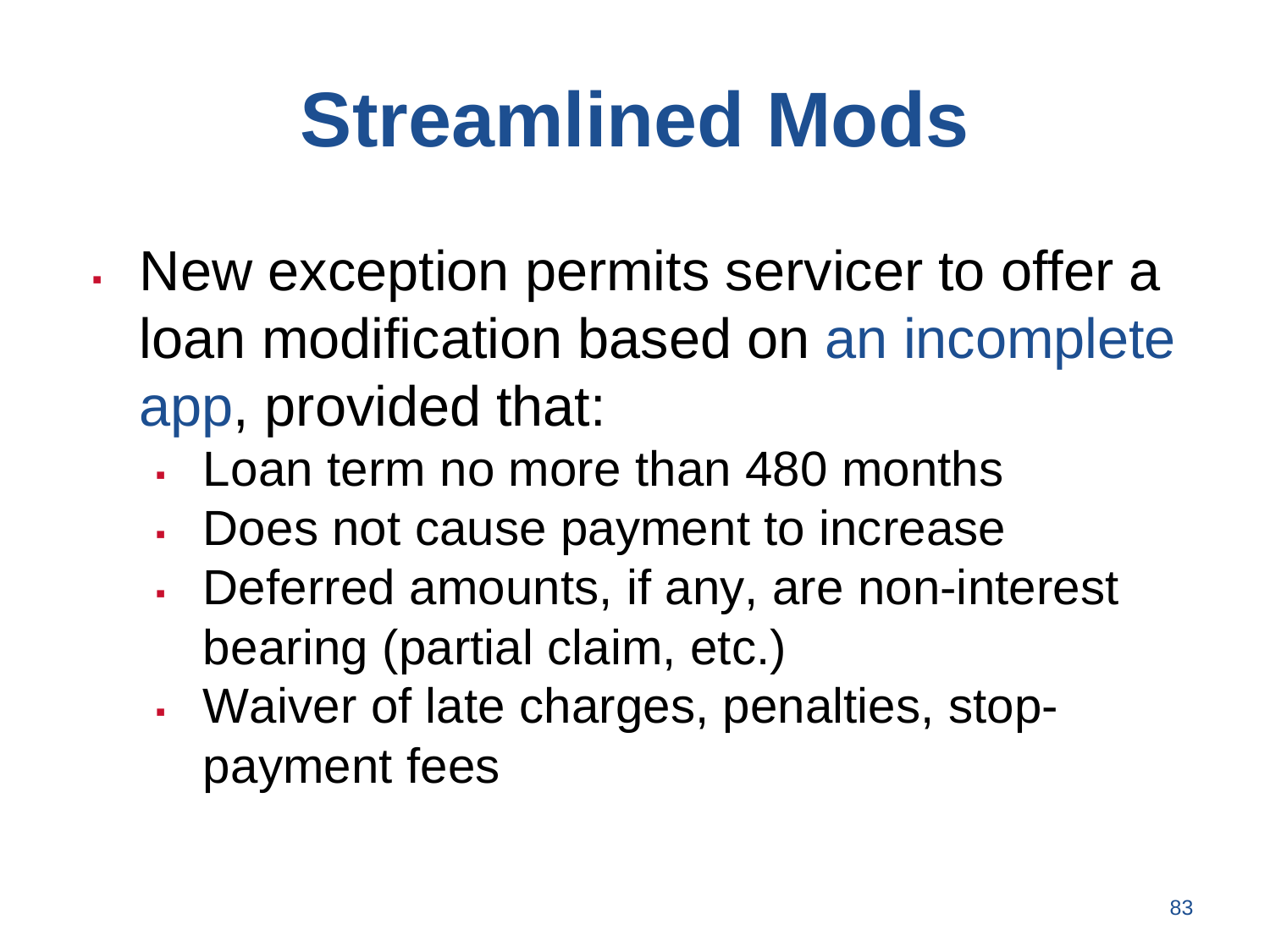# Streamlined Mods

- New exception permits servicer to offer a loan modification based on an incomplete app, provided that:
  - Loan term no more than 480 months
  - Does not cause payment to increase
  - Deferred amounts, if any, are non-interest bearing (partial claim, etc.)
  - Waiver of late charges, penalties, stop-payment fees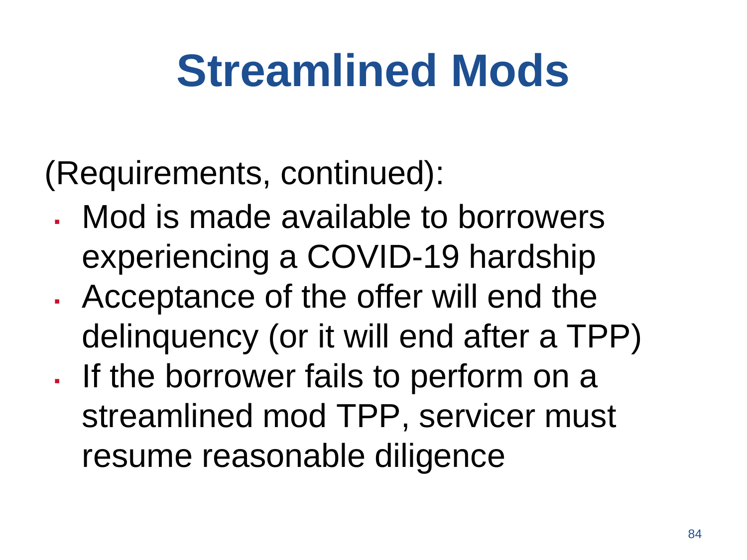# Streamlined Mods

(Requirements, continued):

- Mod is made available to borrowers experiencing a COVID-19 hardship
- Acceptance of the offer will end the delinquency (or it will end after a TPP)
- If the borrower fails to perform on a streamlined mod TPP, servicer must resume reasonable diligence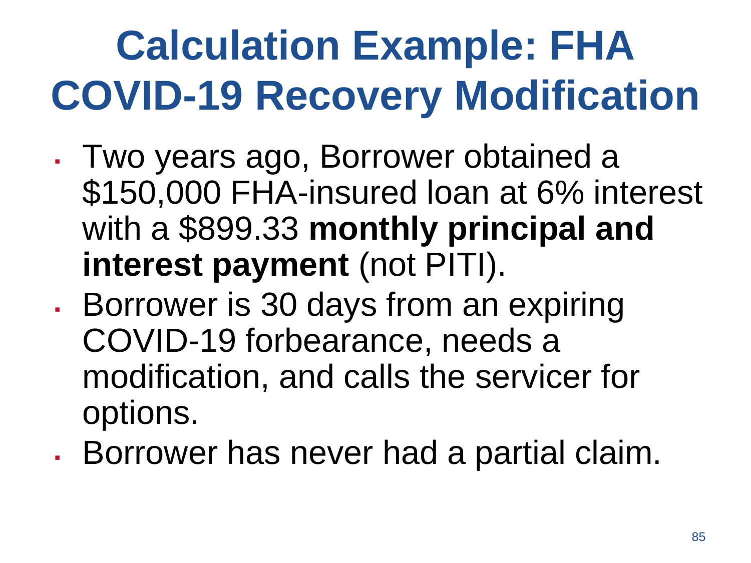# Calculation Example: FHA COVID-19 Recovery Modification

- Two years ago, Borrower obtained a $150,000 FHA-insured loan at 6% interest with a $899.33 **monthly principal and interest payment** (not PITI).
- Borrower is 30 days from an expiring COVID-19 forbearance, needs a modification, and calls the servicer for options.
- Borrower has never had a partial claim.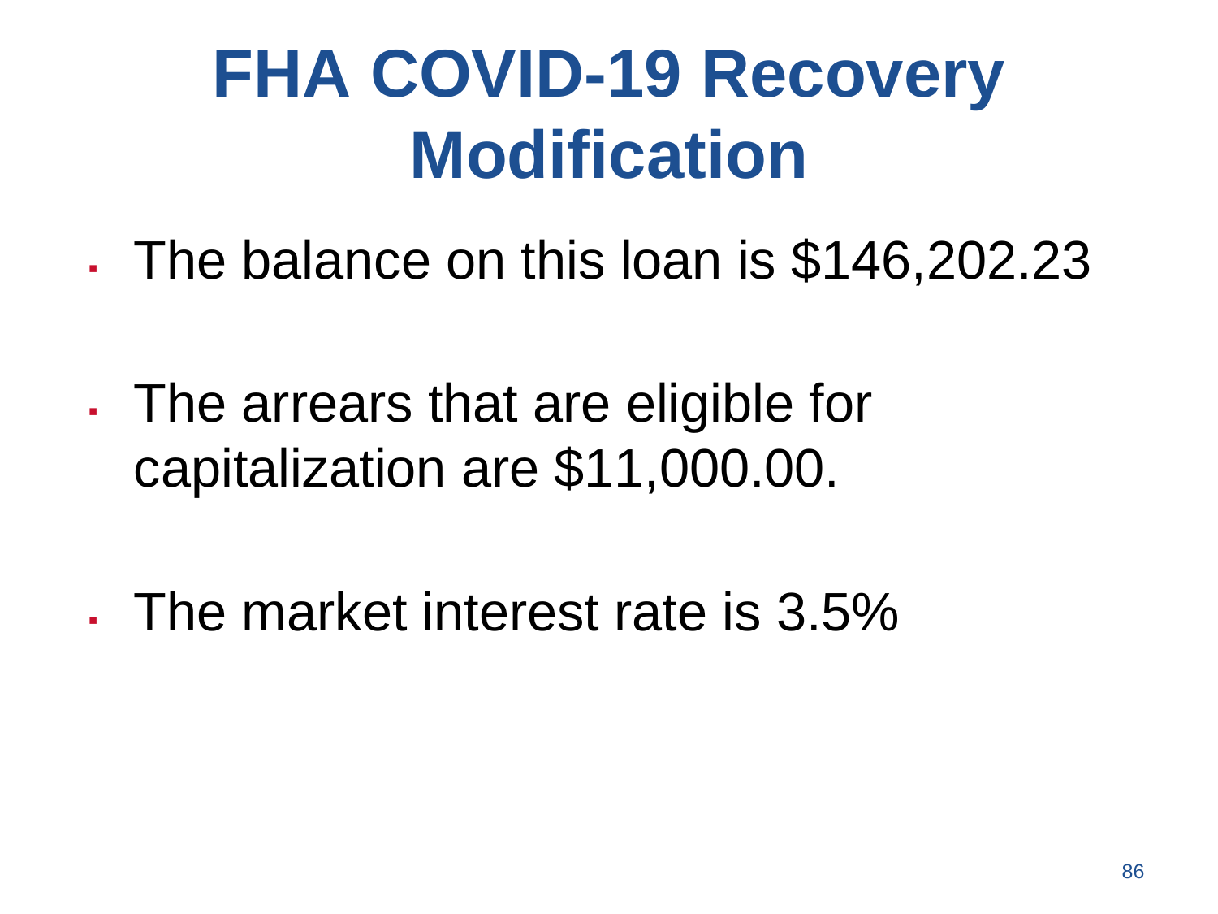# FHA COVID-19 Recovery Modification

- The balance on this loan is $146,202.23
- The arrears that are eligible for capitalization are $11,000.00.
- The market interest rate is 3.5%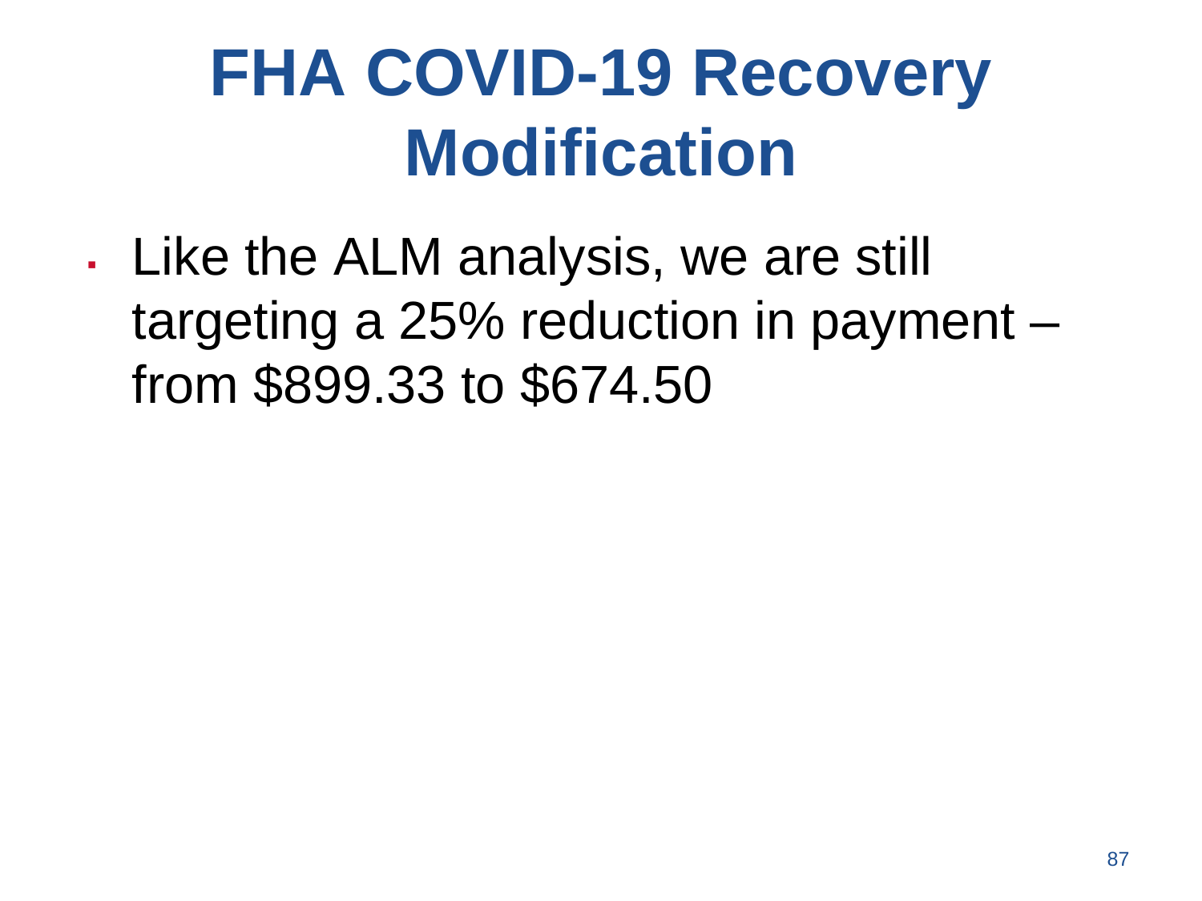# FHA COVID-19 Recovery Modification

- Like the ALM analysis, we are still targeting a 25% reduction in payment – from $899.33 to $674.50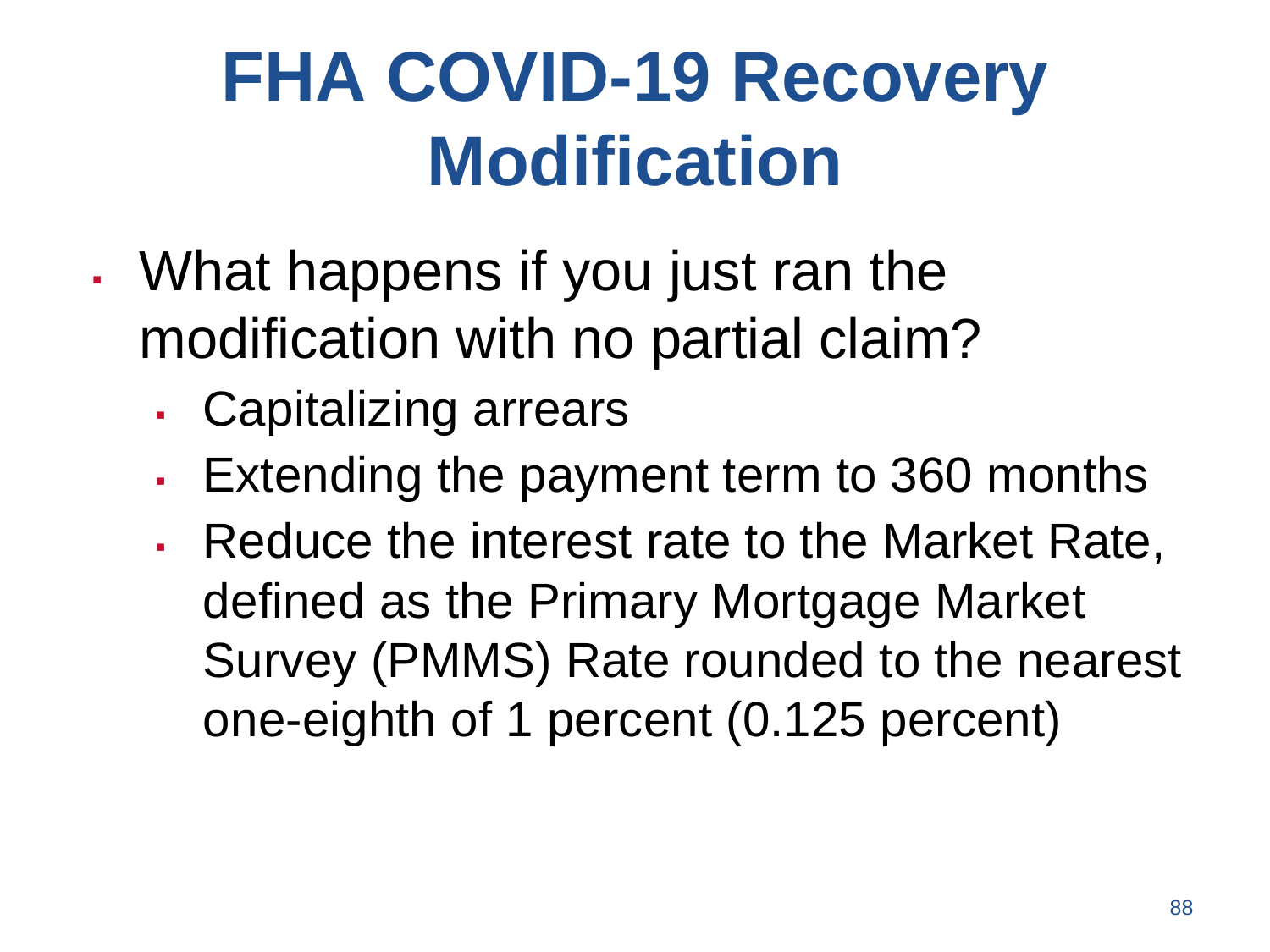# FHA COVID-19 Recovery Modification

- What happens if you just ran the modification with no partial claim?
  - Capitalizing arrears
  - Extending the payment term to 360 months
  - Reduce the interest rate to the Market Rate, defined as the Primary Mortgage Market Survey (PMMS) Rate rounded to the nearest one-eighth of 1 percent (0.125 percent)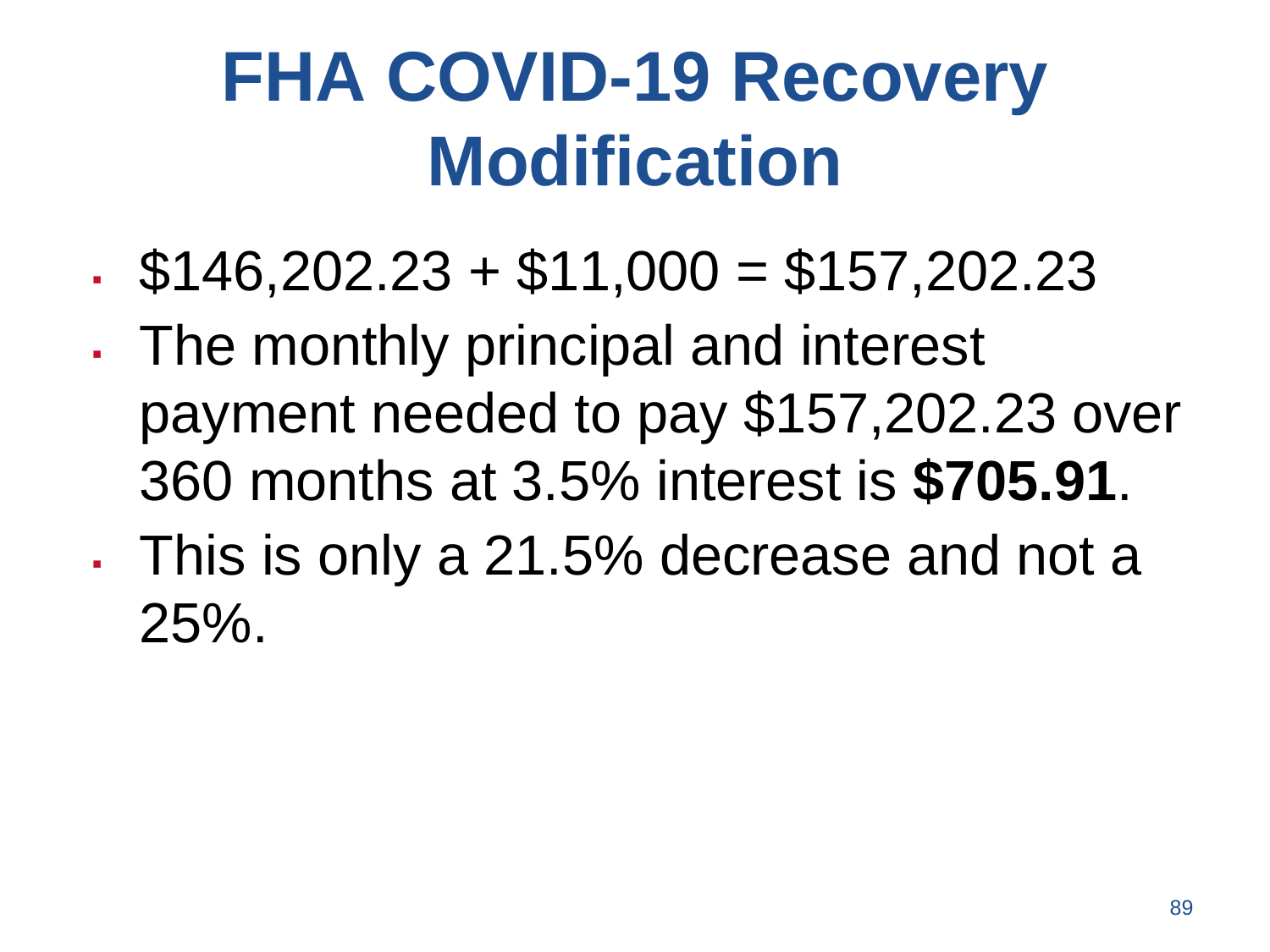# FHA COVID-19 Recovery Modification

- $146,202.23 + $11,000 = $157,202.23
- The monthly principal and interest payment needed to pay $157,202.23 over 360 months at 3.5% interest is **$705.91**.
- This is only a 21.5% decrease and not a 25%.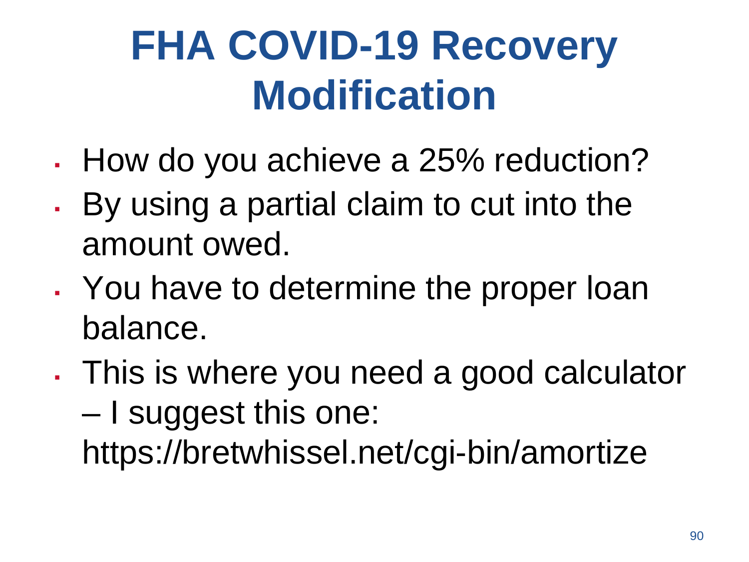# FHA COVID-19 Recovery Modification

- How do you achieve a 25% reduction?
- By using a partial claim to cut into the amount owed.
- You have to determine the proper loan balance.
- This is where you need a good calculator – I suggest this one: https://bretwhissel.net/cgi-bin/amortize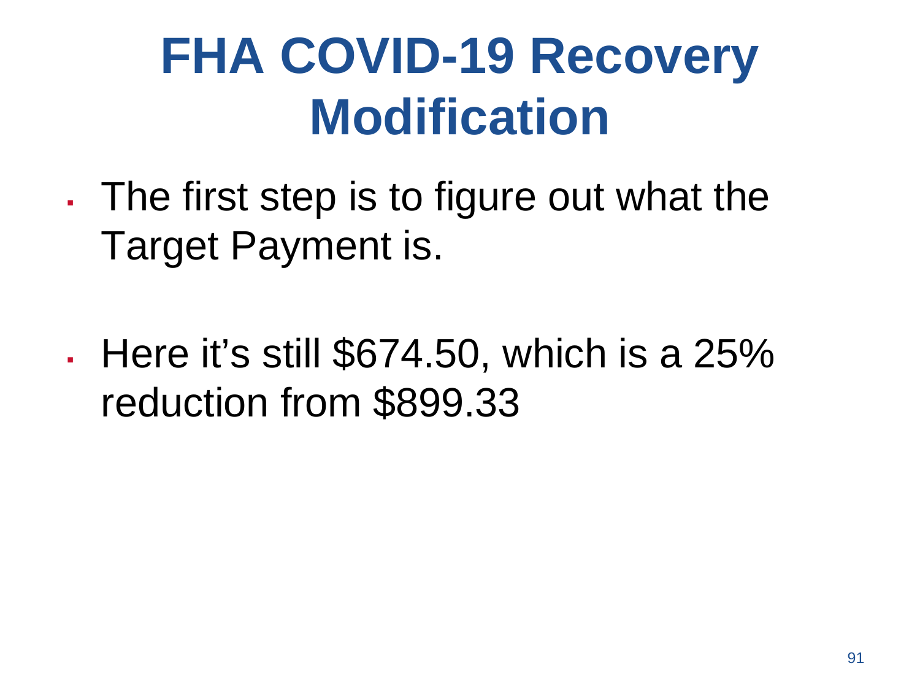# FHA COVID-19 Recovery Modification

- The first step is to figure out what the Target Payment is.

- Here it's still $674.50, which is a 25% reduction from $899.33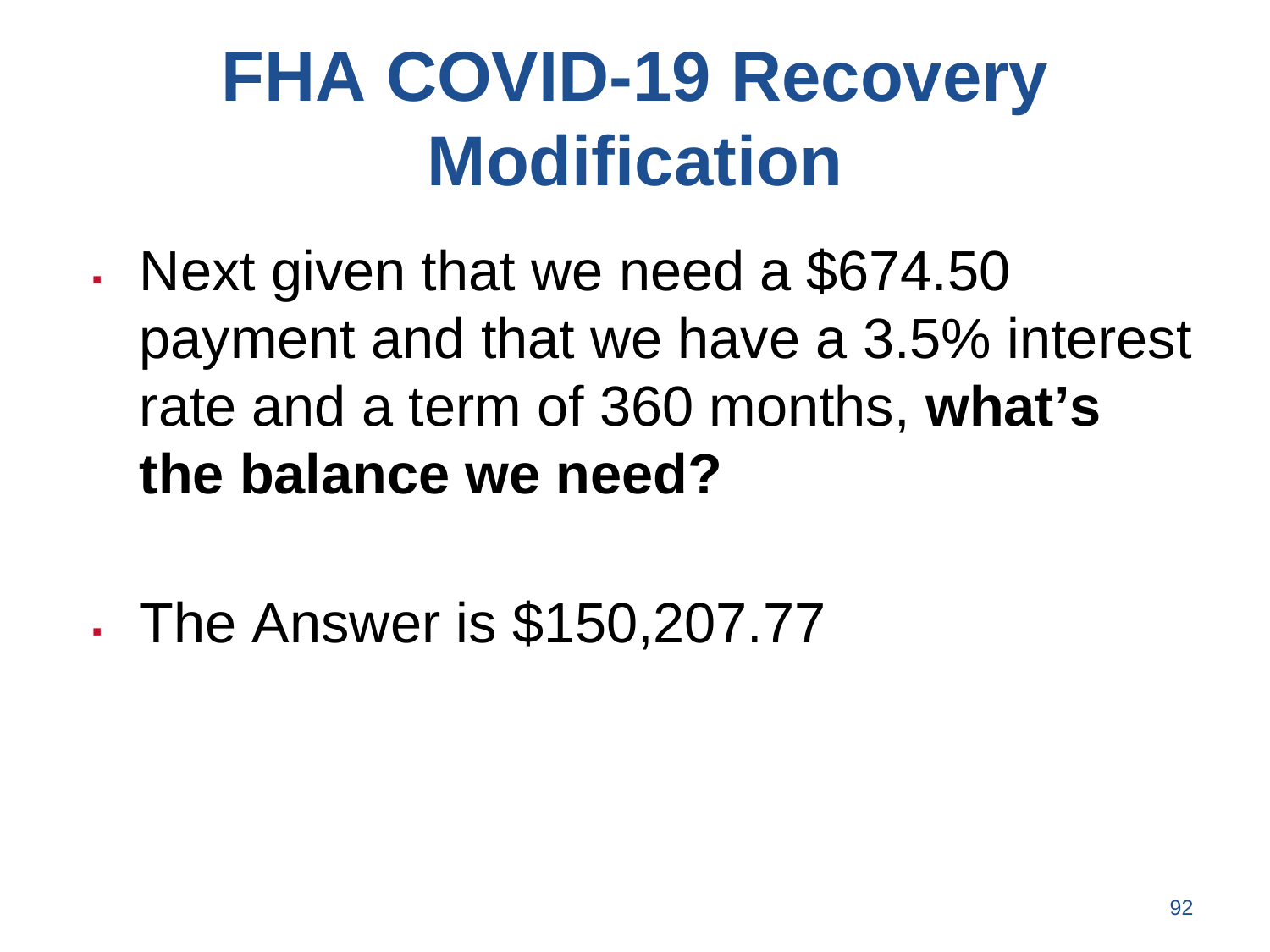# FHA COVID-19 Recovery Modification

- Next given that we need a $674.50 payment and that we have a 3.5% interest rate and a term of 360 months, **what's the balance we need?**

- The Answer is $150,207.77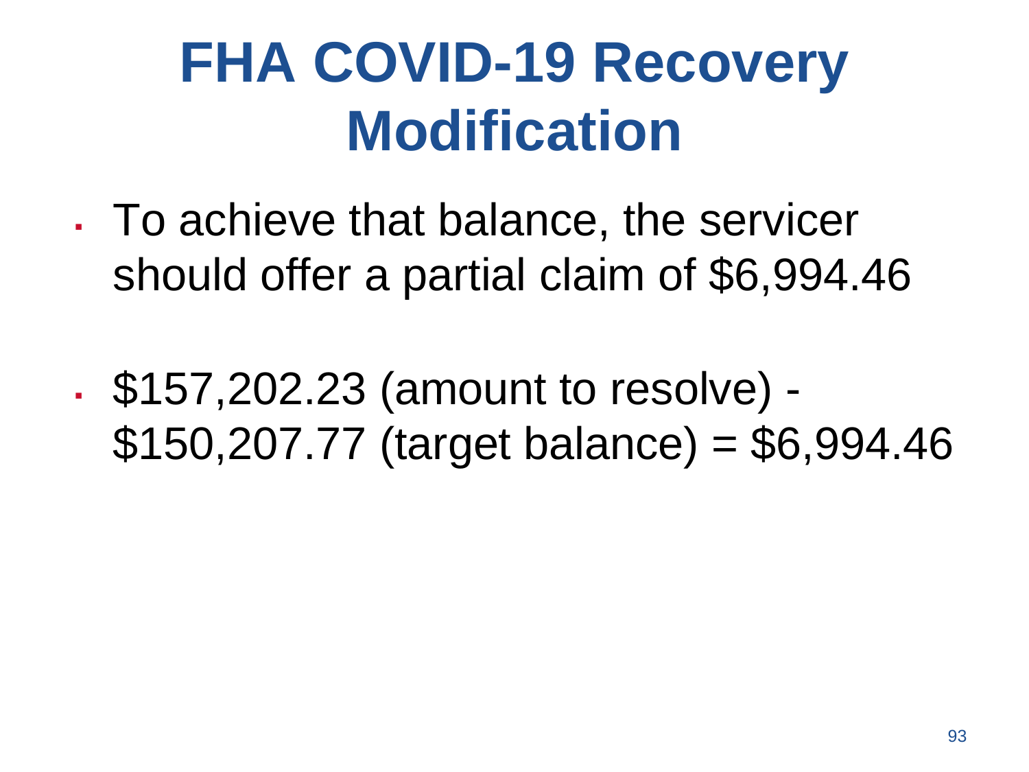# FHA COVID-19 Recovery Modification

- To achieve that balance, the servicer should offer a partial claim of $6,994.46
- $157,202.23 (amount to resolve) - $150,207.77 (target balance) = $6,994.46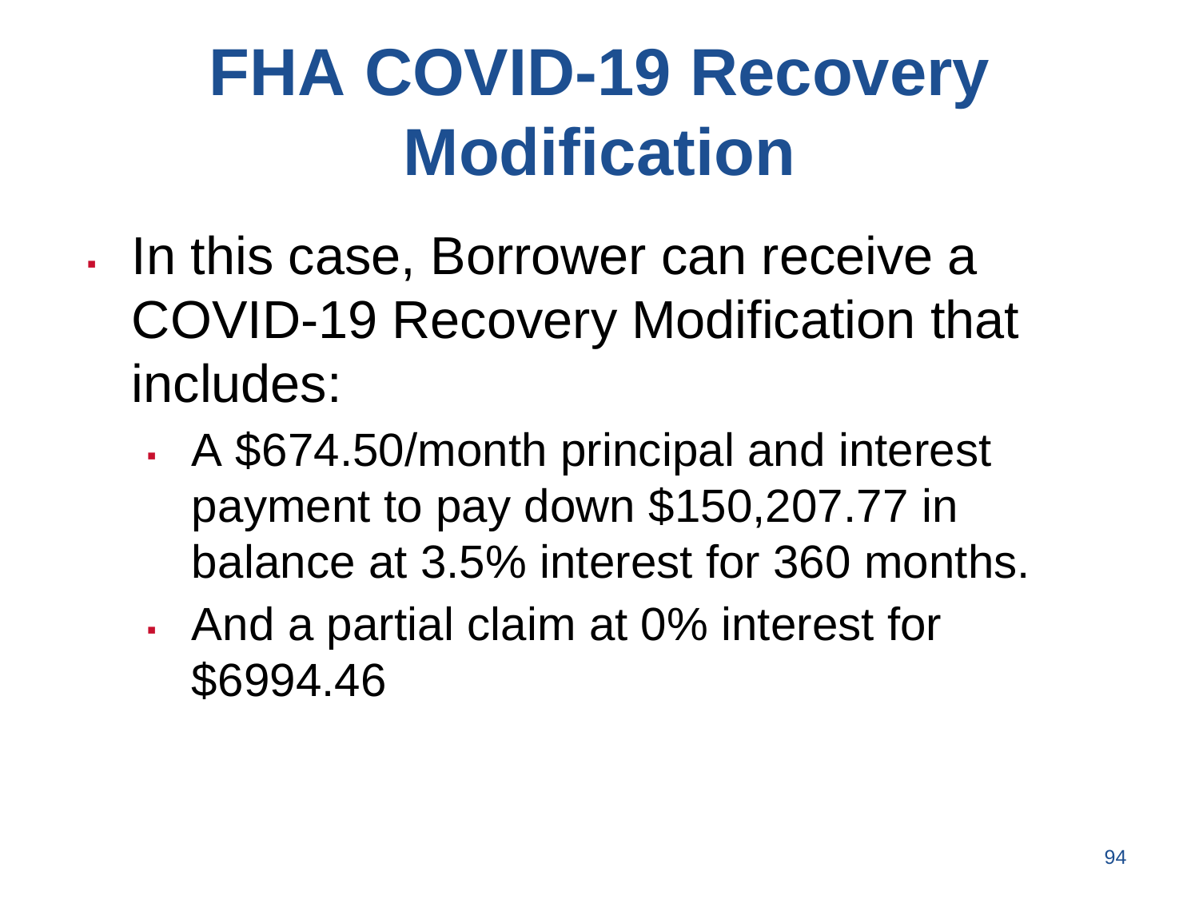# FHA COVID-19 Recovery Modification

- In this case, Borrower can receive a COVID-19 Recovery Modification that includes:
  - A $674.50/month principal and interest payment to pay down $150,207.77 in balance at 3.5% interest for 360 months.
  - And a partial claim at 0% interest for $6994.46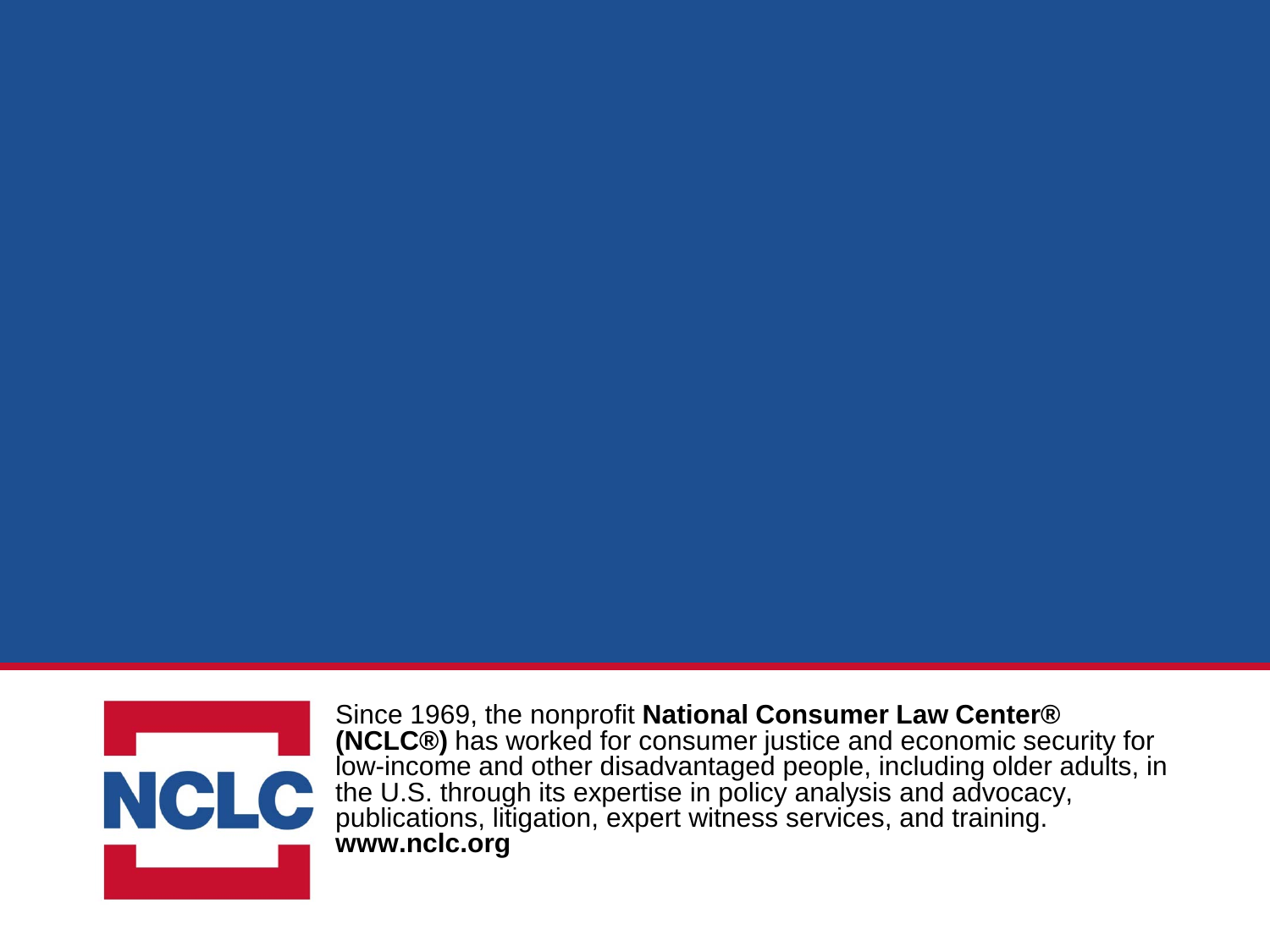NCLC

Since 1969, the nonprofit **National Consumer Law Center® (NCLC®)** has worked for consumer justice and economic security for low-income and other disadvantaged people, including older adults, in the U.S. through its expertise in policy analysis and advocacy, publications, litigation, expert witness services, and training.
**www.nclc.org**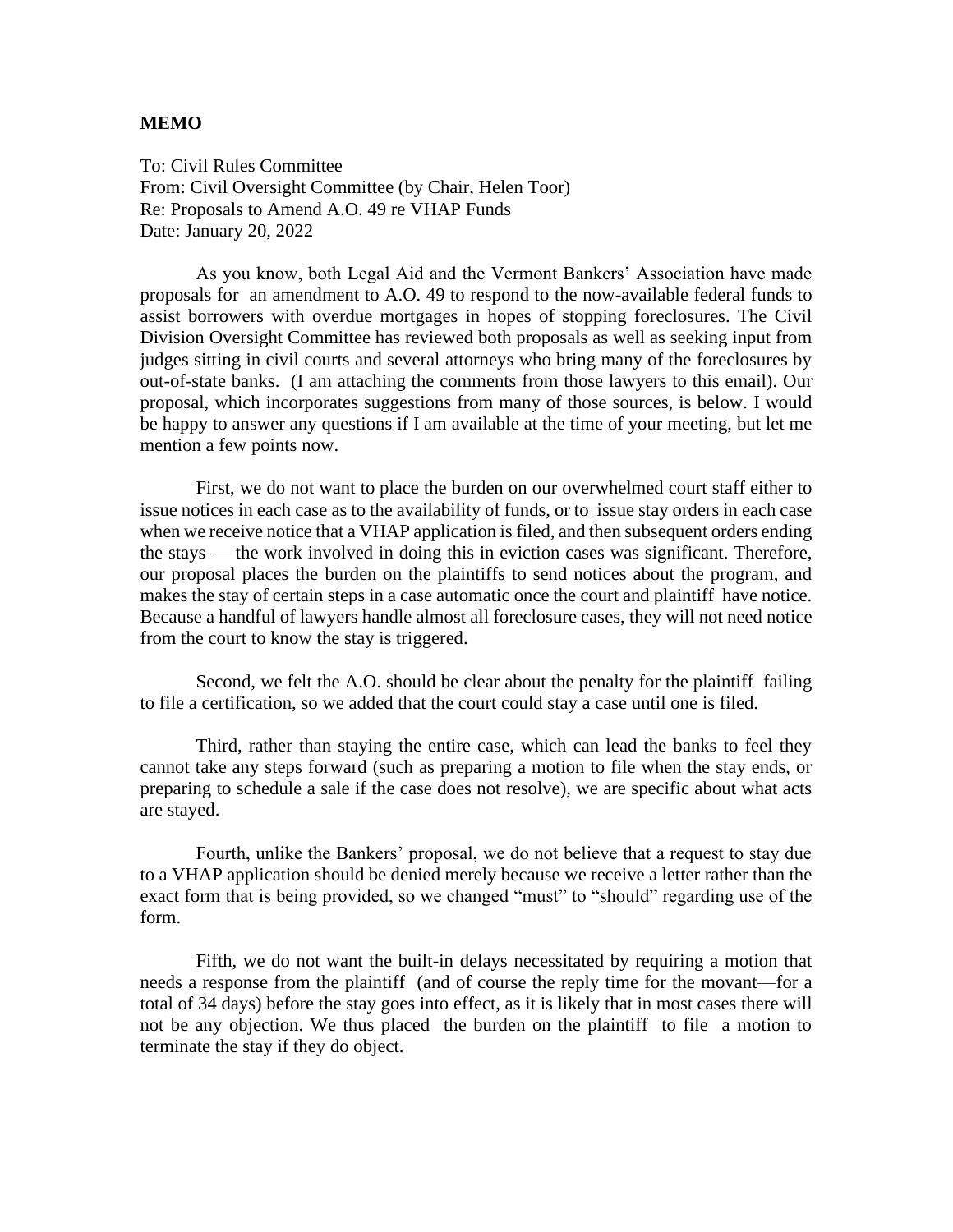**MEMO**

To: Civil Rules Committee
From: Civil Oversight Committee (by Chair, Helen Toor)
Re: Proposals to Amend A.O. 49 re VHAP Funds
Date: January 20, 2022

As you know, both Legal Aid and the Vermont Bankers' Association have made proposals for an amendment to A.O. 49 to respond to the now-available federal funds to assist borrowers with overdue mortgages in hopes of stopping foreclosures. The Civil Division Oversight Committee has reviewed both proposals as well as seeking input from judges sitting in civil courts and several attorneys who bring many of the foreclosures by out-of-state banks. (I am attaching the comments from those lawyers to this email). Our proposal, which incorporates suggestions from many of those sources, is below. I would be happy to answer any questions if I am available at the time of your meeting, but let me mention a few points now.

First, we do not want to place the burden on our overwhelmed court staff either to issue notices in each case as to the availability of funds, or to issue stay orders in each case when we receive notice that a VHAP application is filed, and then subsequent orders ending the stays — the work involved in doing this in eviction cases was significant. Therefore, our proposal places the burden on the plaintiffs to send notices about the program, and makes the stay of certain steps in a case automatic once the court and plaintiff have notice. Because a handful of lawyers handle almost all foreclosure cases, they will not need notice from the court to know the stay is triggered.

Second, we felt the A.O. should be clear about the penalty for the plaintiff failing to file a certification, so we added that the court could stay a case until one is filed.

Third, rather than staying the entire case, which can lead the banks to feel they cannot take any steps forward (such as preparing a motion to file when the stay ends, or preparing to schedule a sale if the case does not resolve), we are specific about what acts are stayed.

Fourth, unlike the Bankers' proposal, we do not believe that a request to stay due to a VHAP application should be denied merely because we receive a letter rather than the exact form that is being provided, so we changed "must" to "should" regarding use of the form.

Fifth, we do not want the built-in delays necessitated by requiring a motion that needs a response from the plaintiff (and of course the reply time for the movant—for a total of 34 days) before the stay goes into effect, as it is likely that in most cases there will not be any objection. We thus placed the burden on the plaintiff to file a motion to terminate the stay if they do object.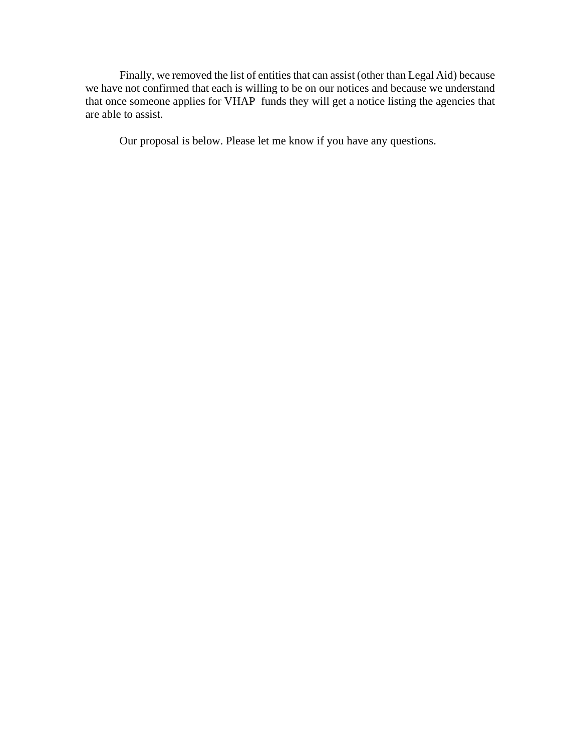Finally, we removed the list of entities that can assist (other than Legal Aid) because we have not confirmed that each is willing to be on our notices and because we understand that once someone applies for VHAP funds they will get a notice listing the agencies that are able to assist.

Our proposal is below. Please let me know if you have any questions.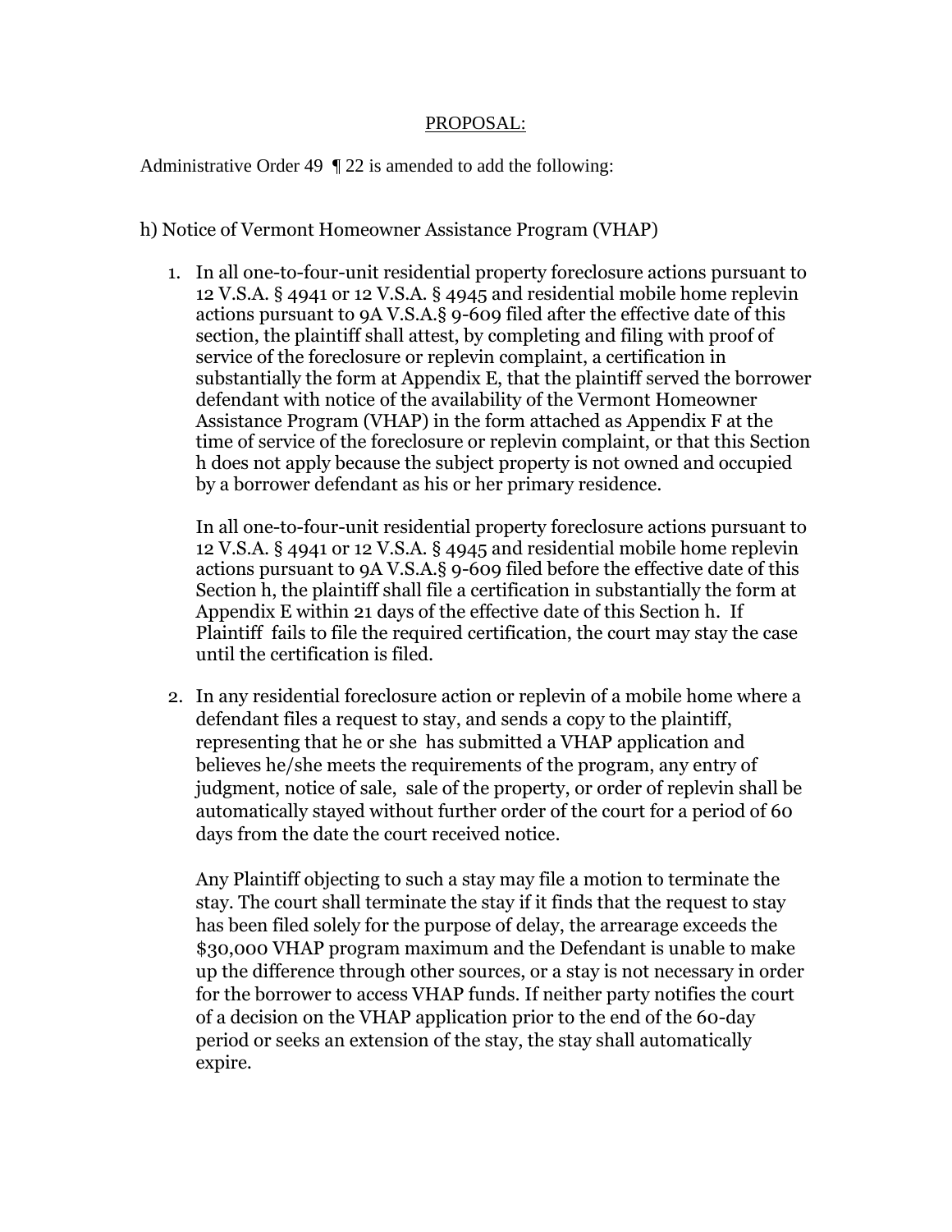PROPOSAL:

Administrative Order 49 ¶ 22 is amended to add the following:

h) Notice of Vermont Homeowner Assistance Program (VHAP)

1. In all one-to-four-unit residential property foreclosure actions pursuant to 12 V.S.A. § 4941 or 12 V.S.A. § 4945 and residential mobile home replevin actions pursuant to 9A V.S.A.§ 9-609 filed after the effective date of this section, the plaintiff shall attest, by completing and filing with proof of service of the foreclosure or replevin complaint, a certification in substantially the form at Appendix E, that the plaintiff served the borrower defendant with notice of the availability of the Vermont Homeowner Assistance Program (VHAP) in the form attached as Appendix F at the time of service of the foreclosure or replevin complaint, or that this Section h does not apply because the subject property is not owned and occupied by a borrower defendant as his or her primary residence.

   In all one-to-four-unit residential property foreclosure actions pursuant to 12 V.S.A. § 4941 or 12 V.S.A. § 4945 and residential mobile home replevin actions pursuant to 9A V.S.A.§ 9-609 filed before the effective date of this Section h, the plaintiff shall file a certification in substantially the form at Appendix E within 21 days of the effective date of this Section h. If Plaintiff fails to file the required certification, the court may stay the case until the certification is filed.

2. In any residential foreclosure action or replevin of a mobile home where a defendant files a request to stay, and sends a copy to the plaintiff, representing that he or she has submitted a VHAP application and believes he/she meets the requirements of the program, any entry of judgment, notice of sale, sale of the property, or order of replevin shall be automatically stayed without further order of the court for a period of 60 days from the date the court received notice.

   Any Plaintiff objecting to such a stay may file a motion to terminate the stay. The court shall terminate the stay if it finds that the request to stay has been filed solely for the purpose of delay, the arrearage exceeds the $30,000 VHAP program maximum and the Defendant is unable to make up the difference through other sources, or a stay is not necessary in order for the borrower to access VHAP funds. If neither party notifies the court of a decision on the VHAP application prior to the end of the 60-day period or seeks an extension of the stay, the stay shall automatically expire.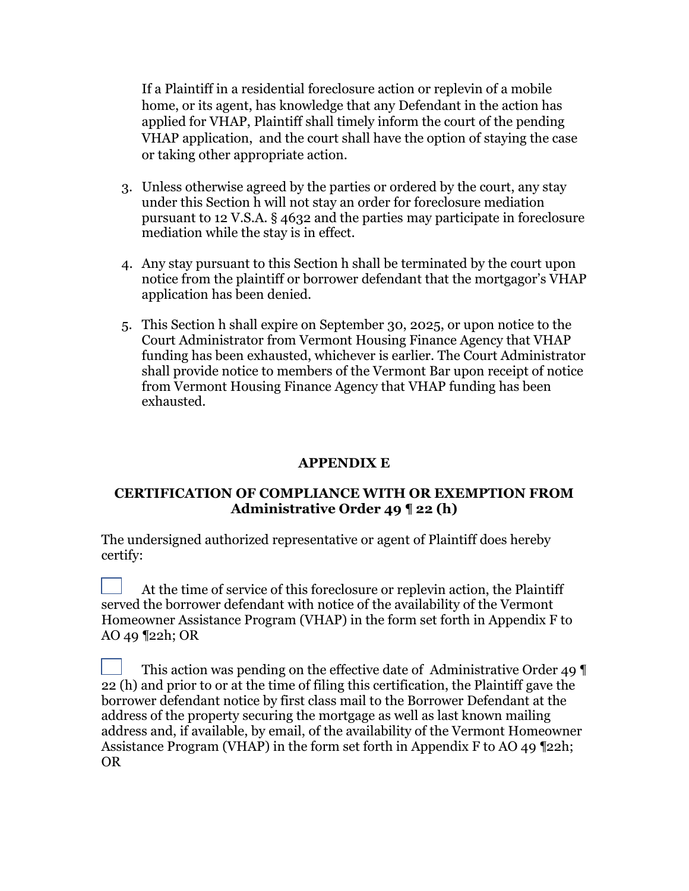If a Plaintiff in a residential foreclosure action or replevin of a mobile home, or its agent, has knowledge that any Defendant in the action has applied for VHAP, Plaintiff shall timely inform the court of the pending VHAP application, and the court shall have the option of staying the case or taking other appropriate action.

3. Unless otherwise agreed by the parties or ordered by the court, any stay under this Section h will not stay an order for foreclosure mediation pursuant to 12 V.S.A. § 4632 and the parties may participate in foreclosure mediation while the stay is in effect.

4. Any stay pursuant to this Section h shall be terminated by the court upon notice from the plaintiff or borrower defendant that the mortgagor's VHAP application has been denied.

5. This Section h shall expire on September 30, 2025, or upon notice to the Court Administrator from Vermont Housing Finance Agency that VHAP funding has been exhausted, whichever is earlier. The Court Administrator shall provide notice to members of the Vermont Bar upon receipt of notice from Vermont Housing Finance Agency that VHAP funding has been exhausted.

## APPENDIX E

### CERTIFICATION OF COMPLIANCE WITH OR EXEMPTION FROM Administrative Order 49 ¶ 22 (h)

The undersigned authorized representative or agent of Plaintiff does hereby certify:

☐ At the time of service of this foreclosure or replevin action, the Plaintiff served the borrower defendant with notice of the availability of the Vermont Homeowner Assistance Program (VHAP) in the form set forth in Appendix F to AO 49 ¶22h; OR

☐ This action was pending on the effective date of Administrative Order 49 ¶ 22 (h) and prior to or at the time of filing this certification, the Plaintiff gave the borrower defendant notice by first class mail to the Borrower Defendant at the address of the property securing the mortgage as well as last known mailing address and, if available, by email, of the availability of the Vermont Homeowner Assistance Program (VHAP) in the form set forth in Appendix F to AO 49 ¶22h; OR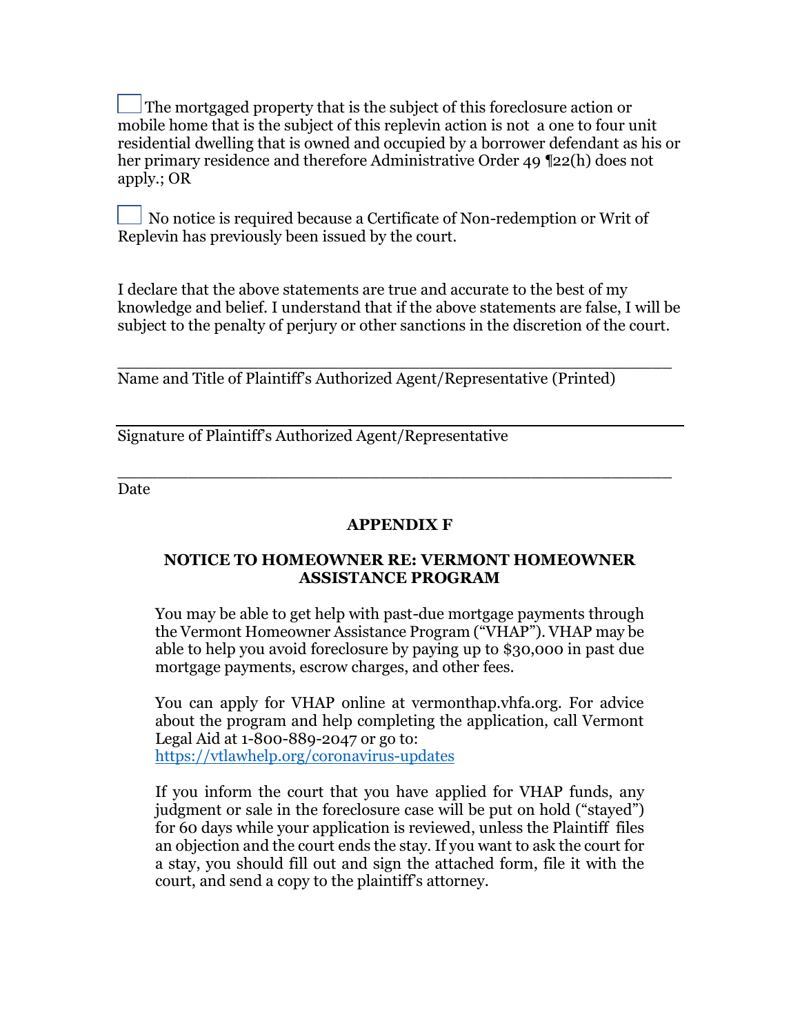☐ The mortgaged property that is the subject of this foreclosure action or mobile home that is the subject of this replevin action is not a one to four unit residential dwelling that is owned and occupied by a borrower defendant as his or her primary residence and therefore Administrative Order 49 ¶22(h) does not apply.; OR

☐ No notice is required because a Certificate of Non-redemption or Writ of Replevin has previously been issued by the court.

I declare that the above statements are true and accurate to the best of my knowledge and belief. I understand that if the above statements are false, I will be subject to the penalty of perjury or other sanctions in the discretion of the court.

\_\_\_\_\_\_\_\_\_\_\_\_\_\_\_\_\_\_\_\_\_\_\_\_\_\_\_\_\_\_\_\_\_\_\_\_\_\_\_\_\_\_\_\_\_\_\_\_\_\_\_\_
Name and Title of Plaintiff's Authorized Agent/Representative (Printed)

\_\_\_\_\_\_\_\_\_\_\_\_\_\_\_\_\_\_\_\_\_\_\_\_\_\_\_\_\_\_\_\_\_\_\_\_\_\_\_\_\_\_\_\_\_\_\_\_\_\_\_\_
Signature of Plaintiff's Authorized Agent/Representative

\_\_\_\_\_\_\_\_\_\_\_\_\_\_\_\_\_\_\_\_\_\_\_\_\_\_\_\_\_\_\_\_\_\_\_\_\_\_\_\_\_\_\_\_\_\_\_\_\_\_\_\_
Date

## APPENDIX F

## NOTICE TO HOMEOWNER RE: VERMONT HOMEOWNER ASSISTANCE PROGRAM

You may be able to get help with past-due mortgage payments through the Vermont Homeowner Assistance Program ("VHAP"). VHAP may be able to help you avoid foreclosure by paying up to $30,000 in past due mortgage payments, escrow charges, and other fees.

You can apply for VHAP online at vermonthap.vhfa.org. For advice about the program and help completing the application, call Vermont Legal Aid at 1-800-889-2047 or go to: https://vtlawhelp.org/coronavirus-updates

If you inform the court that you have applied for VHAP funds, any judgment or sale in the foreclosure case will be put on hold ("stayed") for 60 days while your application is reviewed, unless the Plaintiff files an objection and the court ends the stay. If you want to ask the court for a stay, you should fill out and sign the attached form, file it with the court, and send a copy to the plaintiff's attorney.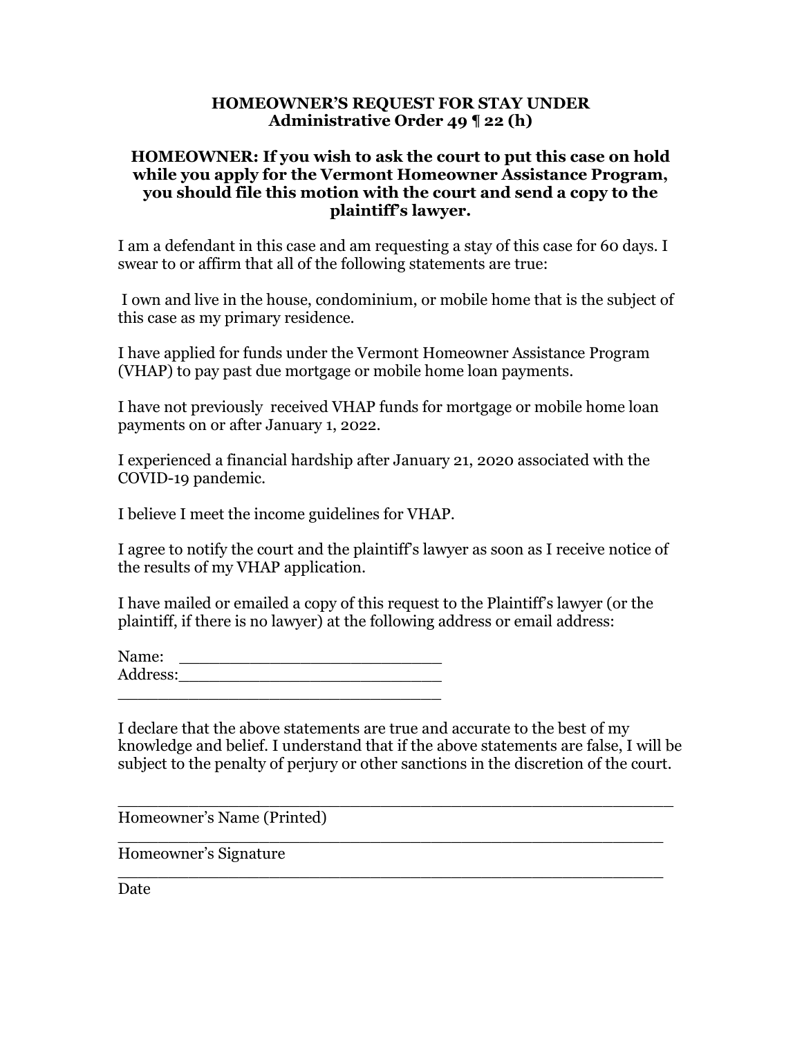**HOMEOWNER'S REQUEST FOR STAY UNDER**
**Administrative Order 49 ¶ 22 (h)**

**HOMEOWNER: If you wish to ask the court to put this case on hold while you apply for the Vermont Homeowner Assistance Program, you should file this motion with the court and send a copy to the plaintiff's lawyer.**

I am a defendant in this case and am requesting a stay of this case for 60 days. I swear to or affirm that all of the following statements are true:

I own and live in the house, condominium, or mobile home that is the subject of this case as my primary residence.

I have applied for funds under the Vermont Homeowner Assistance Program (VHAP) to pay past due mortgage or mobile home loan payments.

I have not previously received VHAP funds for mortgage or mobile home loan payments on or after January 1, 2022.

I experienced a financial hardship after January 21, 2020 associated with the COVID-19 pandemic.

I believe I meet the income guidelines for VHAP.

I agree to notify the court and the plaintiff's lawyer as soon as I receive notice of the results of my VHAP application.

I have mailed or emailed a copy of this request to the Plaintiff's lawyer (or the plaintiff, if there is no lawyer) at the following address or email address:

Name: ___________________________
Address:___________________________
_________________________________

I declare that the above statements are true and accurate to the best of my knowledge and belief. I understand that if the above statements are false, I will be subject to the penalty of perjury or other sanctions in the discretion of the court.

_____________________________________________________
Homeowner's Name (Printed)

_____________________________________________________
Homeowner's Signature

_____________________________________________________
Date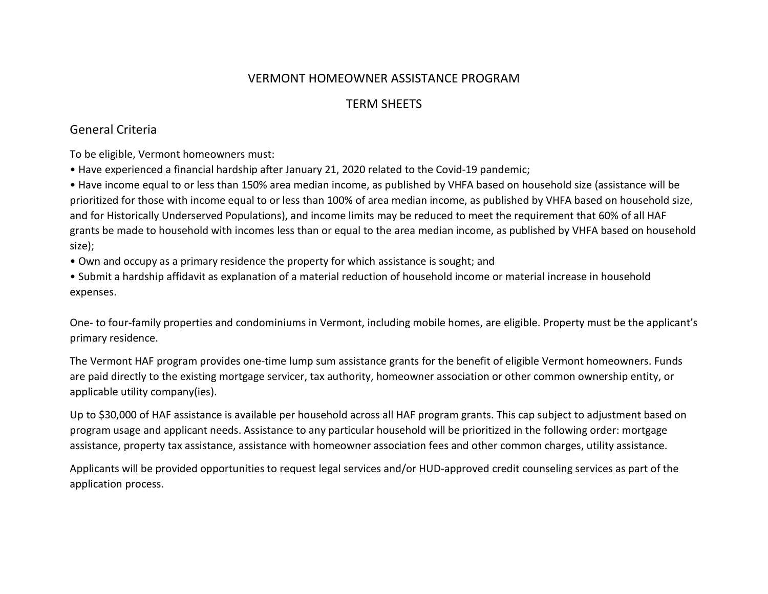# VERMONT HOMEOWNER ASSISTANCE PROGRAM

# TERM SHEETS

## General Criteria

To be eligible, Vermont homeowners must:

- Have experienced a financial hardship after January 21, 2020 related to the Covid-19 pandemic;
- Have income equal to or less than 150% area median income, as published by VHFA based on household size (assistance will be prioritized for those with income equal to or less than 100% of area median income, as published by VHFA based on household size, and for Historically Underserved Populations), and income limits may be reduced to meet the requirement that 60% of all HAF grants be made to household with incomes less than or equal to the area median income, as published by VHFA based on household size);
- Own and occupy as a primary residence the property for which assistance is sought; and
- Submit a hardship affidavit as explanation of a material reduction of household income or material increase in household expenses.

One- to four-family properties and condominiums in Vermont, including mobile homes, are eligible. Property must be the applicant's primary residence.

The Vermont HAF program provides one-time lump sum assistance grants for the benefit of eligible Vermont homeowners. Funds are paid directly to the existing mortgage servicer, tax authority, homeowner association or other common ownership entity, or applicable utility company(ies).

Up to $30,000 of HAF assistance is available per household across all HAF program grants. This cap subject to adjustment based on program usage and applicant needs. Assistance to any particular household will be prioritized in the following order: mortgage assistance, property tax assistance, assistance with homeowner association fees and other common charges, utility assistance.

Applicants will be provided opportunities to request legal services and/or HUD-approved credit counseling services as part of the application process.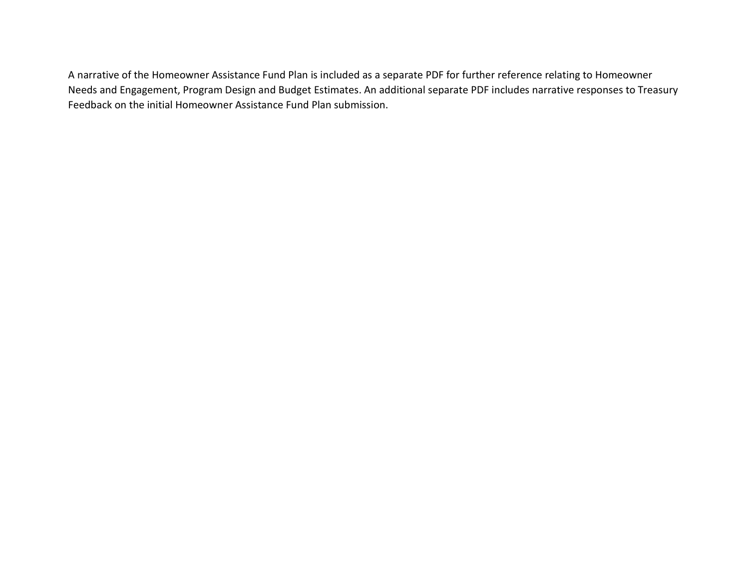A narrative of the Homeowner Assistance Fund Plan is included as a separate PDF for further reference relating to Homeowner Needs and Engagement, Program Design and Budget Estimates. An additional separate PDF includes narrative responses to Treasury Feedback on the initial Homeowner Assistance Fund Plan submission.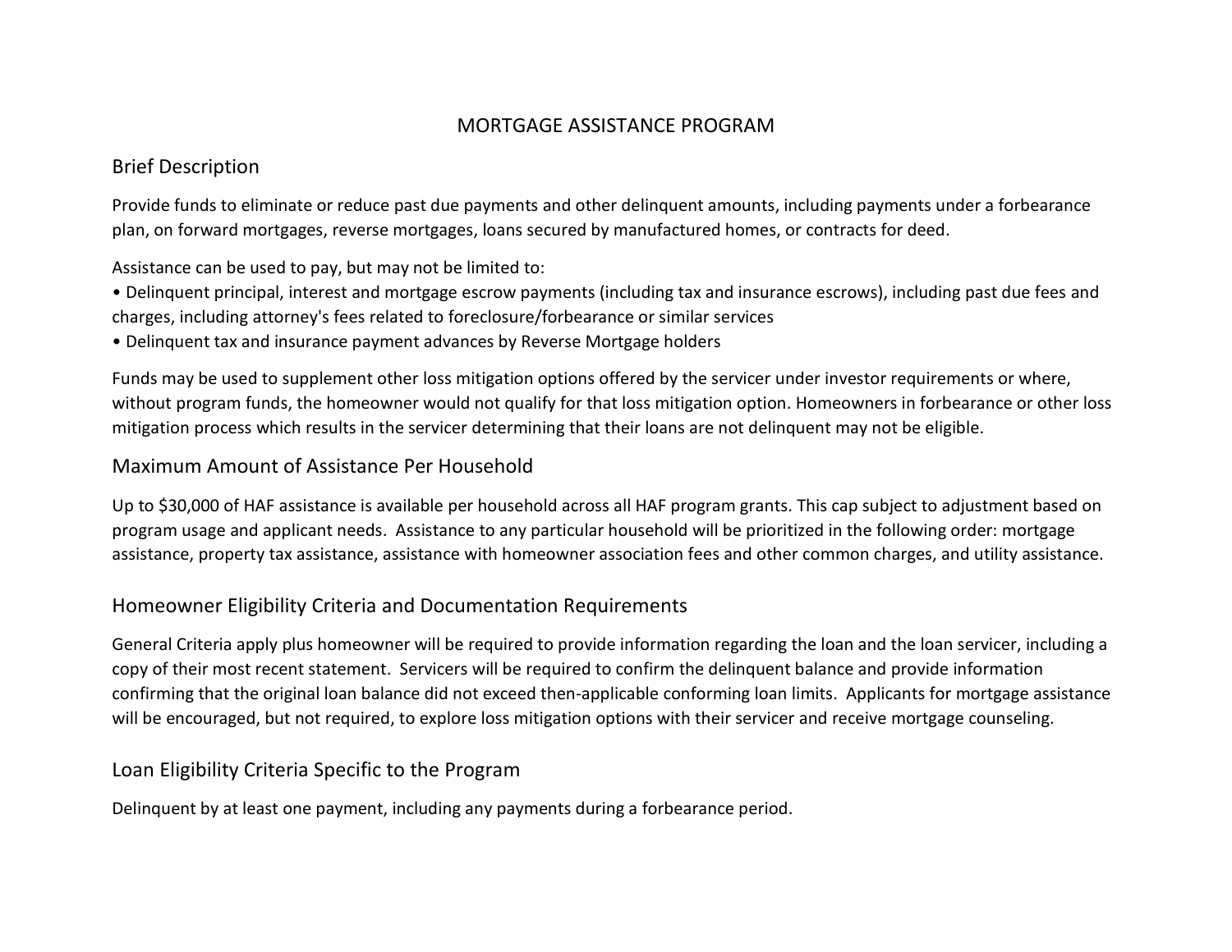# MORTGAGE ASSISTANCE PROGRAM

## Brief Description

Provide funds to eliminate or reduce past due payments and other delinquent amounts, including payments under a forbearance plan, on forward mortgages, reverse mortgages, loans secured by manufactured homes, or contracts for deed.

Assistance can be used to pay, but may not be limited to:

- Delinquent principal, interest and mortgage escrow payments (including tax and insurance escrows), including past due fees and charges, including attorney's fees related to foreclosure/forbearance or similar services
- Delinquent tax and insurance payment advances by Reverse Mortgage holders

Funds may be used to supplement other loss mitigation options offered by the servicer under investor requirements or where, without program funds, the homeowner would not qualify for that loss mitigation option. Homeowners in forbearance or other loss mitigation process which results in the servicer determining that their loans are not delinquent may not be eligible.

## Maximum Amount of Assistance Per Household

Up to $30,000 of HAF assistance is available per household across all HAF program grants. This cap subject to adjustment based on program usage and applicant needs. Assistance to any particular household will be prioritized in the following order: mortgage assistance, property tax assistance, assistance with homeowner association fees and other common charges, and utility assistance.

## Homeowner Eligibility Criteria and Documentation Requirements

General Criteria apply plus homeowner will be required to provide information regarding the loan and the loan servicer, including a copy of their most recent statement. Servicers will be required to confirm the delinquent balance and provide information confirming that the original loan balance did not exceed then-applicable conforming loan limits. Applicants for mortgage assistance will be encouraged, but not required, to explore loss mitigation options with their servicer and receive mortgage counseling.

## Loan Eligibility Criteria Specific to the Program

Delinquent by at least one payment, including any payments during a forbearance period.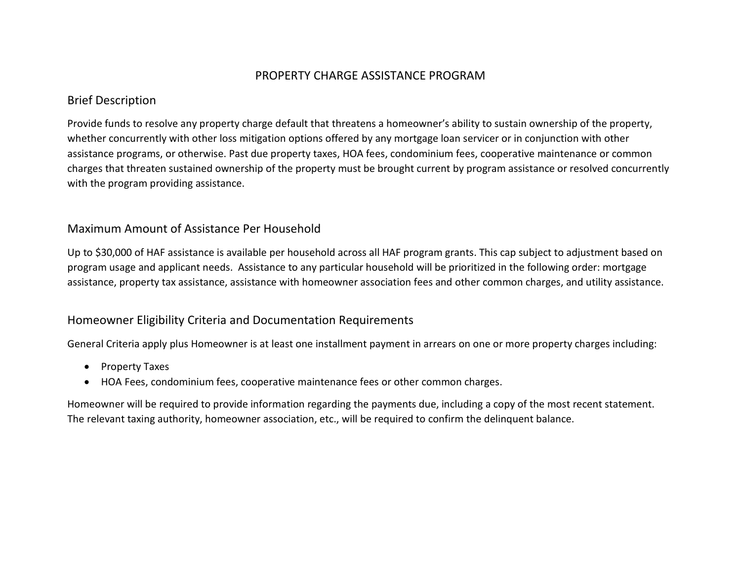# PROPERTY CHARGE ASSISTANCE PROGRAM

## Brief Description

Provide funds to resolve any property charge default that threatens a homeowner's ability to sustain ownership of the property, whether concurrently with other loss mitigation options offered by any mortgage loan servicer or in conjunction with other assistance programs, or otherwise. Past due property taxes, HOA fees, condominium fees, cooperative maintenance or common charges that threaten sustained ownership of the property must be brought current by program assistance or resolved concurrently with the program providing assistance.

## Maximum Amount of Assistance Per Household

Up to $30,000 of HAF assistance is available per household across all HAF program grants. This cap subject to adjustment based on program usage and applicant needs. Assistance to any particular household will be prioritized in the following order: mortgage assistance, property tax assistance, assistance with homeowner association fees and other common charges, and utility assistance.

## Homeowner Eligibility Criteria and Documentation Requirements

General Criteria apply plus Homeowner is at least one installment payment in arrears on one or more property charges including:

- Property Taxes
- HOA Fees, condominium fees, cooperative maintenance fees or other common charges.

Homeowner will be required to provide information regarding the payments due, including a copy of the most recent statement. The relevant taxing authority, homeowner association, etc., will be required to confirm the delinquent balance.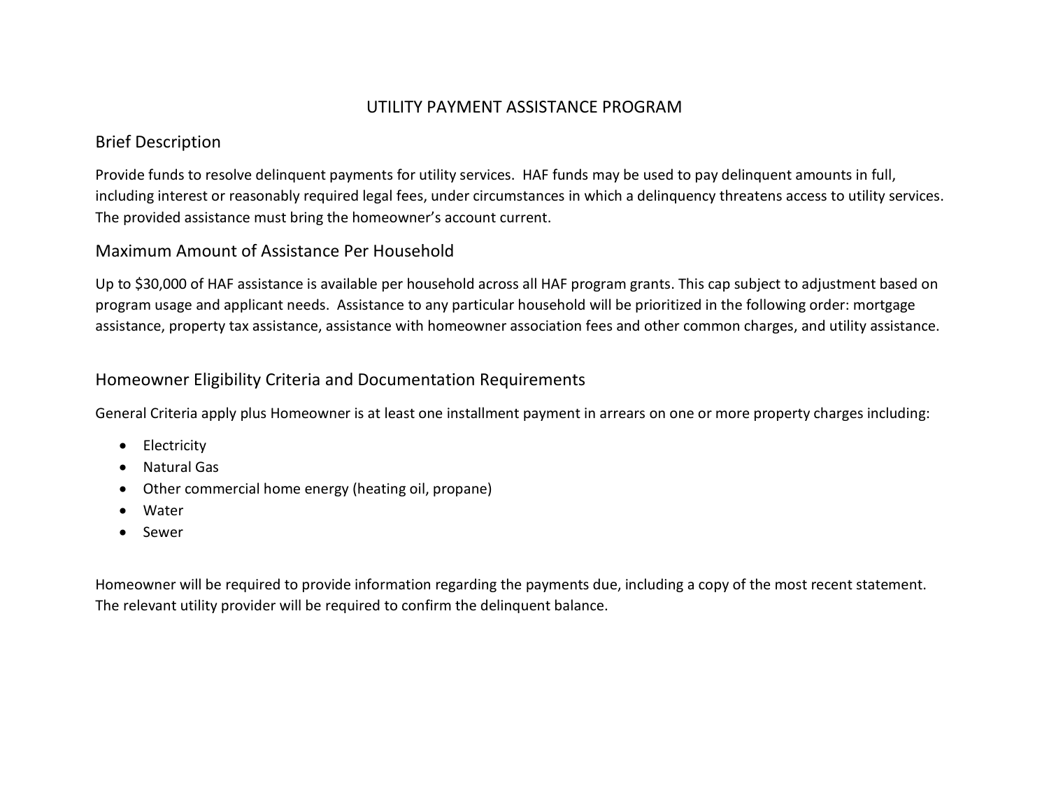# UTILITY PAYMENT ASSISTANCE PROGRAM

## Brief Description

Provide funds to resolve delinquent payments for utility services. HAF funds may be used to pay delinquent amounts in full, including interest or reasonably required legal fees, under circumstances in which a delinquency threatens access to utility services. The provided assistance must bring the homeowner's account current.

## Maximum Amount of Assistance Per Household

Up to $30,000 of HAF assistance is available per household across all HAF program grants. This cap subject to adjustment based on program usage and applicant needs. Assistance to any particular household will be prioritized in the following order: mortgage assistance, property tax assistance, assistance with homeowner association fees and other common charges, and utility assistance.

## Homeowner Eligibility Criteria and Documentation Requirements

General Criteria apply plus Homeowner is at least one installment payment in arrears on one or more property charges including:

- Electricity
- Natural Gas
- Other commercial home energy (heating oil, propane)
- Water
- Sewer

Homeowner will be required to provide information regarding the payments due, including a copy of the most recent statement. The relevant utility provider will be required to confirm the delinquent balance.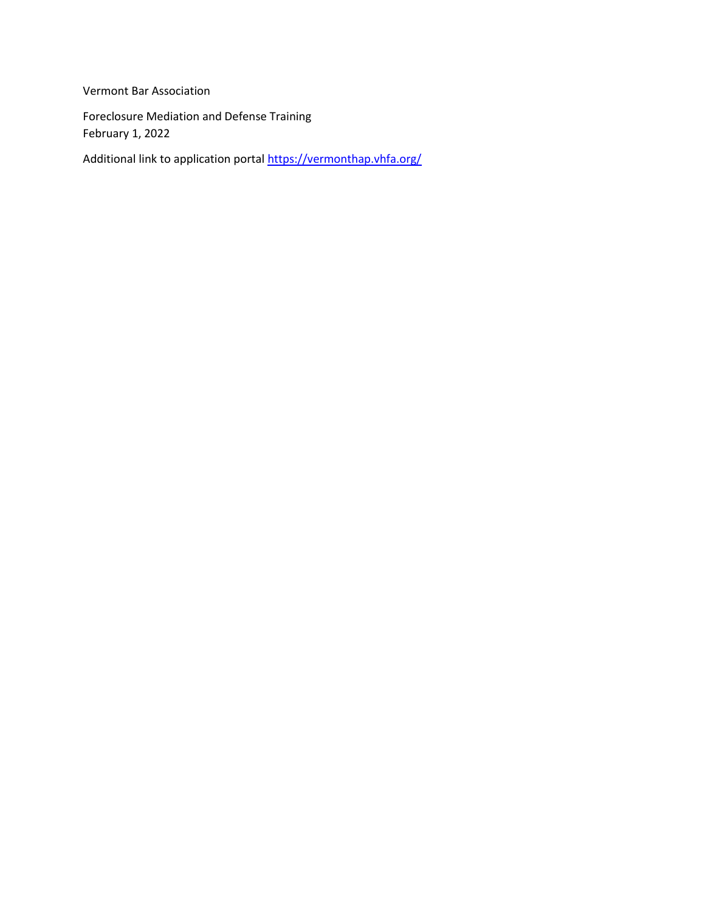Vermont Bar Association

Foreclosure Mediation and Defense Training
February 1, 2022

Additional link to application portal https://vermonthap.vhfa.org/